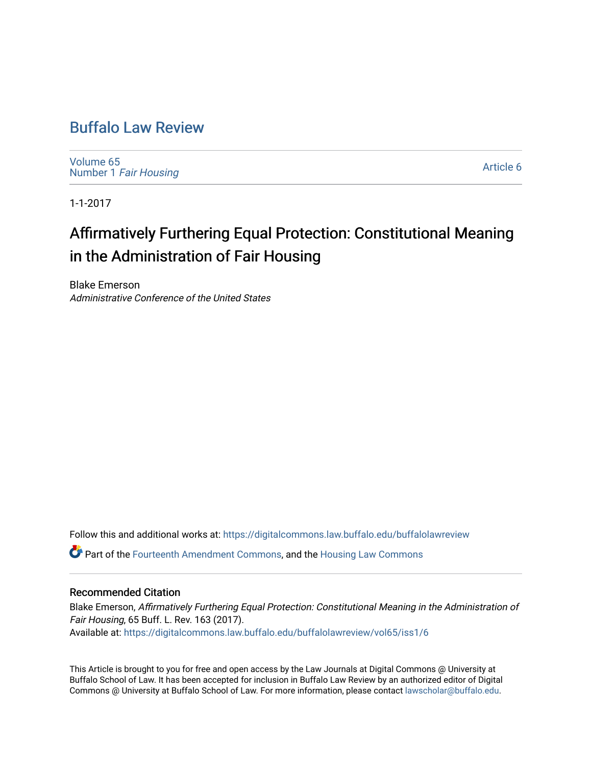# Buffalo Law Review

Volume 65
Number 1 *Fair Housing*

Article 6

1-1-2017

## Affirmatively Furthering Equal Protection: Constitutional Meaning in the Administration of Fair Housing

Blake Emerson
*Administrative Conference of the United States*

Follow this and additional works at: https://digitalcommons.law.buffalo.edu/buffalolawreview

Part of the Fourteenth Amendment Commons, and the Housing Law Commons

### Recommended Citation

Blake Emerson, *Affirmatively Furthering Equal Protection: Constitutional Meaning in the Administration of Fair Housing*, 65 Buff. L. Rev. 163 (2017).
Available at: https://digitalcommons.law.buffalo.edu/buffalolawreview/vol65/iss1/6

This Article is brought to you for free and open access by the Law Journals at Digital Commons @ University at Buffalo School of Law. It has been accepted for inclusion in Buffalo Law Review by an authorized editor of Digital Commons @ University at Buffalo School of Law. For more information, please contact lawscholar@buffalo.edu.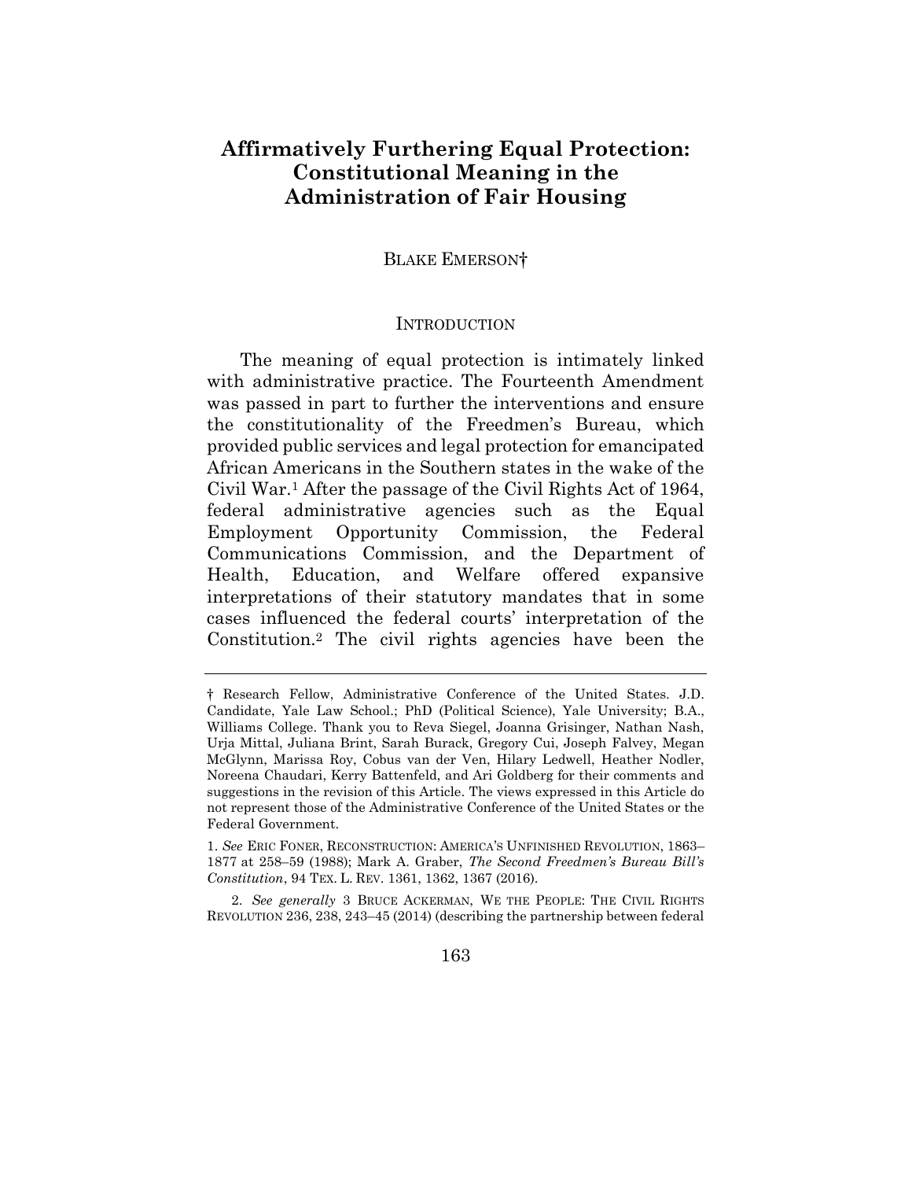# Affirmatively Furthering Equal Protection: Constitutional Meaning in the Administration of Fair Housing

BLAKE EMERSON†

## INTRODUCTION

The meaning of equal protection is intimately linked with administrative practice. The Fourteenth Amendment was passed in part to further the interventions and ensure the constitutionality of the Freedmen's Bureau, which provided public services and legal protection for emancipated African Americans in the Southern states in the wake of the Civil War.[1] After the passage of the Civil Rights Act of 1964, federal administrative agencies such as the Equal Employment Opportunity Commission, the Federal Communications Commission, and the Department of Health, Education, and Welfare offered expansive interpretations of their statutory mandates that in some cases influenced the federal courts' interpretation of the Constitution.[2] The civil rights agencies have been the

---

† Research Fellow, Administrative Conference of the United States. J.D. Candidate, Yale Law School.; PhD (Political Science), Yale University; B.A., Williams College. Thank you to Reva Siegel, Joanna Grisinger, Nathan Nash, Urja Mittal, Juliana Brint, Sarah Burack, Gregory Cui, Joseph Falvey, Megan McGlynn, Marissa Roy, Cobus van der Ven, Hilary Ledwell, Heather Nodler, Noreena Chaudari, Kerry Battenfeld, and Ari Goldberg for their comments and suggestions in the revision of this Article. The views expressed in this Article do not represent those of the Administrative Conference of the United States or the Federal Government.

1. *See* ERIC FONER, RECONSTRUCTION: AMERICA'S UNFINISHED REVOLUTION, 1863–1877 at 258–59 (1988); Mark A. Graber, *The Second Freedmen's Bureau Bill's Constitution*, 94 TEX. L. REV. 1361, 1362, 1367 (2016).

2. *See generally* 3 BRUCE ACKERMAN, WE THE PEOPLE: THE CIVIL RIGHTS REVOLUTION 236, 238, 243–45 (2014) (describing the partnership between federal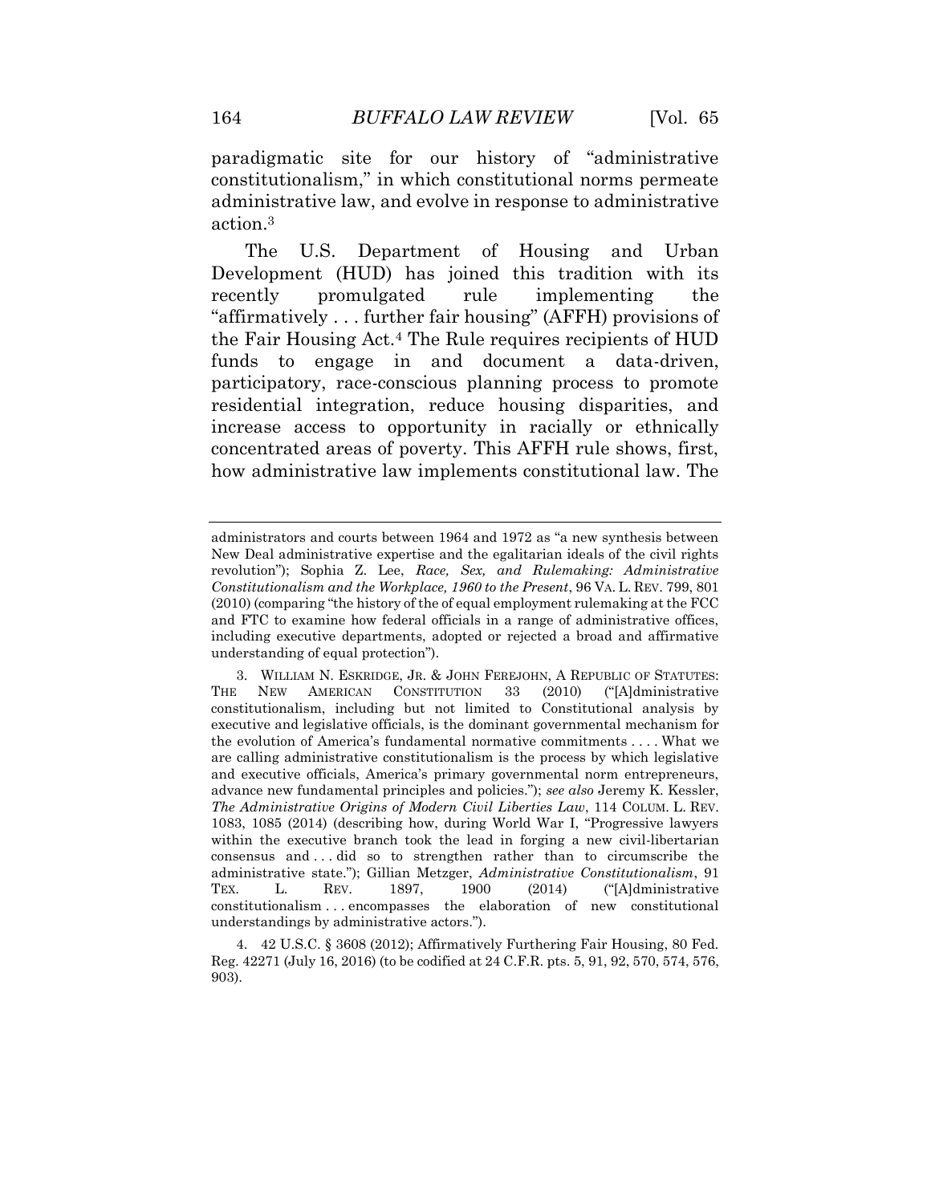paradigmatic site for our history of "administrative constitutionalism," in which constitutional norms permeate administrative law, and evolve in response to administrative action.[3]

The U.S. Department of Housing and Urban Development (HUD) has joined this tradition with its recently promulgated rule implementing the "affirmatively . . . further fair housing" (AFFH) provisions of the Fair Housing Act.[4] The Rule requires recipients of HUD funds to engage in and document a data-driven, participatory, race-conscious planning process to promote residential integration, reduce housing disparities, and increase access to opportunity in racially or ethnically concentrated areas of poverty. This AFFH rule shows, first, how administrative law implements constitutional law. The

---

administrators and courts between 1964 and 1972 as "a new synthesis between New Deal administrative expertise and the egalitarian ideals of the civil rights revolution"); Sophia Z. Lee, *Race, Sex, and Rulemaking: Administrative Constitutionalism and the Workplace, 1960 to the Present*, 96 VA. L. REV. 799, 801 (2010) (comparing "the history of the of equal employment rulemaking at the FCC and FTC to examine how federal officials in a range of administrative offices, including executive departments, adopted or rejected a broad and affirmative understanding of equal protection").

3. WILLIAM N. ESKRIDGE, JR. & JOHN FEREJOHN, A REPUBLIC OF STATUTES: THE NEW AMERICAN CONSTITUTION 33 (2010) ("[A]dministrative constitutionalism, including but not limited to Constitutional analysis by executive and legislative officials, is the dominant governmental mechanism for the evolution of America's fundamental normative commitments . . . . What we are calling administrative constitutionalism is the process by which legislative and executive officials, America's primary governmental norm entrepreneurs, advance new fundamental principles and policies."); *see also* Jeremy K. Kessler, *The Administrative Origins of Modern Civil Liberties Law*, 114 COLUM. L. REV. 1083, 1085 (2014) (describing how, during World War I, "Progressive lawyers within the executive branch took the lead in forging a new civil-libertarian consensus and . . . did so to strengthen rather than to circumscribe the administrative state."); Gillian Metzger, *Administrative Constitutionalism*, 91 TEX. L. REV. 1897, 1900 (2014) ("[A]dministrative constitutionalism . . . encompasses the elaboration of new constitutional understandings by administrative actors.").

4. 42 U.S.C. § 3608 (2012); Affirmatively Furthering Fair Housing, 80 Fed. Reg. 42271 (July 16, 2016) (to be codified at 24 C.F.R. pts. 5, 91, 92, 570, 574, 576, 903).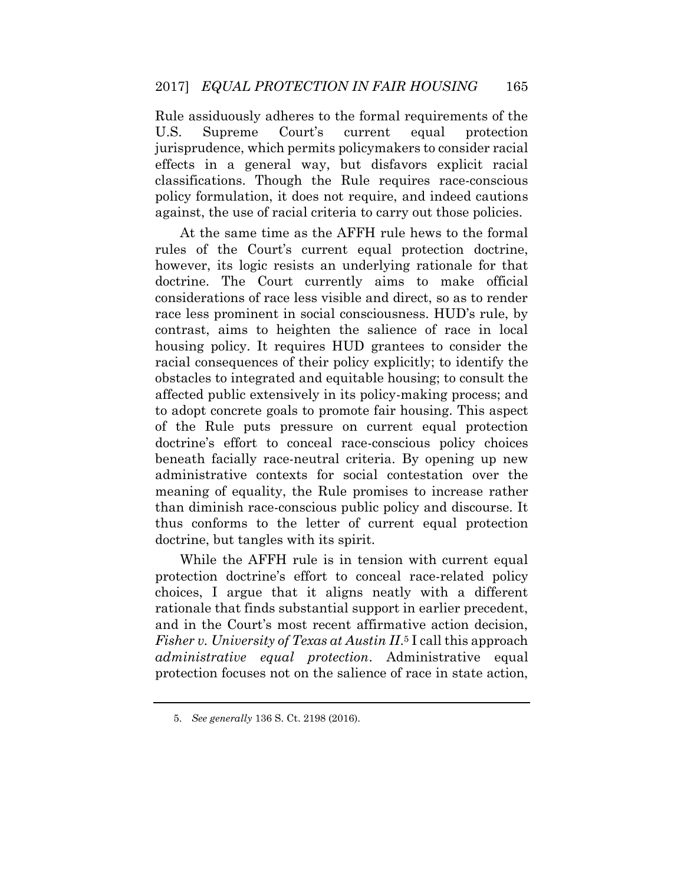Rule assiduously adheres to the formal requirements of the U.S. Supreme Court's current equal protection jurisprudence, which permits policymakers to consider racial effects in a general way, but disfavors explicit racial classifications. Though the Rule requires race-conscious policy formulation, it does not require, and indeed cautions against, the use of racial criteria to carry out those policies.

At the same time as the AFFH rule hews to the formal rules of the Court's current equal protection doctrine, however, its logic resists an underlying rationale for that doctrine. The Court currently aims to make official considerations of race less visible and direct, so as to render race less prominent in social consciousness. HUD's rule, by contrast, aims to heighten the salience of race in local housing policy. It requires HUD grantees to consider the racial consequences of their policy explicitly; to identify the obstacles to integrated and equitable housing; to consult the affected public extensively in its policy-making process; and to adopt concrete goals to promote fair housing. This aspect of the Rule puts pressure on current equal protection doctrine's effort to conceal race-conscious policy choices beneath facially race-neutral criteria. By opening up new administrative contexts for social contestation over the meaning of equality, the Rule promises to increase rather than diminish race-conscious public policy and discourse. It thus conforms to the letter of current equal protection doctrine, but tangles with its spirit.

While the AFFH rule is in tension with current equal protection doctrine's effort to conceal race-related policy choices, I argue that it aligns neatly with a different rationale that finds substantial support in earlier precedent, and in the Court's most recent affirmative action decision, *Fisher v. University of Texas at Austin II*.[5] I call this approach *administrative equal protection*. Administrative equal protection focuses not on the salience of race in state action,

5. *See generally* 136 S. Ct. 2198 (2016).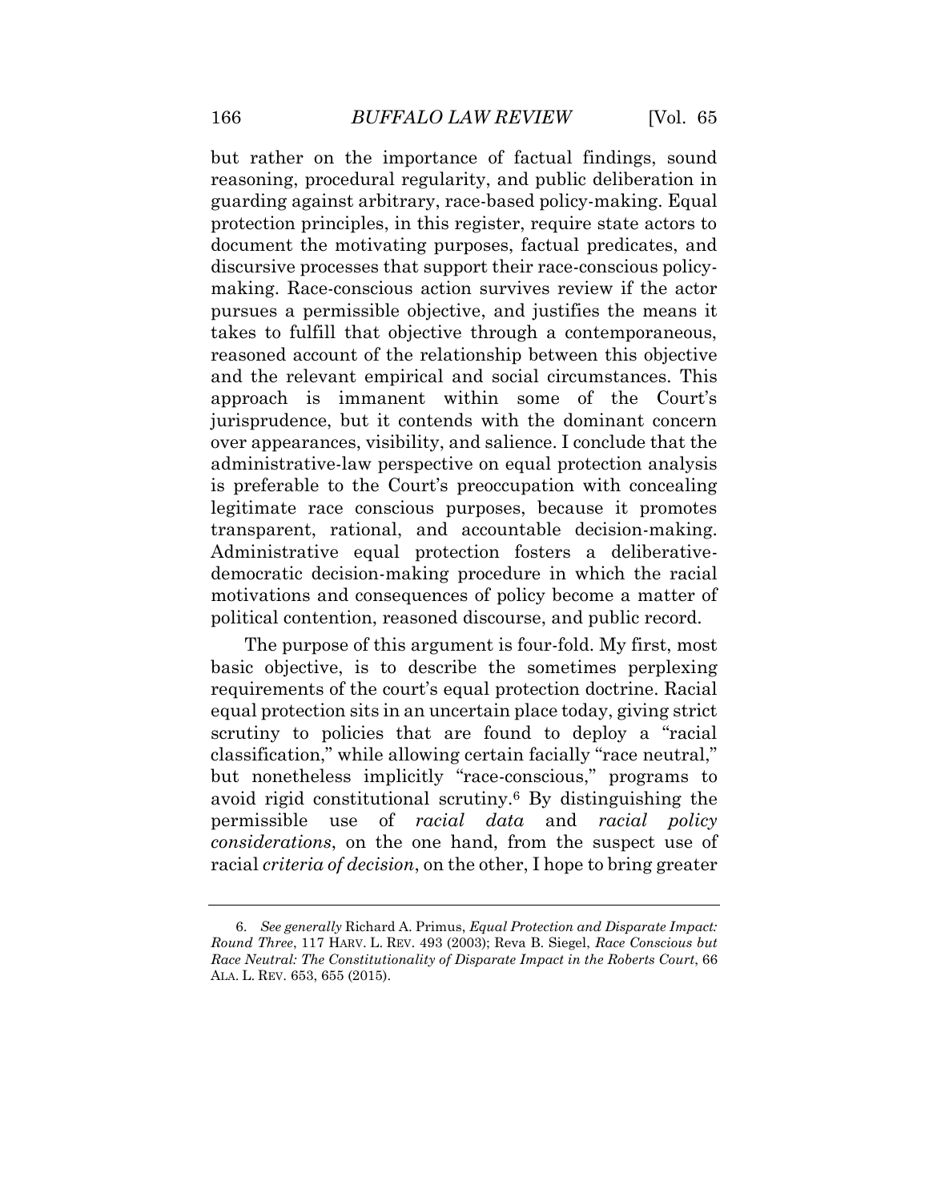but rather on the importance of factual findings, sound reasoning, procedural regularity, and public deliberation in guarding against arbitrary, race-based policy-making. Equal protection principles, in this register, require state actors to document the motivating purposes, factual predicates, and discursive processes that support their race-conscious policy-making. Race-conscious action survives review if the actor pursues a permissible objective, and justifies the means it takes to fulfill that objective through a contemporaneous, reasoned account of the relationship between this objective and the relevant empirical and social circumstances. This approach is immanent within some of the Court's jurisprudence, but it contends with the dominant concern over appearances, visibility, and salience. I conclude that the administrative-law perspective on equal protection analysis is preferable to the Court's preoccupation with concealing legitimate race conscious purposes, because it promotes transparent, rational, and accountable decision-making. Administrative equal protection fosters a deliberative-democratic decision-making procedure in which the racial motivations and consequences of policy become a matter of political contention, reasoned discourse, and public record.

The purpose of this argument is four-fold. My first, most basic objective, is to describe the sometimes perplexing requirements of the court's equal protection doctrine. Racial equal protection sits in an uncertain place today, giving strict scrutiny to policies that are found to deploy a "racial classification," while allowing certain facially "race neutral," but nonetheless implicitly "race-conscious," programs to avoid rigid constitutional scrutiny.[6] By distinguishing the permissible use of *racial data* and *racial policy considerations*, on the one hand, from the suspect use of racial *criteria of decision*, on the other, I hope to bring greater

---

6. *See generally* Richard A. Primus, *Equal Protection and Disparate Impact: Round Three*, 117 HARV. L. REV. 493 (2003); Reva B. Siegel, *Race Conscious but Race Neutral: The Constitutionality of Disparate Impact in the Roberts Court*, 66 ALA. L. REV. 653, 655 (2015).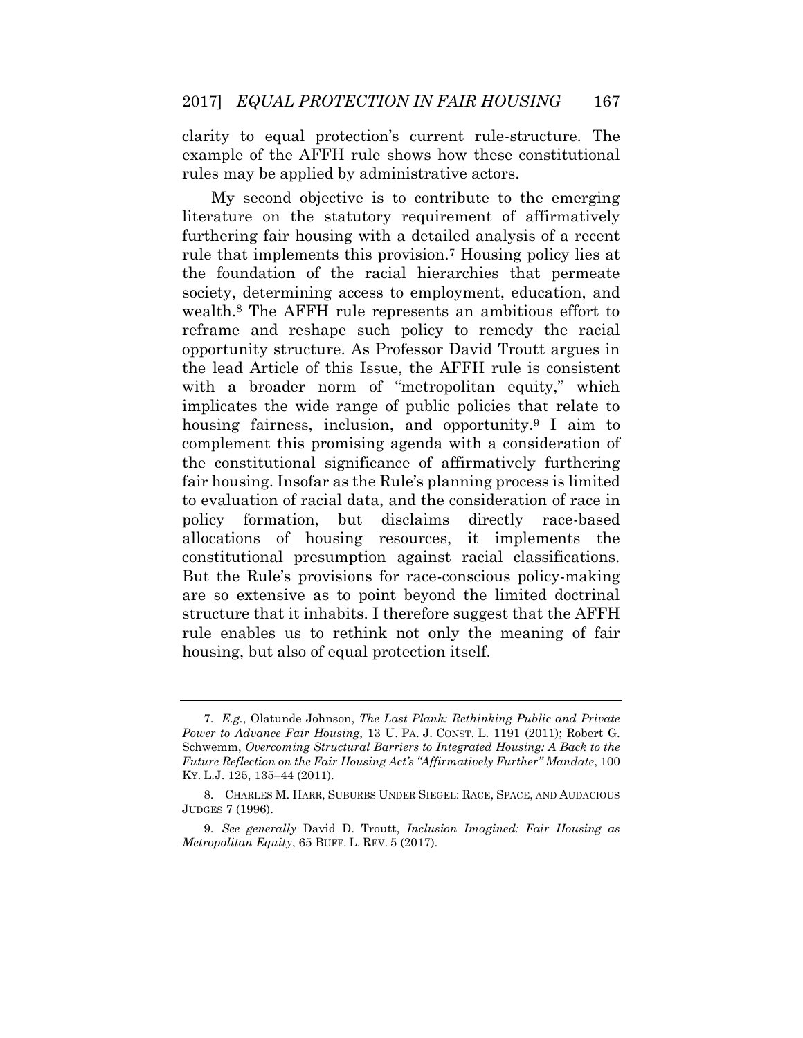clarity to equal protection's current rule-structure. The example of the AFFH rule shows how these constitutional rules may be applied by administrative actors.

My second objective is to contribute to the emerging literature on the statutory requirement of affirmatively furthering fair housing with a detailed analysis of a recent rule that implements this provision.[7] Housing policy lies at the foundation of the racial hierarchies that permeate society, determining access to employment, education, and wealth.[8] The AFFH rule represents an ambitious effort to reframe and reshape such policy to remedy the racial opportunity structure. As Professor David Troutt argues in the lead Article of this Issue, the AFFH rule is consistent with a broader norm of "metropolitan equity," which implicates the wide range of public policies that relate to housing fairness, inclusion, and opportunity.[9] I aim to complement this promising agenda with a consideration of the constitutional significance of affirmatively furthering fair housing. Insofar as the Rule's planning process is limited to evaluation of racial data, and the consideration of race in policy formation, but disclaims directly race-based allocations of housing resources, it implements the constitutional presumption against racial classifications. But the Rule's provisions for race-conscious policy-making are so extensive as to point beyond the limited doctrinal structure that it inhabits. I therefore suggest that the AFFH rule enables us to rethink not only the meaning of fair housing, but also of equal protection itself.

---

7. *E.g.*, Olatunde Johnson, *The Last Plank: Rethinking Public and Private Power to Advance Fair Housing*, 13 U. PA. J. CONST. L. 1191 (2011); Robert G. Schwemm, *Overcoming Structural Barriers to Integrated Housing: A Back to the Future Reflection on the Fair Housing Act's "Affirmatively Further" Mandate*, 100 KY. L.J. 125, 135–44 (2011).

8. CHARLES M. HARR, SUBURBS UNDER SIEGEL: RACE, SPACE, AND AUDACIOUS JUDGES 7 (1996).

9. *See generally* David D. Troutt, *Inclusion Imagined: Fair Housing as Metropolitan Equity*, 65 BUFF. L. REV. 5 (2017).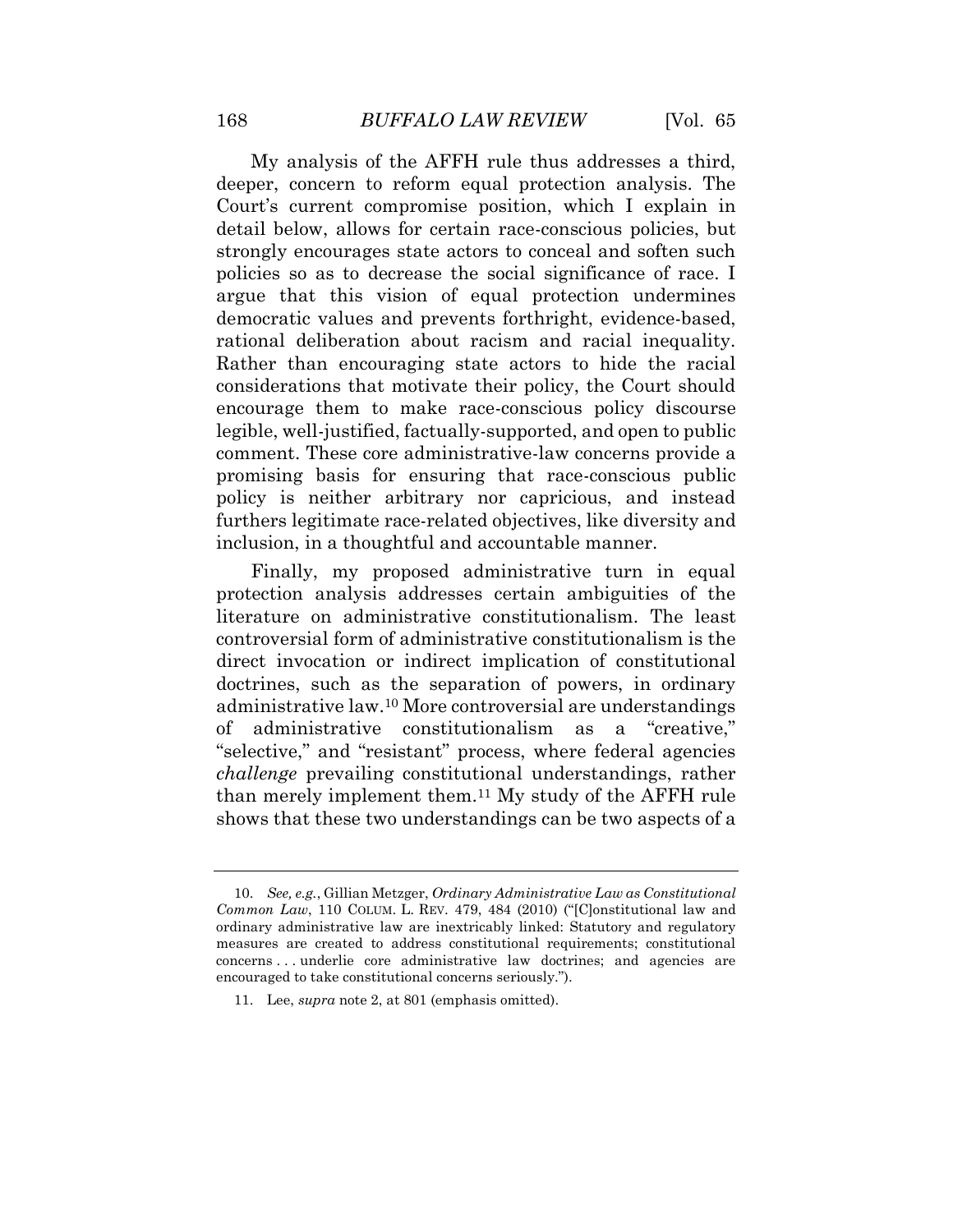My analysis of the AFFH rule thus addresses a third, deeper, concern to reform equal protection analysis. The Court's current compromise position, which I explain in detail below, allows for certain race-conscious policies, but strongly encourages state actors to conceal and soften such policies so as to decrease the social significance of race. I argue that this vision of equal protection undermines democratic values and prevents forthright, evidence-based, rational deliberation about racism and racial inequality. Rather than encouraging state actors to hide the racial considerations that motivate their policy, the Court should encourage them to make race-conscious policy discourse legible, well-justified, factually-supported, and open to public comment. These core administrative-law concerns provide a promising basis for ensuring that race-conscious public policy is neither arbitrary nor capricious, and instead furthers legitimate race-related objectives, like diversity and inclusion, in a thoughtful and accountable manner.

Finally, my proposed administrative turn in equal protection analysis addresses certain ambiguities of the literature on administrative constitutionalism. The least controversial form of administrative constitutionalism is the direct invocation or indirect implication of constitutional doctrines, such as the separation of powers, in ordinary administrative law.[10] More controversial are understandings of administrative constitutionalism as a "creative," "selective," and "resistant" process, where federal agencies *challenge* prevailing constitutional understandings, rather than merely implement them.[11] My study of the AFFH rule shows that these two understandings can be two aspects of a

---

10. *See, e.g.*, Gillian Metzger, *Ordinary Administrative Law as Constitutional Common Law*, 110 COLUM. L. REV. 479, 484 (2010) ("[C]onstitutional law and ordinary administrative law are inextricably linked: Statutory and regulatory measures are created to address constitutional requirements; constitutional concerns . . . underlie core administrative law doctrines; and agencies are encouraged to take constitutional concerns seriously.").

11. Lee, *supra* note 2, at 801 (emphasis omitted).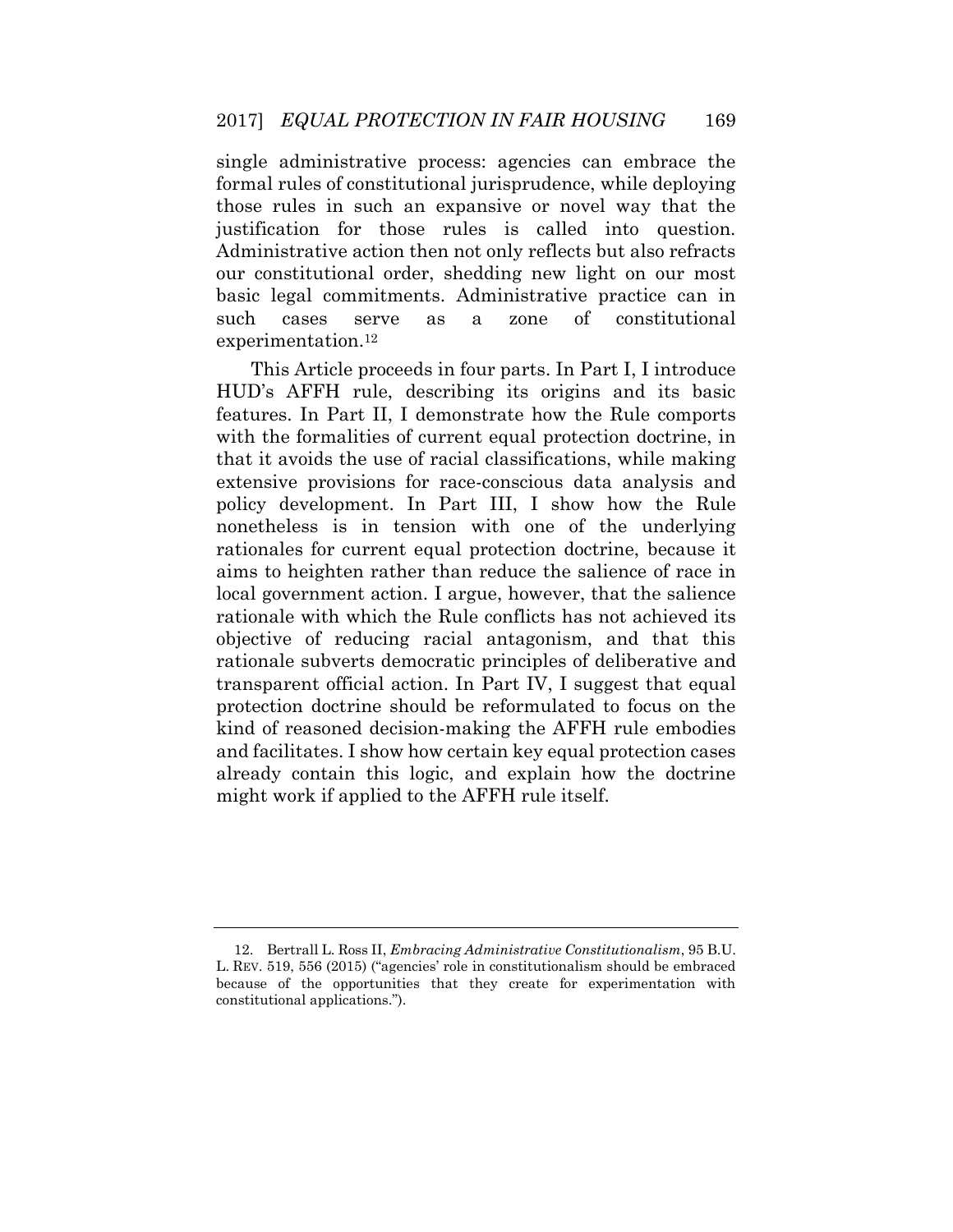single administrative process: agencies can embrace the formal rules of constitutional jurisprudence, while deploying those rules in such an expansive or novel way that the justification for those rules is called into question. Administrative action then not only reflects but also refracts our constitutional order, shedding new light on our most basic legal commitments. Administrative practice can in such cases serve as a zone of constitutional experimentation.[12]

This Article proceeds in four parts. In Part I, I introduce HUD's AFFH rule, describing its origins and its basic features. In Part II, I demonstrate how the Rule comports with the formalities of current equal protection doctrine, in that it avoids the use of racial classifications, while making extensive provisions for race-conscious data analysis and policy development. In Part III, I show how the Rule nonetheless is in tension with one of the underlying rationales for current equal protection doctrine, because it aims to heighten rather than reduce the salience of race in local government action. I argue, however, that the salience rationale with which the Rule conflicts has not achieved its objective of reducing racial antagonism, and that this rationale subverts democratic principles of deliberative and transparent official action. In Part IV, I suggest that equal protection doctrine should be reformulated to focus on the kind of reasoned decision-making the AFFH rule embodies and facilitates. I show how certain key equal protection cases already contain this logic, and explain how the doctrine might work if applied to the AFFH rule itself.

---

12. Bertrall L. Ross II, *Embracing Administrative Constitutionalism*, 95 B.U. L. REV. 519, 556 (2015) ("agencies' role in constitutionalism should be embraced because of the opportunities that they create for experimentation with constitutional applications.").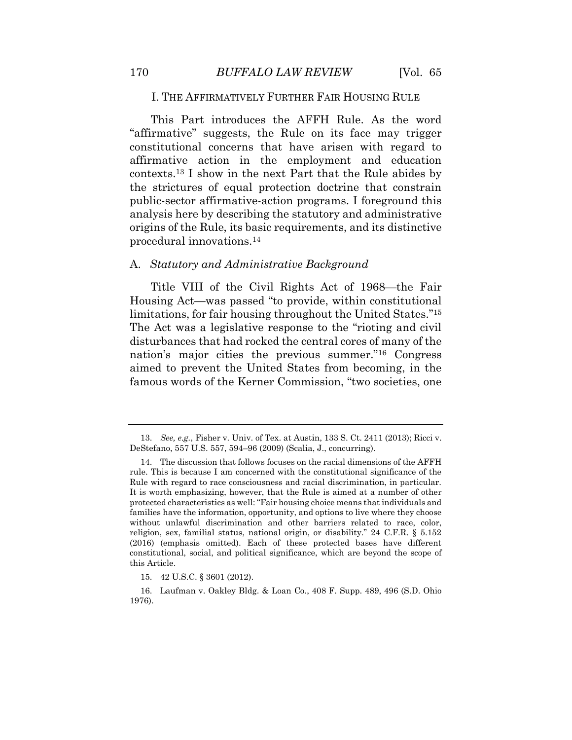## I. THE AFFIRMATIVELY FURTHER FAIR HOUSING RULE

This Part introduces the AFFH Rule. As the word "affirmative" suggests, the Rule on its face may trigger constitutional concerns that have arisen with regard to affirmative action in the employment and education contexts.[13] I show in the next Part that the Rule abides by the strictures of equal protection doctrine that constrain public-sector affirmative-action programs. I foreground this analysis here by describing the statutory and administrative origins of the Rule, its basic requirements, and its distinctive procedural innovations.[14]

### A. *Statutory and Administrative Background*

Title VIII of the Civil Rights Act of 1968—the Fair Housing Act—was passed "to provide, within constitutional limitations, for fair housing throughout the United States."[15] The Act was a legislative response to the "rioting and civil disturbances that had rocked the central cores of many of the nation's major cities the previous summer."[16] Congress aimed to prevent the United States from becoming, in the famous words of the Kerner Commission, "two societies, one

---

13. *See, e.g.*, Fisher v. Univ. of Tex. at Austin, 133 S. Ct. 2411 (2013); Ricci v. DeStefano, 557 U.S. 557, 594–96 (2009) (Scalia, J., concurring).

14. The discussion that follows focuses on the racial dimensions of the AFFH rule. This is because I am concerned with the constitutional significance of the Rule with regard to race consciousness and racial discrimination, in particular. It is worth emphasizing, however, that the Rule is aimed at a number of other protected characteristics as well: "Fair housing choice means that individuals and families have the information, opportunity, and options to live where they choose without unlawful discrimination and other barriers related to race, color, religion, sex, familial status, national origin, or disability." 24 C.F.R. § 5.152 (2016) (emphasis omitted). Each of these protected bases have different constitutional, social, and political significance, which are beyond the scope of this Article.

15. 42 U.S.C. § 3601 (2012).

16. Laufman v. Oakley Bldg. & Loan Co., 408 F. Supp. 489, 496 (S.D. Ohio 1976).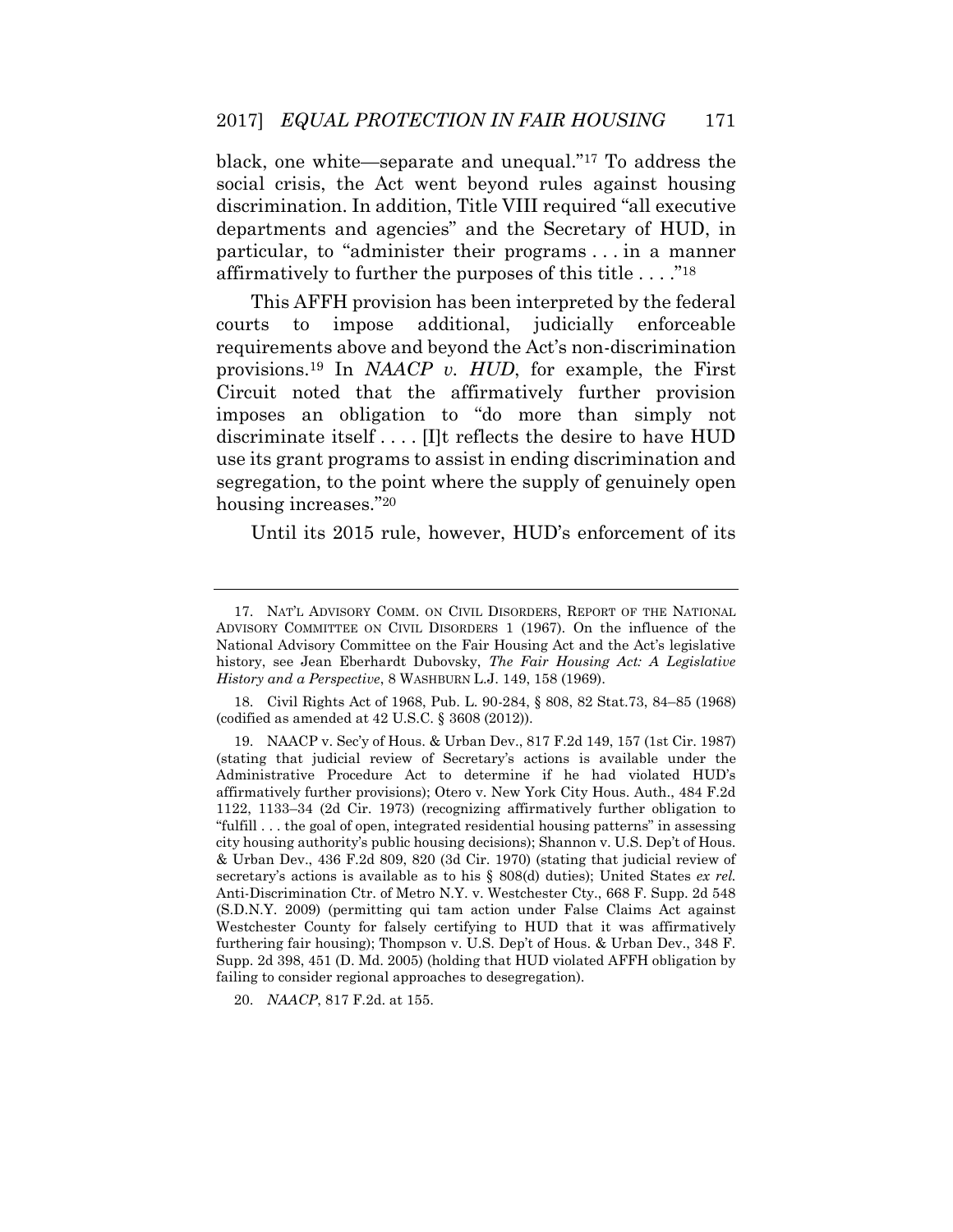black, one white—separate and unequal."[17] To address the social crisis, the Act went beyond rules against housing discrimination. In addition, Title VIII required "all executive departments and agencies" and the Secretary of HUD, in particular, to "administer their programs . . . in a manner affirmatively to further the purposes of this title . . . ."[18]

This AFFH provision has been interpreted by the federal courts to impose additional, judicially enforceable requirements above and beyond the Act's non-discrimination provisions.[19] In *NAACP v. HUD*, for example, the First Circuit noted that the affirmatively further provision imposes an obligation to "do more than simply not discriminate itself . . . . [I]t reflects the desire to have HUD use its grant programs to assist in ending discrimination and segregation, to the point where the supply of genuinely open housing increases."[20]

Until its 2015 rule, however, HUD's enforcement of its

---

17. NAT'L ADVISORY COMM. ON CIVIL DISORDERS, REPORT OF THE NATIONAL ADVISORY COMMITTEE ON CIVIL DISORDERS 1 (1967). On the influence of the National Advisory Committee on the Fair Housing Act and the Act's legislative history, see Jean Eberhardt Dubovsky, *The Fair Housing Act: A Legislative History and a Perspective*, 8 WASHBURN L.J. 149, 158 (1969).

18. Civil Rights Act of 1968, Pub. L. 90-284, § 808, 82 Stat.73, 84–85 (1968) (codified as amended at 42 U.S.C. § 3608 (2012)).

19. NAACP v. Sec'y of Hous. & Urban Dev., 817 F.2d 149, 157 (1st Cir. 1987) (stating that judicial review of Secretary's actions is available under the Administrative Procedure Act to determine if he had violated HUD's affirmatively further provisions); Otero v. New York City Hous. Auth., 484 F.2d 1122, 1133–34 (2d Cir. 1973) (recognizing affirmatively further obligation to "fulfill . . . the goal of open, integrated residential housing patterns" in assessing city housing authority's public housing decisions); Shannon v. U.S. Dep't of Hous. & Urban Dev., 436 F.2d 809, 820 (3d Cir. 1970) (stating that judicial review of secretary's actions is available as to his § 808(d) duties); United States *ex rel.* Anti-Discrimination Ctr. of Metro N.Y. v. Westchester Cty., 668 F. Supp. 2d 548 (S.D.N.Y. 2009) (permitting qui tam action under False Claims Act against Westchester County for falsely certifying to HUD that it was affirmatively furthering fair housing); Thompson v. U.S. Dep't of Hous. & Urban Dev., 348 F. Supp. 2d 398, 451 (D. Md. 2005) (holding that HUD violated AFFH obligation by failing to consider regional approaches to desegregation).

20. *NAACP*, 817 F.2d. at 155.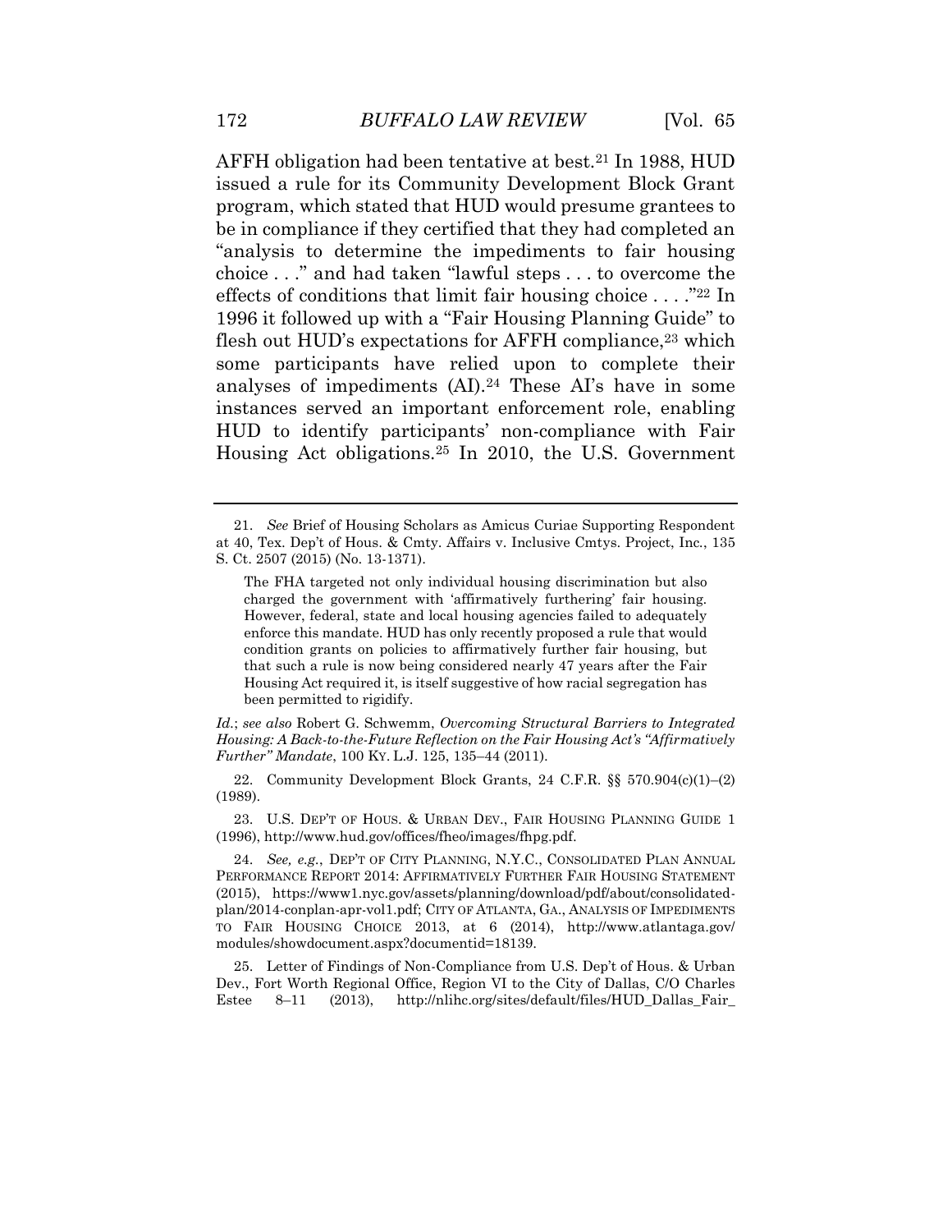AFFH obligation had been tentative at best.[21] In 1988, HUD issued a rule for its Community Development Block Grant program, which stated that HUD would presume grantees to be in compliance if they certified that they had completed an "analysis to determine the impediments to fair housing choice . . ." and had taken "lawful steps . . . to overcome the effects of conditions that limit fair housing choice . . . ."[22] In 1996 it followed up with a "Fair Housing Planning Guide" to flesh out HUD's expectations for AFFH compliance,[23] which some participants have relied upon to complete their analyses of impediments (AI).[24] These AI's have in some instances served an important enforcement role, enabling HUD to identify participants' non-compliance with Fair Housing Act obligations.[25] In 2010, the U.S. Government

---

21. *See* Brief of Housing Scholars as Amicus Curiae Supporting Respondent at 40, Tex. Dep't of Hous. & Cmty. Affairs v. Inclusive Cmtys. Project, Inc., 135 S. Ct. 2507 (2015) (No. 13-1371).

> The FHA targeted not only individual housing discrimination but also charged the government with 'affirmatively furthering' fair housing. However, federal, state and local housing agencies failed to adequately enforce this mandate. HUD has only recently proposed a rule that would condition grants on policies to affirmatively further fair housing, but that such a rule is now being considered nearly 47 years after the Fair Housing Act required it, is itself suggestive of how racial segregation has been permitted to rigidify.

*Id.*; *see also* Robert G. Schwemm, *Overcoming Structural Barriers to Integrated Housing: A Back-to-the-Future Reflection on the Fair Housing Act's "Affirmatively Further" Mandate*, 100 KY. L.J. 125, 135–44 (2011).

22. Community Development Block Grants, 24 C.F.R. §§ 570.904(c)(1)–(2) (1989).

23. U.S. DEP'T OF HOUS. & URBAN DEV., FAIR HOUSING PLANNING GUIDE 1 (1996), http://www.hud.gov/offices/fheo/images/fhpg.pdf.

24. *See, e.g.*, DEP'T OF CITY PLANNING, N.Y.C., CONSOLIDATED PLAN ANNUAL PERFORMANCE REPORT 2014: AFFIRMATIVELY FURTHER FAIR HOUSING STATEMENT (2015), https://www1.nyc.gov/assets/planning/download/pdf/about/consolidated-plan/2014-conplan-apr-vol1.pdf; CITY OF ATLANTA, GA., ANALYSIS OF IMPEDIMENTS TO FAIR HOUSING CHOICE 2013, at 6 (2014), http://www.atlantaga.gov/modules/showdocument.aspx?documentid=18139.

25. Letter of Findings of Non-Compliance from U.S. Dep't of Hous. & Urban Dev., Fort Worth Regional Office, Region VI to the City of Dallas, C/O Charles Estee 8–11 (2013), http://nlihc.org/sites/default/files/HUD_Dallas_Fair_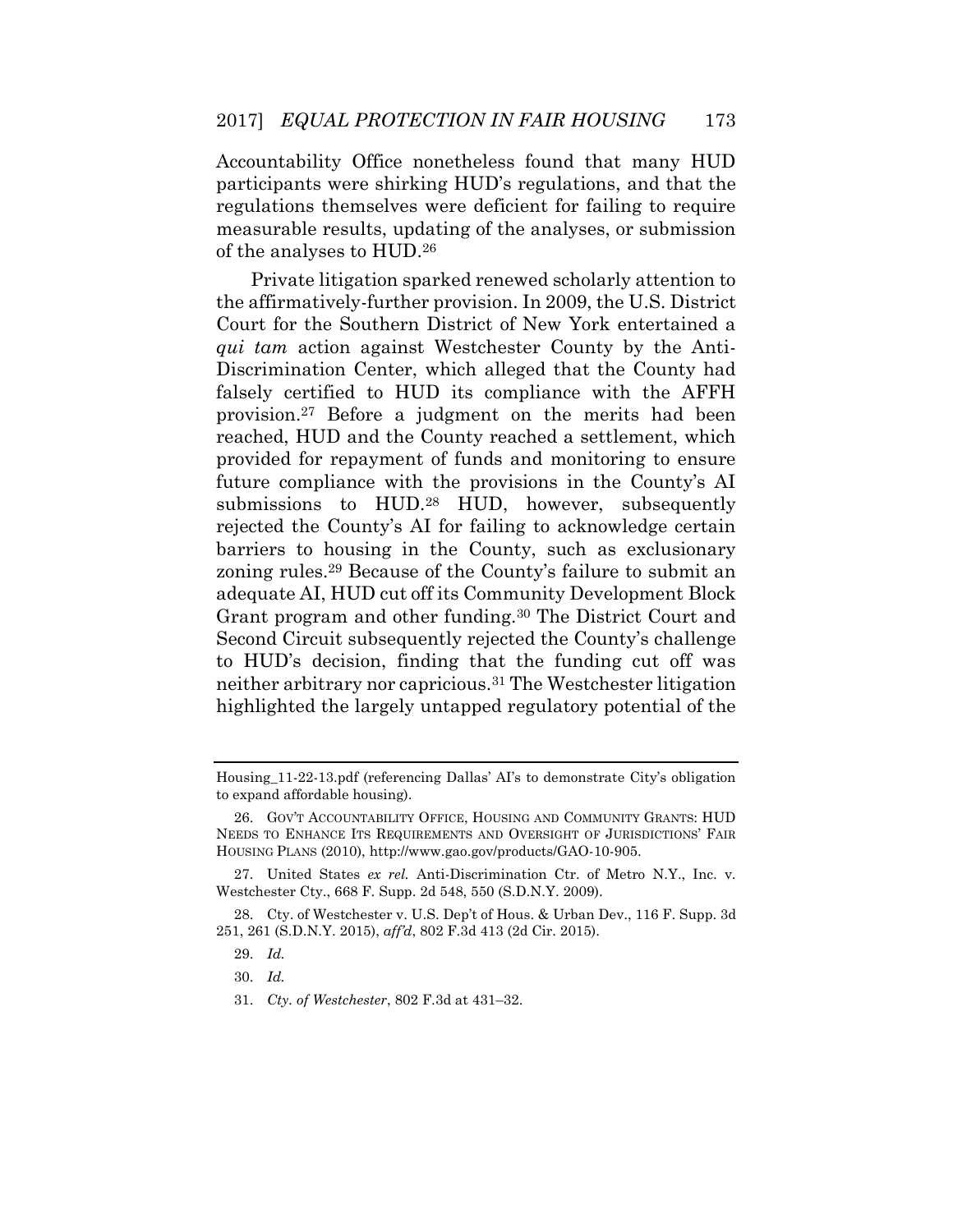Accountability Office nonetheless found that many HUD participants were shirking HUD's regulations, and that the regulations themselves were deficient for failing to require measurable results, updating of the analyses, or submission of the analyses to HUD.[26]

Private litigation sparked renewed scholarly attention to the affirmatively-further provision. In 2009, the U.S. District Court for the Southern District of New York entertained a *qui tam* action against Westchester County by the Anti-Discrimination Center, which alleged that the County had falsely certified to HUD its compliance with the AFFH provision.[27] Before a judgment on the merits had been reached, HUD and the County reached a settlement, which provided for repayment of funds and monitoring to ensure future compliance with the provisions in the County's AI submissions to HUD.[28] HUD, however, subsequently rejected the County's AI for failing to acknowledge certain barriers to housing in the County, such as exclusionary zoning rules.[29] Because of the County's failure to submit an adequate AI, HUD cut off its Community Development Block Grant program and other funding.[30] The District Court and Second Circuit subsequently rejected the County's challenge to HUD's decision, finding that the funding cut off was neither arbitrary nor capricious.[31] The Westchester litigation highlighted the largely untapped regulatory potential of the

---

Housing_11-22-13.pdf (referencing Dallas' AI's to demonstrate City's obligation to expand affordable housing).

26. GOV'T ACCOUNTABILITY OFFICE, HOUSING AND COMMUNITY GRANTS: HUD NEEDS TO ENHANCE ITS REQUIREMENTS AND OVERSIGHT OF JURISDICTIONS' FAIR HOUSING PLANS (2010), http://www.gao.gov/products/GAO-10-905.

27. United States *ex rel.* Anti-Discrimination Ctr. of Metro N.Y., Inc. v. Westchester Cty., 668 F. Supp. 2d 548, 550 (S.D.N.Y. 2009).

28. Cty. of Westchester v. U.S. Dep't of Hous. & Urban Dev., 116 F. Supp. 3d 251, 261 (S.D.N.Y. 2015), *aff'd*, 802 F.3d 413 (2d Cir. 2015).

29. *Id.*

30. *Id.*

31. *Cty. of Westchester*, 802 F.3d at 431–32.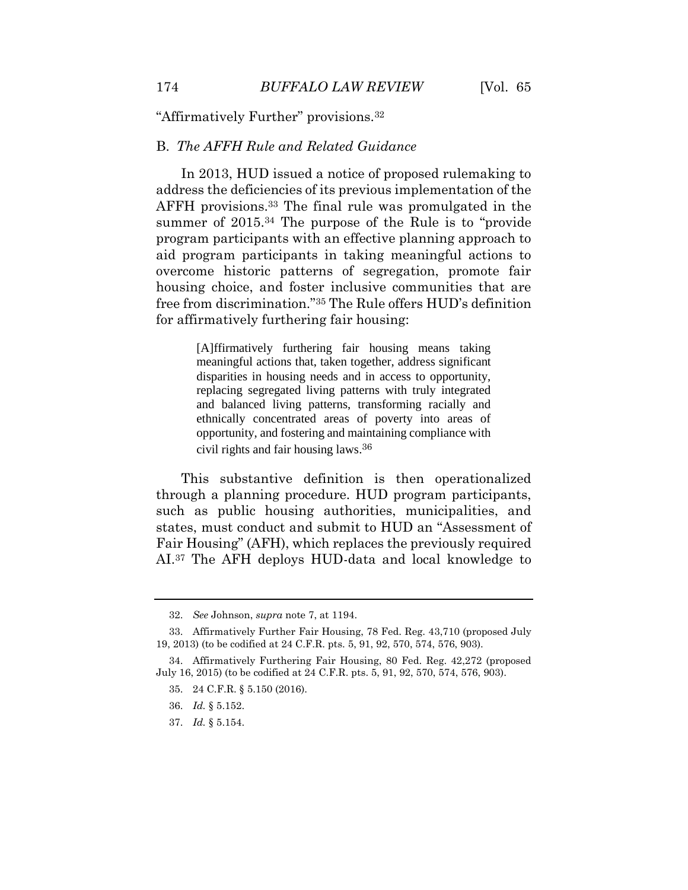"Affirmatively Further" provisions.[32]

### B. *The AFFH Rule and Related Guidance*

In 2013, HUD issued a notice of proposed rulemaking to address the deficiencies of its previous implementation of the AFFH provisions.[33] The final rule was promulgated in the summer of 2015.[34] The purpose of the Rule is to "provide program participants with an effective planning approach to aid program participants in taking meaningful actions to overcome historic patterns of segregation, promote fair housing choice, and foster inclusive communities that are free from discrimination."[35] The Rule offers HUD's definition for affirmatively furthering fair housing:

> [A]ffirmatively furthering fair housing means taking meaningful actions that, taken together, address significant disparities in housing needs and in access to opportunity, replacing segregated living patterns with truly integrated and balanced living patterns, transforming racially and ethnically concentrated areas of poverty into areas of opportunity, and fostering and maintaining compliance with civil rights and fair housing laws.[36]

This substantive definition is then operationalized through a planning procedure. HUD program participants, such as public housing authorities, municipalities, and states, must conduct and submit to HUD an "Assessment of Fair Housing" (AFH), which replaces the previously required AI.[37] The AFH deploys HUD-data and local knowledge to

---

32. *See* Johnson, *supra* note 7, at 1194.

33. Affirmatively Further Fair Housing, 78 Fed. Reg. 43,710 (proposed July 19, 2013) (to be codified at 24 C.F.R. pts. 5, 91, 92, 570, 574, 576, 903).

34. Affirmatively Furthering Fair Housing, 80 Fed. Reg. 42,272 (proposed July 16, 2015) (to be codified at 24 C.F.R. pts. 5, 91, 92, 570, 574, 576, 903).

35. 24 C.F.R. § 5.150 (2016).

36. *Id.* § 5.152.

37. *Id.* § 5.154.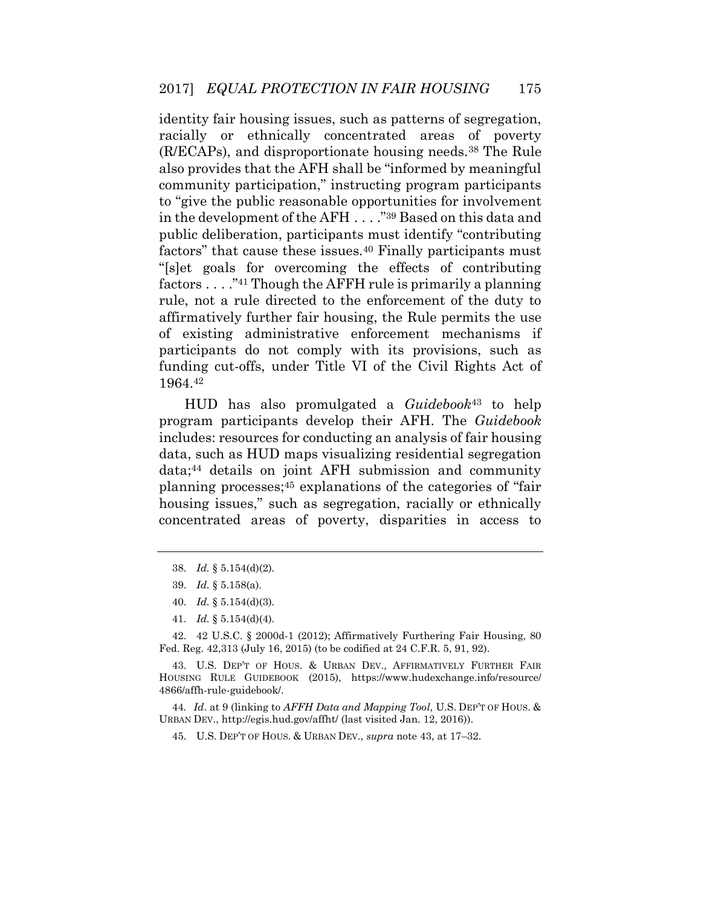identity fair housing issues, such as patterns of segregation, racially or ethnically concentrated areas of poverty (R/ECAPs), and disproportionate housing needs.[38] The Rule also provides that the AFH shall be "informed by meaningful community participation," instructing program participants to "give the public reasonable opportunities for involvement in the development of the AFH . . . ."[39] Based on this data and public deliberation, participants must identify "contributing factors" that cause these issues.[40] Finally participants must "[s]et goals for overcoming the effects of contributing factors . . . ."[41] Though the AFFH rule is primarily a planning rule, not a rule directed to the enforcement of the duty to affirmatively further fair housing, the Rule permits the use of existing administrative enforcement mechanisms if participants do not comply with its provisions, such as funding cut-offs, under Title VI of the Civil Rights Act of 1964.[42]

HUD has also promulgated a *Guidebook*[43] to help program participants develop their AFH. The *Guidebook* includes: resources for conducting an analysis of fair housing data, such as HUD maps visualizing residential segregation data;[44] details on joint AFH submission and community planning processes;[45] explanations of the categories of "fair housing issues," such as segregation, racially or ethnically concentrated areas of poverty, disparities in access to

---

38. *Id.* § 5.154(d)(2).

39. *Id.* § 5.158(a).

40. *Id.* § 5.154(d)(3).

41. *Id.* § 5.154(d)(4).

42. 42 U.S.C. § 2000d-1 (2012); Affirmatively Furthering Fair Housing, 80 Fed. Reg. 42,313 (July 16, 2015) (to be codified at 24 C.F.R. 5, 91, 92).

43. U.S. DEP'T OF HOUS. & URBAN DEV., AFFIRMATIVELY FURTHER FAIR HOUSING RULE GUIDEBOOK (2015), https://www.hudexchange.info/resource/4866/affh-rule-guidebook/.

44. *Id*. at 9 (linking to *AFFH Data and Mapping Tool*, U.S. DEP'T OF HOUS. & URBAN DEV., http://egis.hud.gov/affht/ (last visited Jan. 12, 2016)).

45. U.S. DEP'T OF HOUS. & URBAN DEV., *supra* note 43, at 17–32.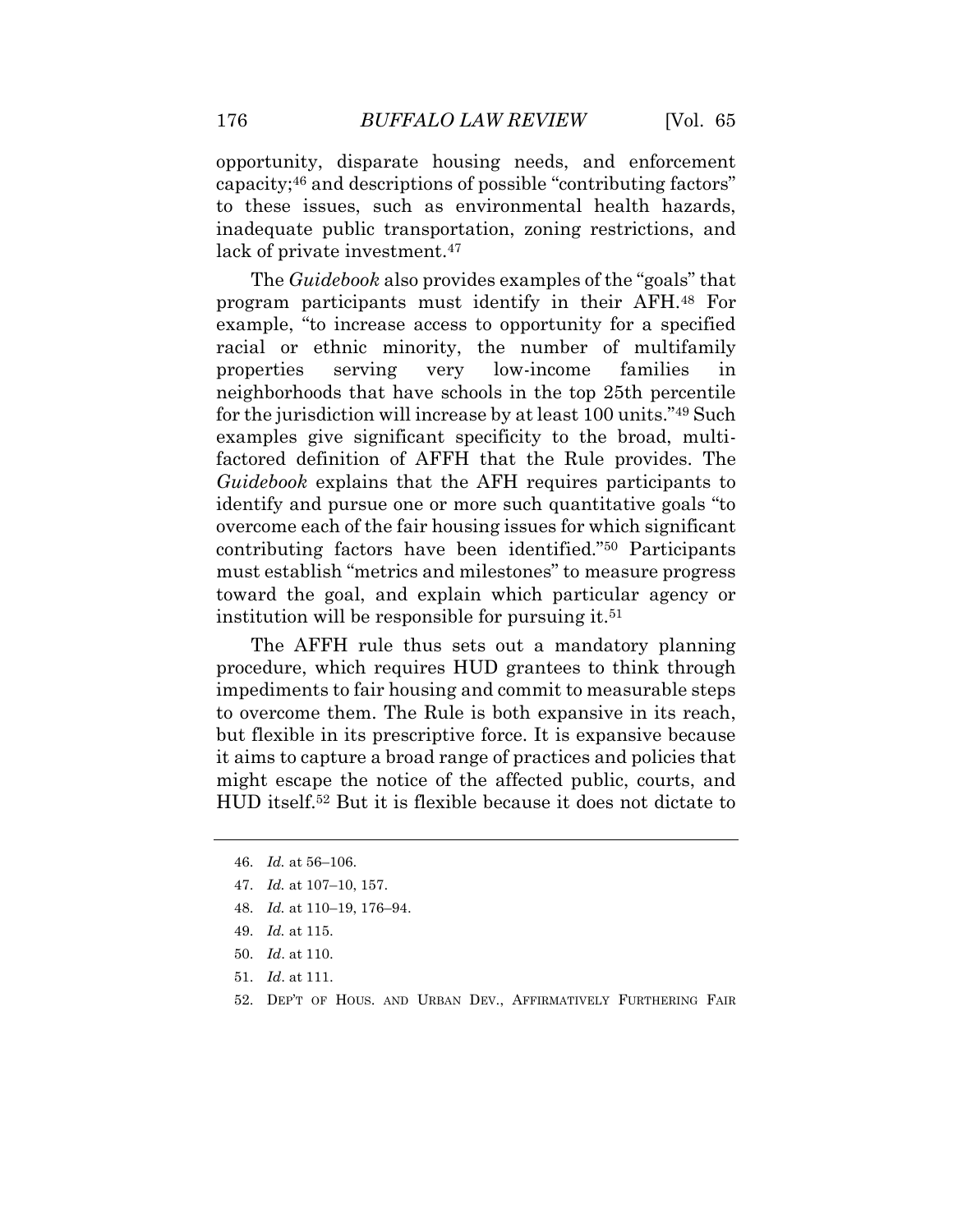opportunity, disparate housing needs, and enforcement capacity;[46] and descriptions of possible "contributing factors" to these issues, such as environmental health hazards, inadequate public transportation, zoning restrictions, and lack of private investment.[47]

The *Guidebook* also provides examples of the "goals" that program participants must identify in their AFH.[48] For example, "to increase access to opportunity for a specified racial or ethnic minority, the number of multifamily properties serving very low-income families in neighborhoods that have schools in the top 25th percentile for the jurisdiction will increase by at least 100 units."[49] Such examples give significant specificity to the broad, multi-factored definition of AFFH that the Rule provides. The *Guidebook* explains that the AFH requires participants to identify and pursue one or more such quantitative goals "to overcome each of the fair housing issues for which significant contributing factors have been identified."[50] Participants must establish "metrics and milestones" to measure progress toward the goal, and explain which particular agency or institution will be responsible for pursuing it.[51]

The AFFH rule thus sets out a mandatory planning procedure, which requires HUD grantees to think through impediments to fair housing and commit to measurable steps to overcome them. The Rule is both expansive in its reach, but flexible in its prescriptive force. It is expansive because it aims to capture a broad range of practices and policies that might escape the notice of the affected public, courts, and HUD itself.[52] But it is flexible because it does not dictate to

---

46. *Id.* at 56–106.

47. *Id.* at 107–10, 157.

48. *Id.* at 110–19, 176–94.

49. *Id.* at 115.

50. *Id*. at 110.

51. *Id*. at 111.

52. DEP'T OF HOUS. AND URBAN DEV., AFFIRMATIVELY FURTHERING FAIR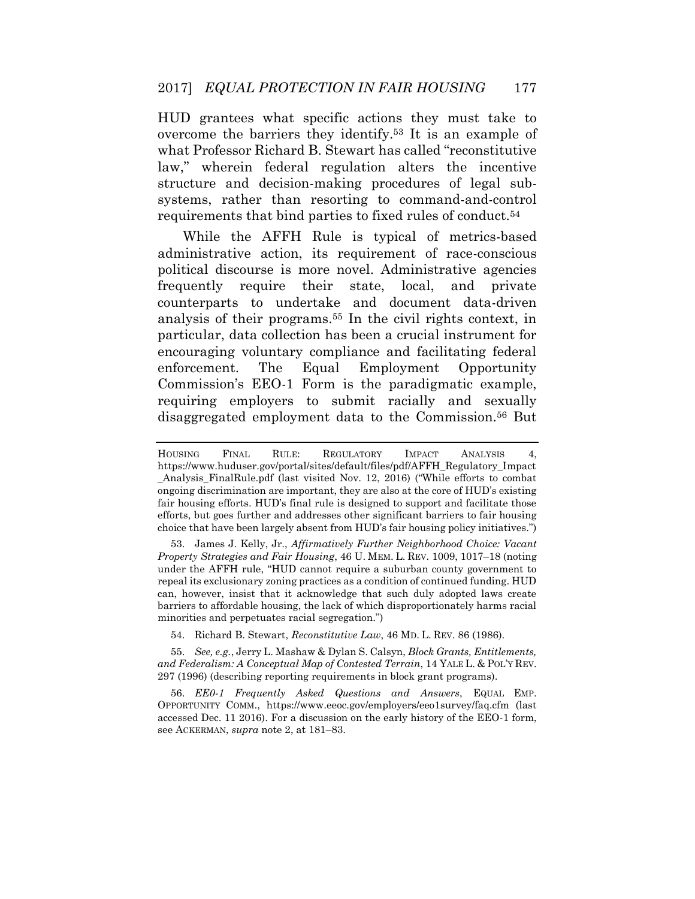HUD grantees what specific actions they must take to overcome the barriers they identify.[53] It is an example of what Professor Richard B. Stewart has called "reconstitutive law," wherein federal regulation alters the incentive structure and decision-making procedures of legal sub-systems, rather than resorting to command-and-control requirements that bind parties to fixed rules of conduct.[54]

While the AFFH Rule is typical of metrics-based administrative action, its requirement of race-conscious political discourse is more novel. Administrative agencies frequently require their state, local, and private counterparts to undertake and document data-driven analysis of their programs.[55] In the civil rights context, in particular, data collection has been a crucial instrument for encouraging voluntary compliance and facilitating federal enforcement. The Equal Employment Opportunity Commission's EEO-1 Form is the paradigmatic example, requiring employers to submit racially and sexually disaggregated employment data to the Commission.[56] But

---

HOUSING FINAL RULE: REGULATORY IMPACT ANALYSIS 4, https://www.huduser.gov/portal/sites/default/files/pdf/AFFH_Regulatory_Impact_Analysis_FinalRule.pdf (last visited Nov. 12, 2016) ("While efforts to combat ongoing discrimination are important, they are also at the core of HUD's existing fair housing efforts. HUD's final rule is designed to support and facilitate those efforts, but goes further and addresses other significant barriers to fair housing choice that have been largely absent from HUD's fair housing policy initiatives.")

53. James J. Kelly, Jr., *Affirmatively Further Neighborhood Choice: Vacant Property Strategies and Fair Housing*, 46 U. MEM. L. REV. 1009, 1017–18 (noting under the AFFH rule, "HUD cannot require a suburban county government to repeal its exclusionary zoning practices as a condition of continued funding. HUD can, however, insist that it acknowledge that such duly adopted laws create barriers to affordable housing, the lack of which disproportionately harms racial minorities and perpetuates racial segregation.")

54. Richard B. Stewart, *Reconstitutive Law*, 46 MD. L. REV. 86 (1986).

55. *See, e.g.*, Jerry L. Mashaw & Dylan S. Calsyn, *Block Grants, Entitlements, and Federalism: A Conceptual Map of Contested Terrain*, 14 YALE L. & POL'Y REV. 297 (1996) (describing reporting requirements in block grant programs).

56. *EE0-1 Frequently Asked Questions and Answers*, EQUAL EMP. OPPORTUNITY COMM., https://www.eeoc.gov/employers/eeo1survey/faq.cfm (last accessed Dec. 11 2016). For a discussion on the early history of the EEO-1 form, see ACKERMAN, *supra* note 2, at 181–83.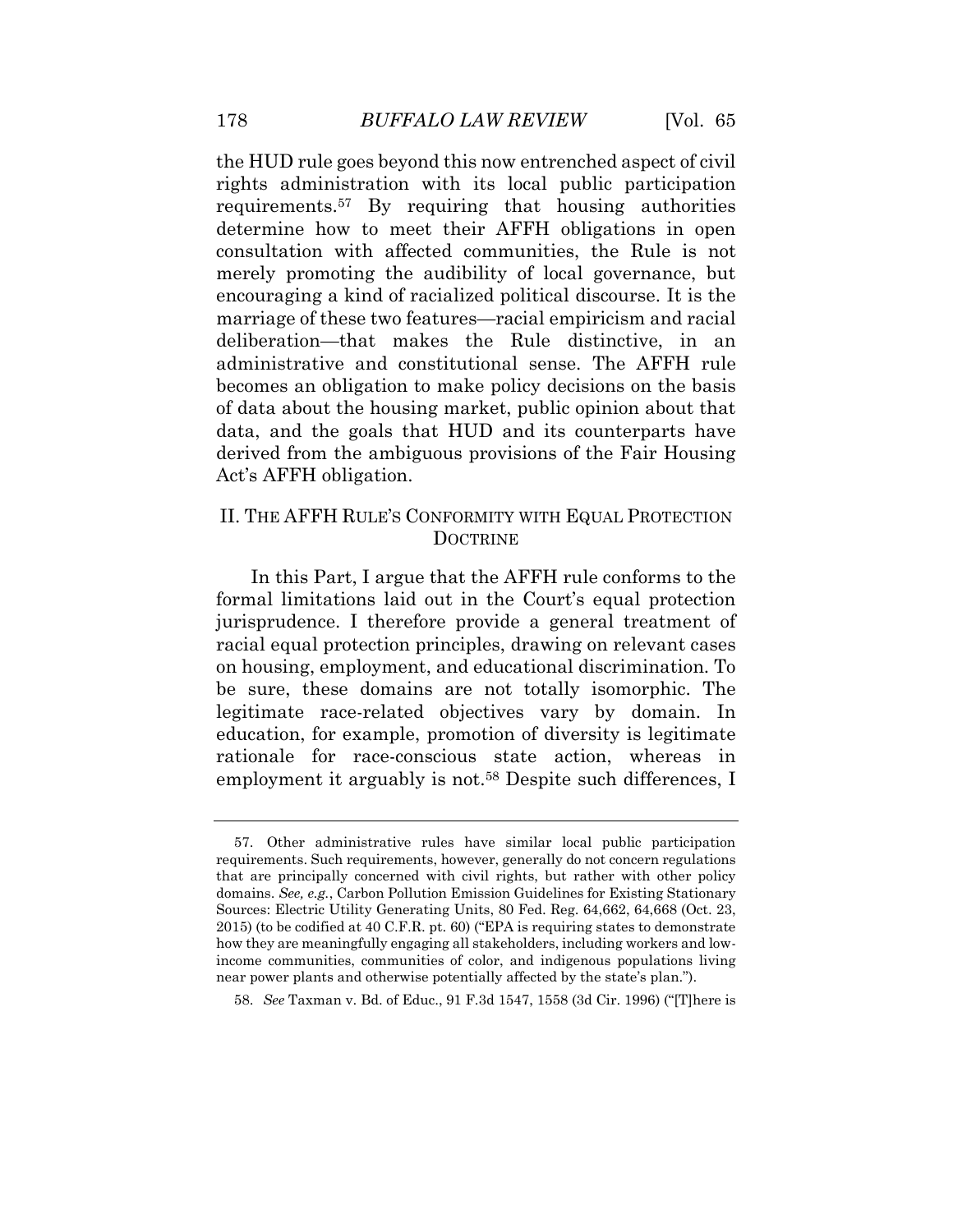the HUD rule goes beyond this now entrenched aspect of civil rights administration with its local public participation requirements.[57] By requiring that housing authorities determine how to meet their AFFH obligations in open consultation with affected communities, the Rule is not merely promoting the audibility of local governance, but encouraging a kind of racialized political discourse. It is the marriage of these two features—racial empiricism and racial deliberation—that makes the Rule distinctive, in an administrative and constitutional sense. The AFFH rule becomes an obligation to make policy decisions on the basis of data about the housing market, public opinion about that data, and the goals that HUD and its counterparts have derived from the ambiguous provisions of the Fair Housing Act's AFFH obligation.

## II. THE AFFH RULE'S CONFORMITY WITH EQUAL PROTECTION DOCTRINE

In this Part, I argue that the AFFH rule conforms to the formal limitations laid out in the Court's equal protection jurisprudence. I therefore provide a general treatment of racial equal protection principles, drawing on relevant cases on housing, employment, and educational discrimination. To be sure, these domains are not totally isomorphic. The legitimate race-related objectives vary by domain. In education, for example, promotion of diversity is legitimate rationale for race-conscious state action, whereas in employment it arguably is not.[58] Despite such differences, I

---

57. Other administrative rules have similar local public participation requirements. Such requirements, however, generally do not concern regulations that are principally concerned with civil rights, but rather with other policy domains. *See, e.g.*, Carbon Pollution Emission Guidelines for Existing Stationary Sources: Electric Utility Generating Units, 80 Fed. Reg. 64,662, 64,668 (Oct. 23, 2015) (to be codified at 40 C.F.R. pt. 60) ("EPA is requiring states to demonstrate how they are meaningfully engaging all stakeholders, including workers and low-income communities, communities of color, and indigenous populations living near power plants and otherwise potentially affected by the state's plan.").

58. *See* Taxman v. Bd. of Educ., 91 F.3d 1547, 1558 (3d Cir. 1996) ("[T]here is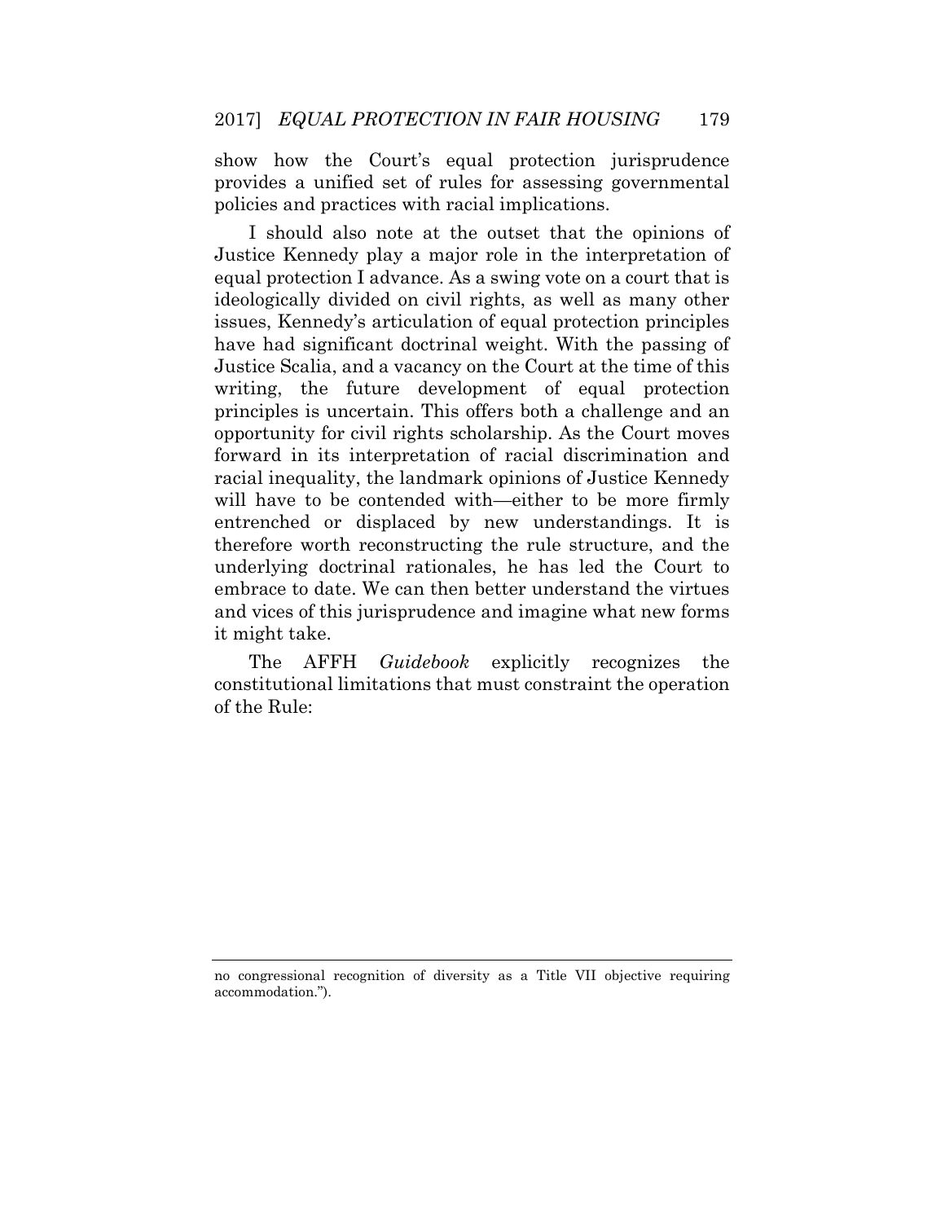show how the Court's equal protection jurisprudence provides a unified set of rules for assessing governmental policies and practices with racial implications.

I should also note at the outset that the opinions of Justice Kennedy play a major role in the interpretation of equal protection I advance. As a swing vote on a court that is ideologically divided on civil rights, as well as many other issues, Kennedy's articulation of equal protection principles have had significant doctrinal weight. With the passing of Justice Scalia, and a vacancy on the Court at the time of this writing, the future development of equal protection principles is uncertain. This offers both a challenge and an opportunity for civil rights scholarship. As the Court moves forward in its interpretation of racial discrimination and racial inequality, the landmark opinions of Justice Kennedy will have to be contended with—either to be more firmly entrenched or displaced by new understandings. It is therefore worth reconstructing the rule structure, and the underlying doctrinal rationales, he has led the Court to embrace to date. We can then better understand the virtues and vices of this jurisprudence and imagine what new forms it might take.

The AFFH *Guidebook* explicitly recognizes the constitutional limitations that must constraint the operation of the Rule:

---

no congressional recognition of diversity as a Title VII objective requiring accommodation.").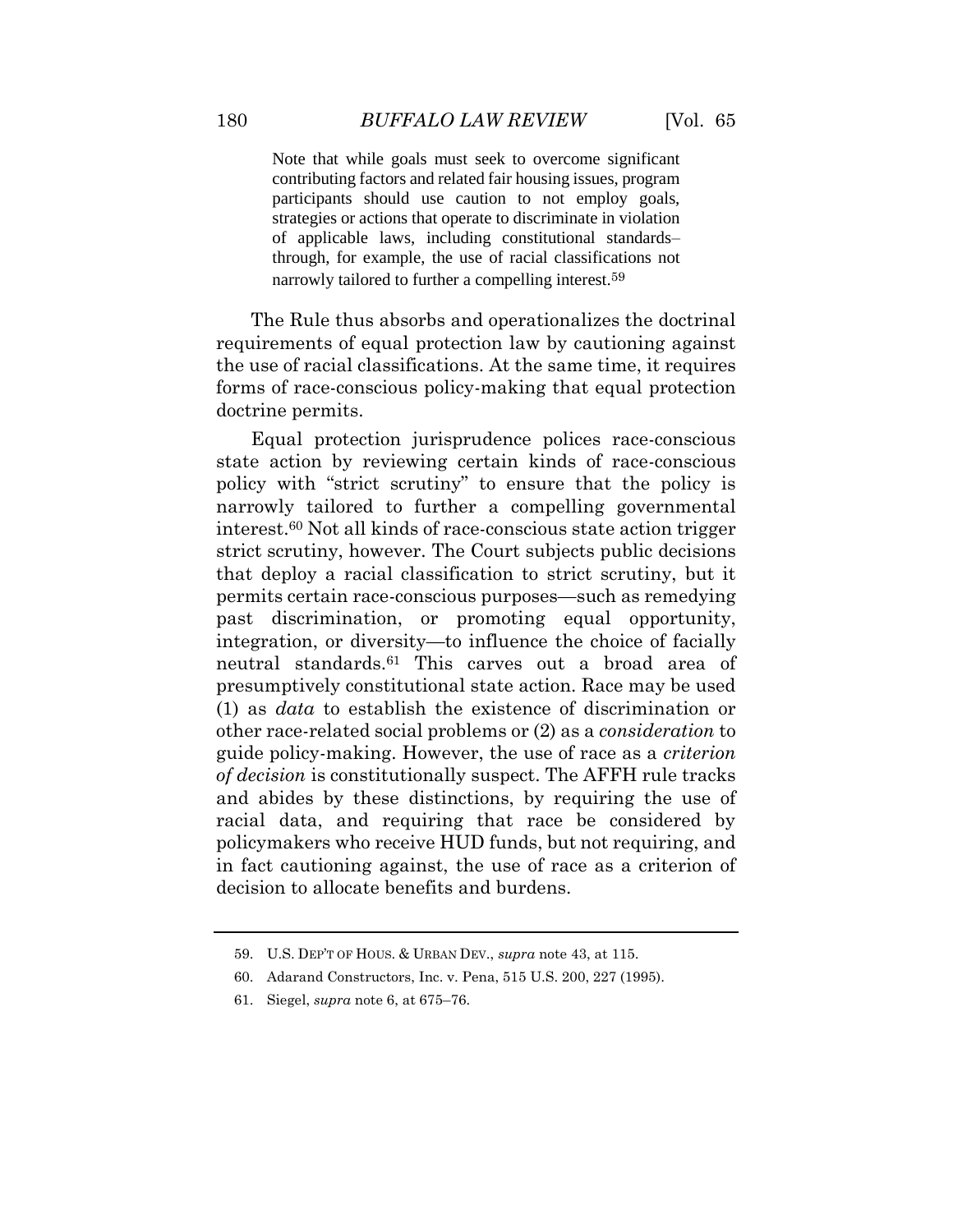> Note that while goals must seek to overcome significant contributing factors and related fair housing issues, program participants should use caution to not employ goals, strategies or actions that operate to discriminate in violation of applicable laws, including constitutional standards–through, for example, the use of racial classifications not narrowly tailored to further a compelling interest.[59]

The Rule thus absorbs and operationalizes the doctrinal requirements of equal protection law by cautioning against the use of racial classifications. At the same time, it requires forms of race-conscious policy-making that equal protection doctrine permits.

Equal protection jurisprudence polices race-conscious state action by reviewing certain kinds of race-conscious policy with "strict scrutiny" to ensure that the policy is narrowly tailored to further a compelling governmental interest.[60] Not all kinds of race-conscious state action trigger strict scrutiny, however. The Court subjects public decisions that deploy a racial classification to strict scrutiny, but it permits certain race-conscious purposes—such as remedying past discrimination, or promoting equal opportunity, integration, or diversity—to influence the choice of facially neutral standards.[61] This carves out a broad area of presumptively constitutional state action. Race may be used (1) as *data* to establish the existence of discrimination or other race-related social problems or (2) as a *consideration* to guide policy-making. However, the use of race as a *criterion of decision* is constitutionally suspect. The AFFH rule tracks and abides by these distinctions, by requiring the use of racial data, and requiring that race be considered by policymakers who receive HUD funds, but not requiring, and in fact cautioning against, the use of race as a criterion of decision to allocate benefits and burdens.

---

59. U.S. DEP'T OF HOUS. & URBAN DEV., *supra* note 43, at 115.

60. Adarand Constructors, Inc. v. Pena, 515 U.S. 200, 227 (1995).

61. Siegel, *supra* note 6, at 675–76.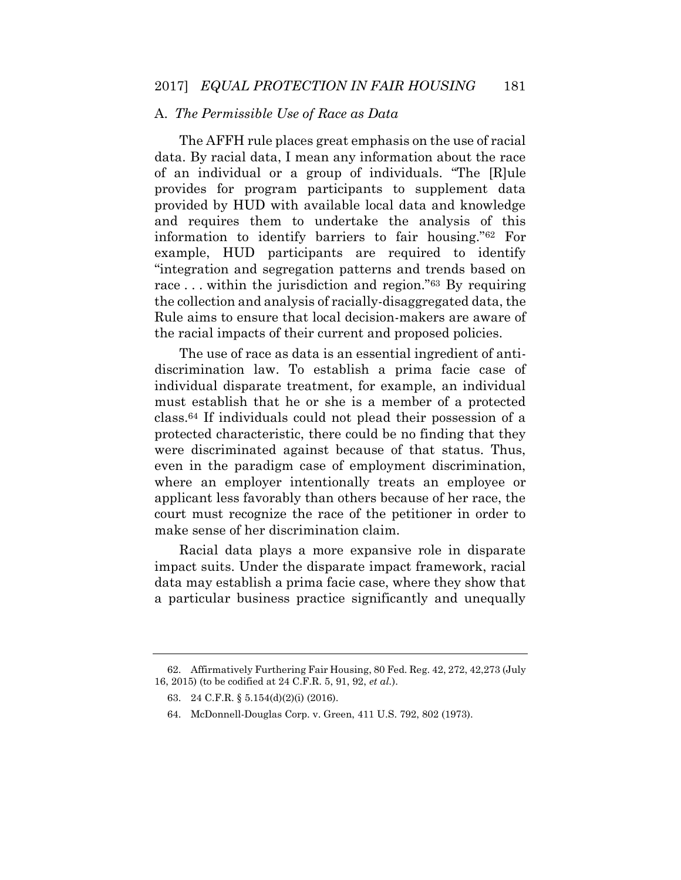## A. *The Permissible Use of Race as Data*

The AFFH rule places great emphasis on the use of racial data. By racial data, I mean any information about the race of an individual or a group of individuals. "The [R]ule provides for program participants to supplement data provided by HUD with available local data and knowledge and requires them to undertake the analysis of this information to identify barriers to fair housing."[62] For example, HUD participants are required to identify "integration and segregation patterns and trends based on race . . . within the jurisdiction and region."[63] By requiring the collection and analysis of racially-disaggregated data, the Rule aims to ensure that local decision-makers are aware of the racial impacts of their current and proposed policies.

The use of race as data is an essential ingredient of anti-discrimination law. To establish a prima facie case of individual disparate treatment, for example, an individual must establish that he or she is a member of a protected class.[64] If individuals could not plead their possession of a protected characteristic, there could be no finding that they were discriminated against because of that status. Thus, even in the paradigm case of employment discrimination, where an employer intentionally treats an employee or applicant less favorably than others because of her race, the court must recognize the race of the petitioner in order to make sense of her discrimination claim.

Racial data plays a more expansive role in disparate impact suits. Under the disparate impact framework, racial data may establish a prima facie case, where they show that a particular business practice significantly and unequally

---

62. Affirmatively Furthering Fair Housing, 80 Fed. Reg. 42, 272, 42,273 (July 16, 2015) (to be codified at 24 C.F.R. 5, 91, 92, *et al.*).

63. 24 C.F.R. § 5.154(d)(2)(i) (2016).

64. McDonnell-Douglas Corp. v. Green, 411 U.S. 792, 802 (1973).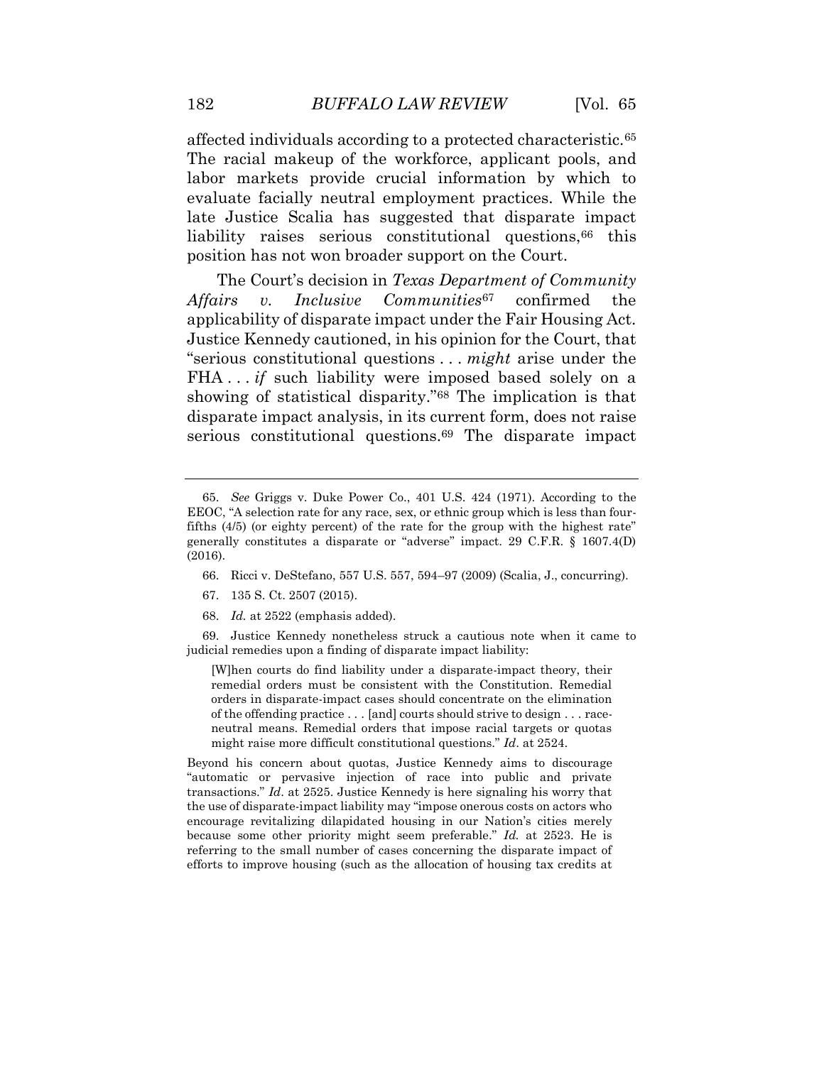affected individuals according to a protected characteristic.[65] The racial makeup of the workforce, applicant pools, and labor markets provide crucial information by which to evaluate facially neutral employment practices. While the late Justice Scalia has suggested that disparate impact liability raises serious constitutional questions,[66] this position has not won broader support on the Court.

The Court's decision in *Texas Department of Community Affairs v. Inclusive Communities*[67] confirmed the applicability of disparate impact under the Fair Housing Act. Justice Kennedy cautioned, in his opinion for the Court, that "serious constitutional questions . . . *might* arise under the FHA . . . *if* such liability were imposed based solely on a showing of statistical disparity."[68] The implication is that disparate impact analysis, in its current form, does not raise serious constitutional questions.[69] The disparate impact

---

65. *See* Griggs v. Duke Power Co., 401 U.S. 424 (1971). According to the EEOC, "A selection rate for any race, sex, or ethnic group which is less than four-fifths (4/5) (or eighty percent) of the rate for the group with the highest rate" generally constitutes a disparate or "adverse" impact. 29 C.F.R. § 1607.4(D) (2016).

66. Ricci v. DeStefano, 557 U.S. 557, 594–97 (2009) (Scalia, J., concurring).

67. 135 S. Ct. 2507 (2015).

68. *Id.* at 2522 (emphasis added).

69. Justice Kennedy nonetheless struck a cautious note when it came to judicial remedies upon a finding of disparate impact liability:

> [W]hen courts do find liability under a disparate-impact theory, their remedial orders must be consistent with the Constitution. Remedial orders in disparate-impact cases should concentrate on the elimination of the offending practice . . . [and] courts should strive to design . . . race-neutral means. Remedial orders that impose racial targets or quotas might raise more difficult constitutional questions." *Id*. at 2524.

Beyond his concern about quotas, Justice Kennedy aims to discourage "automatic or pervasive injection of race into public and private transactions." *Id*. at 2525. Justice Kennedy is here signaling his worry that the use of disparate-impact liability may "impose onerous costs on actors who encourage revitalizing dilapidated housing in our Nation's cities merely because some other priority might seem preferable." *Id.* at 2523. He is referring to the small number of cases concerning the disparate impact of efforts to improve housing (such as the allocation of housing tax credits at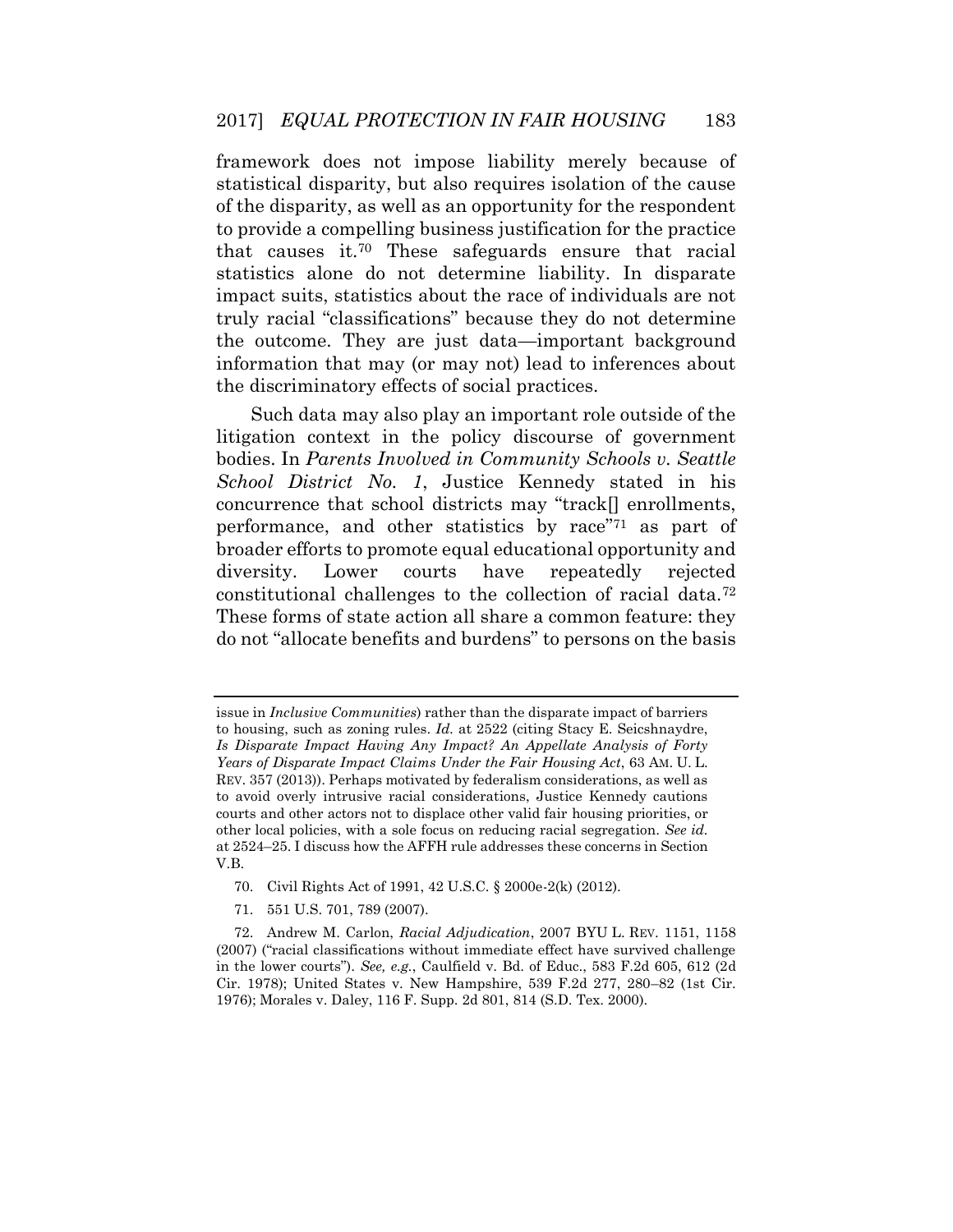framework does not impose liability merely because of statistical disparity, but also requires isolation of the cause of the disparity, as well as an opportunity for the respondent to provide a compelling business justification for the practice that causes it.[70] These safeguards ensure that racial statistics alone do not determine liability. In disparate impact suits, statistics about the race of individuals are not truly racial "classifications" because they do not determine the outcome. They are just data—important background information that may (or may not) lead to inferences about the discriminatory effects of social practices.

Such data may also play an important role outside of the litigation context in the policy discourse of government bodies. In *Parents Involved in Community Schools v. Seattle School District No. 1*, Justice Kennedy stated in his concurrence that school districts may "track[] enrollments, performance, and other statistics by race"[71] as part of broader efforts to promote equal educational opportunity and diversity. Lower courts have repeatedly rejected constitutional challenges to the collection of racial data.[72] These forms of state action all share a common feature: they do not "allocate benefits and burdens" to persons on the basis

---

issue in *Inclusive Communities*) rather than the disparate impact of barriers to housing, such as zoning rules. *Id.* at 2522 (citing Stacy E. Seicshnaydre, *Is Disparate Impact Having Any Impact? An Appellate Analysis of Forty Years of Disparate Impact Claims Under the Fair Housing Act*, 63 AM. U. L. REV. 357 (2013)). Perhaps motivated by federalism considerations, as well as to avoid overly intrusive racial considerations, Justice Kennedy cautions courts and other actors not to displace other valid fair housing priorities, or other local policies, with a sole focus on reducing racial segregation. *See id.* at 2524–25. I discuss how the AFFH rule addresses these concerns in Section V.B.

70. Civil Rights Act of 1991, 42 U.S.C. § 2000e-2(k) (2012).

71. 551 U.S. 701, 789 (2007).

72. Andrew M. Carlon, *Racial Adjudication*, 2007 BYU L. REV. 1151, 1158 (2007) ("racial classifications without immediate effect have survived challenge in the lower courts"). *See, e.g.*, Caulfield v. Bd. of Educ., 583 F.2d 605, 612 (2d Cir. 1978); United States v. New Hampshire, 539 F.2d 277, 280–82 (1st Cir. 1976); Morales v. Daley, 116 F. Supp. 2d 801, 814 (S.D. Tex. 2000).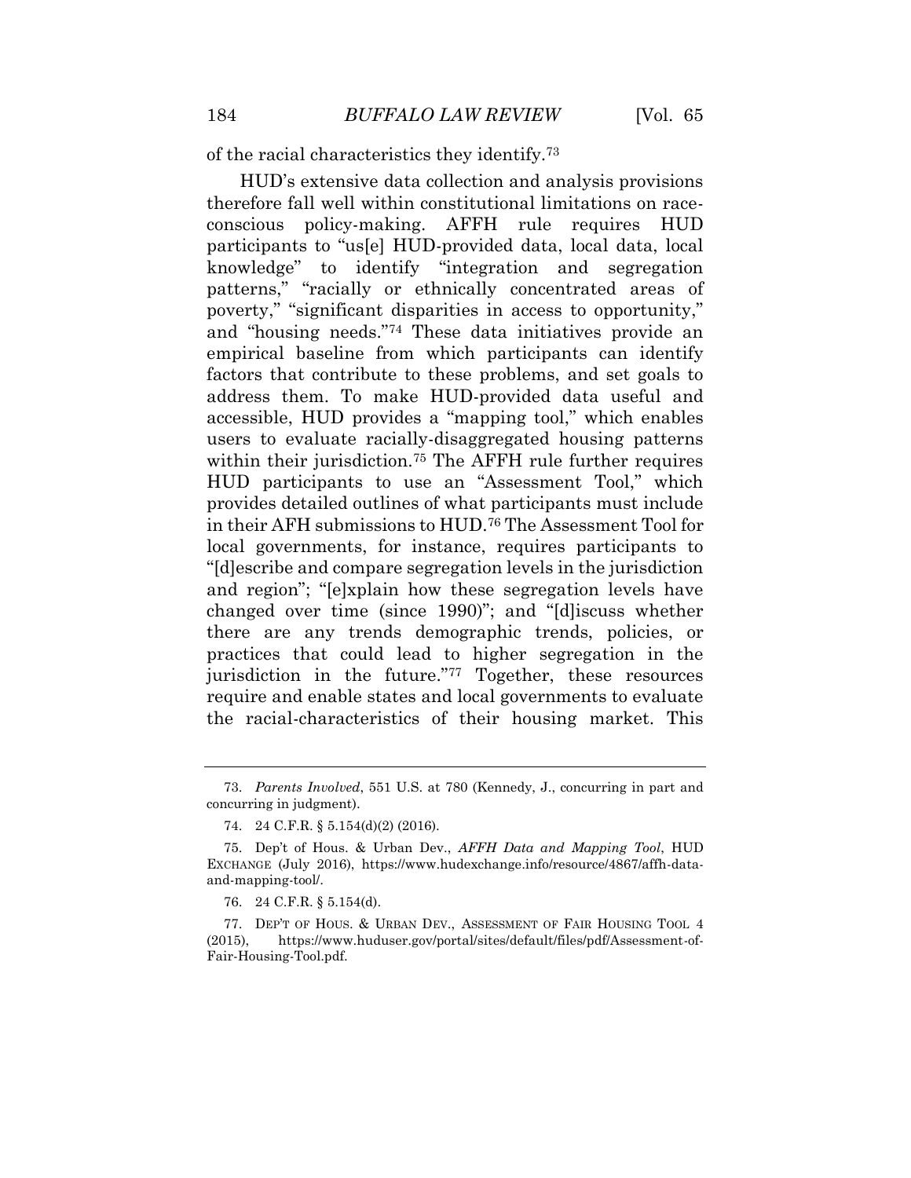of the racial characteristics they identify.[73]

HUD's extensive data collection and analysis provisions therefore fall well within constitutional limitations on race-conscious policy-making. AFFH rule requires HUD participants to "us[e] HUD-provided data, local data, local knowledge" to identify "integration and segregation patterns," "racially or ethnically concentrated areas of poverty," "significant disparities in access to opportunity," and "housing needs."[74] These data initiatives provide an empirical baseline from which participants can identify factors that contribute to these problems, and set goals to address them. To make HUD-provided data useful and accessible, HUD provides a "mapping tool," which enables users to evaluate racially-disaggregated housing patterns within their jurisdiction.[75] The AFFH rule further requires HUD participants to use an "Assessment Tool," which provides detailed outlines of what participants must include in their AFH submissions to HUD.[76] The Assessment Tool for local governments, for instance, requires participants to "[d]escribe and compare segregation levels in the jurisdiction and region"; "[e]xplain how these segregation levels have changed over time (since 1990)"; and "[d]iscuss whether there are any trends demographic trends, policies, or practices that could lead to higher segregation in the jurisdiction in the future."[77] Together, these resources require and enable states and local governments to evaluate the racial-characteristics of their housing market. This

---

73. *Parents Involved*, 551 U.S. at 780 (Kennedy, J., concurring in part and concurring in judgment).

74. 24 C.F.R. § 5.154(d)(2) (2016).

75. Dep't of Hous. & Urban Dev., *AFFH Data and Mapping Tool*, HUD EXCHANGE (July 2016), https://www.hudexchange.info/resource/4867/affh-data-and-mapping-tool/.

76. 24 C.F.R. § 5.154(d).

77. DEP'T OF HOUS. & URBAN DEV., ASSESSMENT OF FAIR HOUSING TOOL 4 (2015), https://www.huduser.gov/portal/sites/default/files/pdf/Assessment-of-Fair-Housing-Tool.pdf.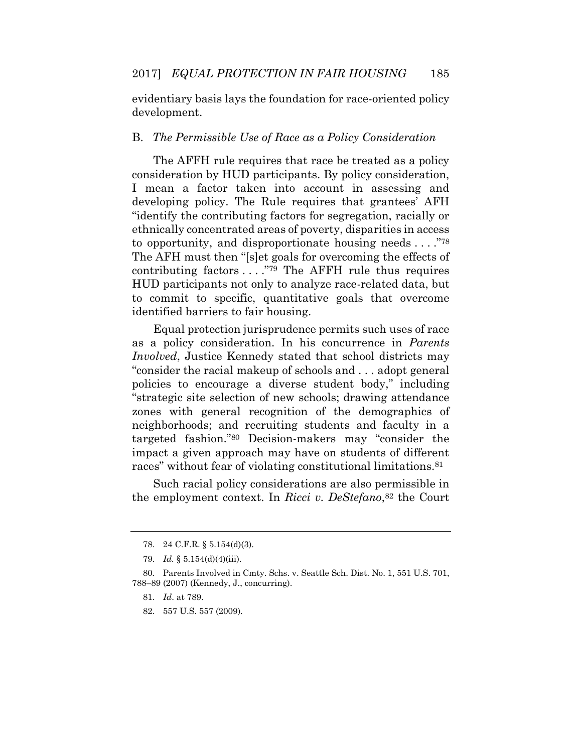evidentiary basis lays the foundation for race-oriented policy development.

## B. *The Permissible Use of Race as a Policy Consideration*

The AFFH rule requires that race be treated as a policy consideration by HUD participants. By policy consideration, I mean a factor taken into account in assessing and developing policy. The Rule requires that grantees' AFH "identify the contributing factors for segregation, racially or ethnically concentrated areas of poverty, disparities in access to opportunity, and disproportionate housing needs . . . ."[78] The AFH must then "[s]et goals for overcoming the effects of contributing factors . . . ."[79] The AFFH rule thus requires HUD participants not only to analyze race-related data, but to commit to specific, quantitative goals that overcome identified barriers to fair housing.

Equal protection jurisprudence permits such uses of race as a policy consideration. In his concurrence in *Parents Involved*, Justice Kennedy stated that school districts may "consider the racial makeup of schools and . . . adopt general policies to encourage a diverse student body," including "strategic site selection of new schools; drawing attendance zones with general recognition of the demographics of neighborhoods; and recruiting students and faculty in a targeted fashion."[80] Decision-makers may "consider the impact a given approach may have on students of different races" without fear of violating constitutional limitations.[81]

Such racial policy considerations are also permissible in the employment context. In *Ricci v. DeStefano*,[82] the Court

---

78. 24 C.F.R. § 5.154(d)(3).

79. *Id.* § 5.154(d)(4)(iii).

80. Parents Involved in Cmty. Schs. v. Seattle Sch. Dist. No. 1, 551 U.S. 701, 788–89 (2007) (Kennedy, J., concurring).

81. *Id*. at 789.

82. 557 U.S. 557 (2009).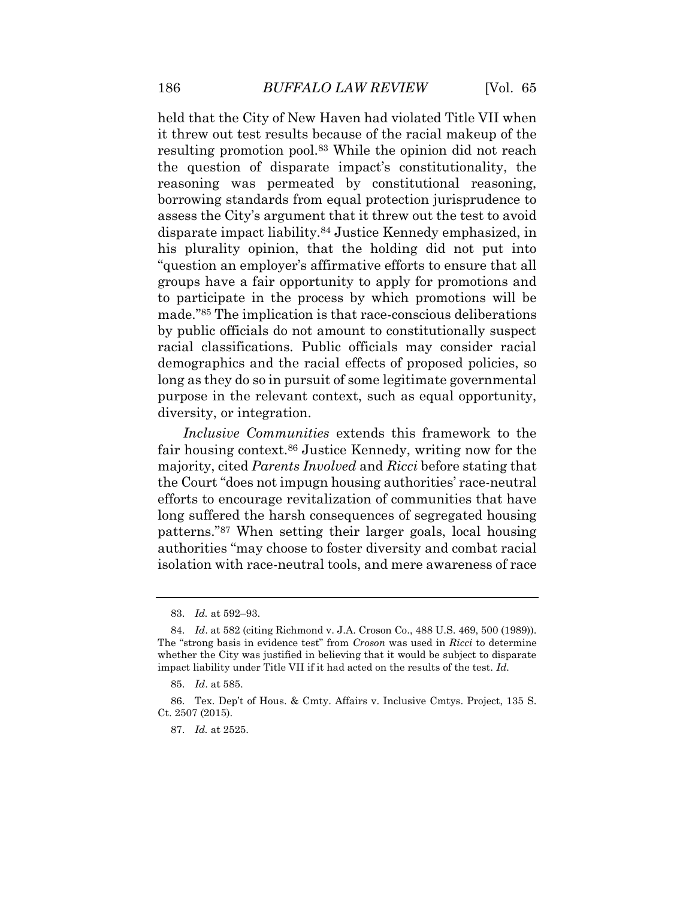held that the City of New Haven had violated Title VII when it threw out test results because of the racial makeup of the resulting promotion pool.[83] While the opinion did not reach the question of disparate impact's constitutionality, the reasoning was permeated by constitutional reasoning, borrowing standards from equal protection jurisprudence to assess the City's argument that it threw out the test to avoid disparate impact liability.[84] Justice Kennedy emphasized, in his plurality opinion, that the holding did not put into "question an employer's affirmative efforts to ensure that all groups have a fair opportunity to apply for promotions and to participate in the process by which promotions will be made."[85] The implication is that race-conscious deliberations by public officials do not amount to constitutionally suspect racial classifications. Public officials may consider racial demographics and the racial effects of proposed policies, so long as they do so in pursuit of some legitimate governmental purpose in the relevant context, such as equal opportunity, diversity, or integration.

*Inclusive Communities* extends this framework to the fair housing context.[86] Justice Kennedy, writing now for the majority, cited *Parents Involved* and *Ricci* before stating that the Court "does not impugn housing authorities' race-neutral efforts to encourage revitalization of communities that have long suffered the harsh consequences of segregated housing patterns."[87] When setting their larger goals, local housing authorities "may choose to foster diversity and combat racial isolation with race-neutral tools, and mere awareness of race

---

83. *Id.* at 592–93.

84. *Id*. at 582 (citing Richmond v. J.A. Croson Co., 488 U.S. 469, 500 (1989)). The "strong basis in evidence test" from *Croson* was used in *Ricci* to determine whether the City was justified in believing that it would be subject to disparate impact liability under Title VII if it had acted on the results of the test. *Id.*

85. *Id*. at 585.

86. Tex. Dep't of Hous. & Cmty. Affairs v. Inclusive Cmtys. Project, 135 S. Ct. 2507 (2015).

87. *Id.* at 2525.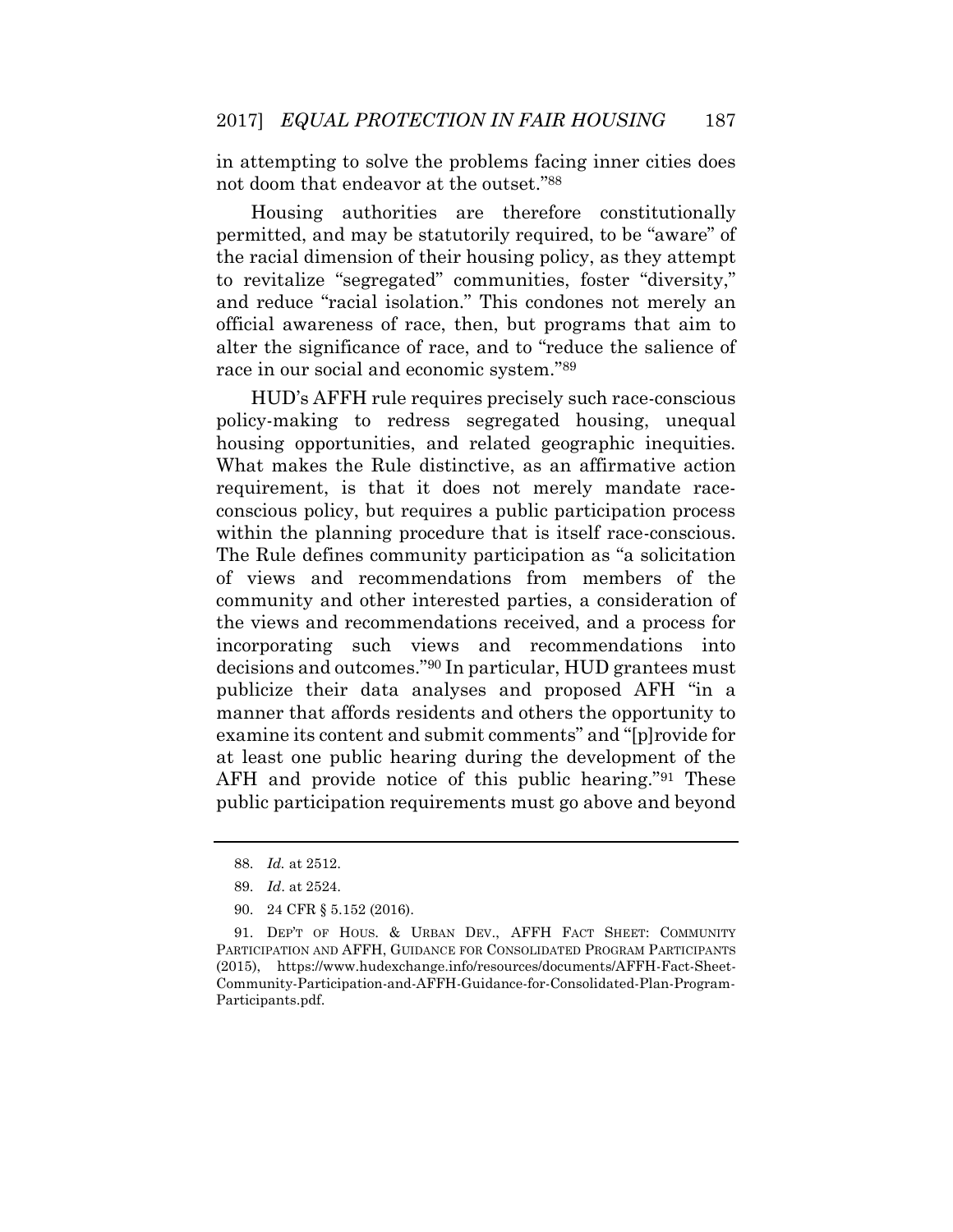in attempting to solve the problems facing inner cities does not doom that endeavor at the outset."[88]

Housing authorities are therefore constitutionally permitted, and may be statutorily required, to be "aware" of the racial dimension of their housing policy, as they attempt to revitalize "segregated" communities, foster "diversity," and reduce "racial isolation." This condones not merely an official awareness of race, then, but programs that aim to alter the significance of race, and to "reduce the salience of race in our social and economic system."[89]

HUD's AFFH rule requires precisely such race-conscious policy-making to redress segregated housing, unequal housing opportunities, and related geographic inequities. What makes the Rule distinctive, as an affirmative action requirement, is that it does not merely mandate race-conscious policy, but requires a public participation process within the planning procedure that is itself race-conscious. The Rule defines community participation as "a solicitation of views and recommendations from members of the community and other interested parties, a consideration of the views and recommendations received, and a process for incorporating such views and recommendations into decisions and outcomes."[90] In particular, HUD grantees must publicize their data analyses and proposed AFH "in a manner that affords residents and others the opportunity to examine its content and submit comments" and "[p]rovide for at least one public hearing during the development of the AFH and provide notice of this public hearing."[91] These public participation requirements must go above and beyond

---

88. *Id.* at 2512.

89. *Id*. at 2524.

90. 24 CFR § 5.152 (2016).

91. DEP'T OF HOUS. & URBAN DEV., AFFH FACT SHEET: COMMUNITY PARTICIPATION AND AFFH, GUIDANCE FOR CONSOLIDATED PROGRAM PARTICIPANTS (2015), https://www.hudexchange.info/resources/documents/AFFH-Fact-Sheet-Community-Participation-and-AFFH-Guidance-for-Consolidated-Plan-Program-Participants.pdf.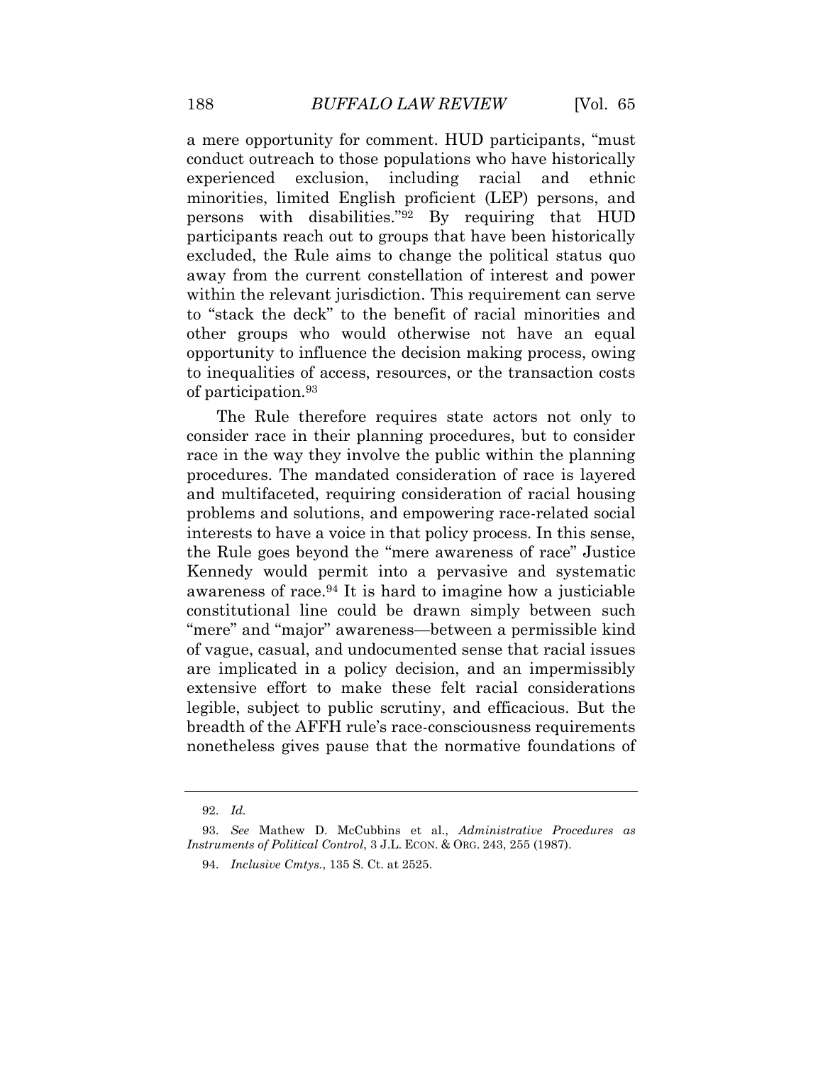a mere opportunity for comment. HUD participants, "must conduct outreach to those populations who have historically experienced exclusion, including racial and ethnic minorities, limited English proficient (LEP) persons, and persons with disabilities."[92] By requiring that HUD participants reach out to groups that have been historically excluded, the Rule aims to change the political status quo away from the current constellation of interest and power within the relevant jurisdiction. This requirement can serve to "stack the deck" to the benefit of racial minorities and other groups who would otherwise not have an equal opportunity to influence the decision making process, owing to inequalities of access, resources, or the transaction costs of participation.[93]

The Rule therefore requires state actors not only to consider race in their planning procedures, but to consider race in the way they involve the public within the planning procedures. The mandated consideration of race is layered and multifaceted, requiring consideration of racial housing problems and solutions, and empowering race-related social interests to have a voice in that policy process. In this sense, the Rule goes beyond the "mere awareness of race" Justice Kennedy would permit into a pervasive and systematic awareness of race.[94] It is hard to imagine how a justiciable constitutional line could be drawn simply between such "mere" and "major" awareness—between a permissible kind of vague, casual, and undocumented sense that racial issues are implicated in a policy decision, and an impermissibly extensive effort to make these felt racial considerations legible, subject to public scrutiny, and efficacious. But the breadth of the AFFH rule's race-consciousness requirements nonetheless gives pause that the normative foundations of

---

92. *Id.*

93. *See* Mathew D. McCubbins et al., *Administrative Procedures as Instruments of Political Control*, 3 J.L. ECON. & ORG. 243, 255 (1987).

94. *Inclusive Cmtys.*, 135 S. Ct. at 2525.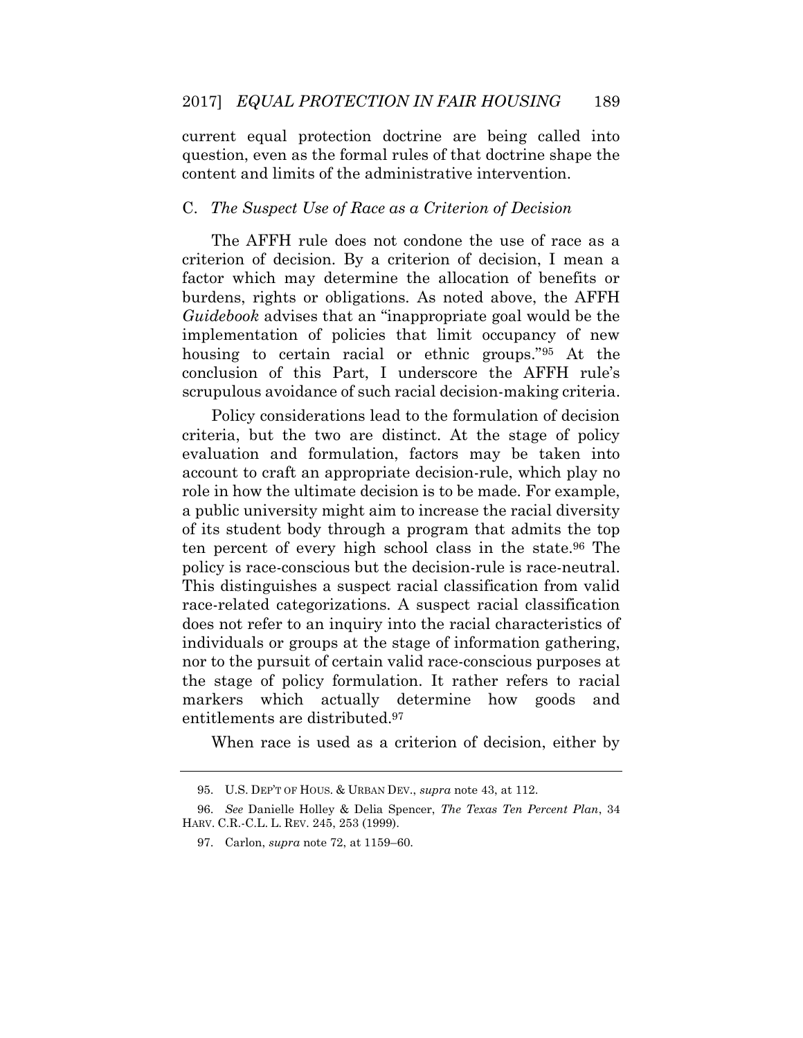current equal protection doctrine are being called into question, even as the formal rules of that doctrine shape the content and limits of the administrative intervention.

### C. *The Suspect Use of Race as a Criterion of Decision*

The AFFH rule does not condone the use of race as a criterion of decision. By a criterion of decision, I mean a factor which may determine the allocation of benefits or burdens, rights or obligations. As noted above, the AFFH *Guidebook* advises that an "inappropriate goal would be the implementation of policies that limit occupancy of new housing to certain racial or ethnic groups."[95] At the conclusion of this Part, I underscore the AFFH rule's scrupulous avoidance of such racial decision-making criteria.

Policy considerations lead to the formulation of decision criteria, but the two are distinct. At the stage of policy evaluation and formulation, factors may be taken into account to craft an appropriate decision-rule, which play no role in how the ultimate decision is to be made. For example, a public university might aim to increase the racial diversity of its student body through a program that admits the top ten percent of every high school class in the state.[96] The policy is race-conscious but the decision-rule is race-neutral. This distinguishes a suspect racial classification from valid race-related categorizations. A suspect racial classification does not refer to an inquiry into the racial characteristics of individuals or groups at the stage of information gathering, nor to the pursuit of certain valid race-conscious purposes at the stage of policy formulation. It rather refers to racial markers which actually determine how goods and entitlements are distributed.[97]

When race is used as a criterion of decision, either by

---

95. U.S. DEP'T OF HOUS. & URBAN DEV., *supra* note 43, at 112.

96. *See* Danielle Holley & Delia Spencer, *The Texas Ten Percent Plan*, 34 HARV. C.R.-C.L. L. REV. 245, 253 (1999).

97. Carlon, *supra* note 72, at 1159–60.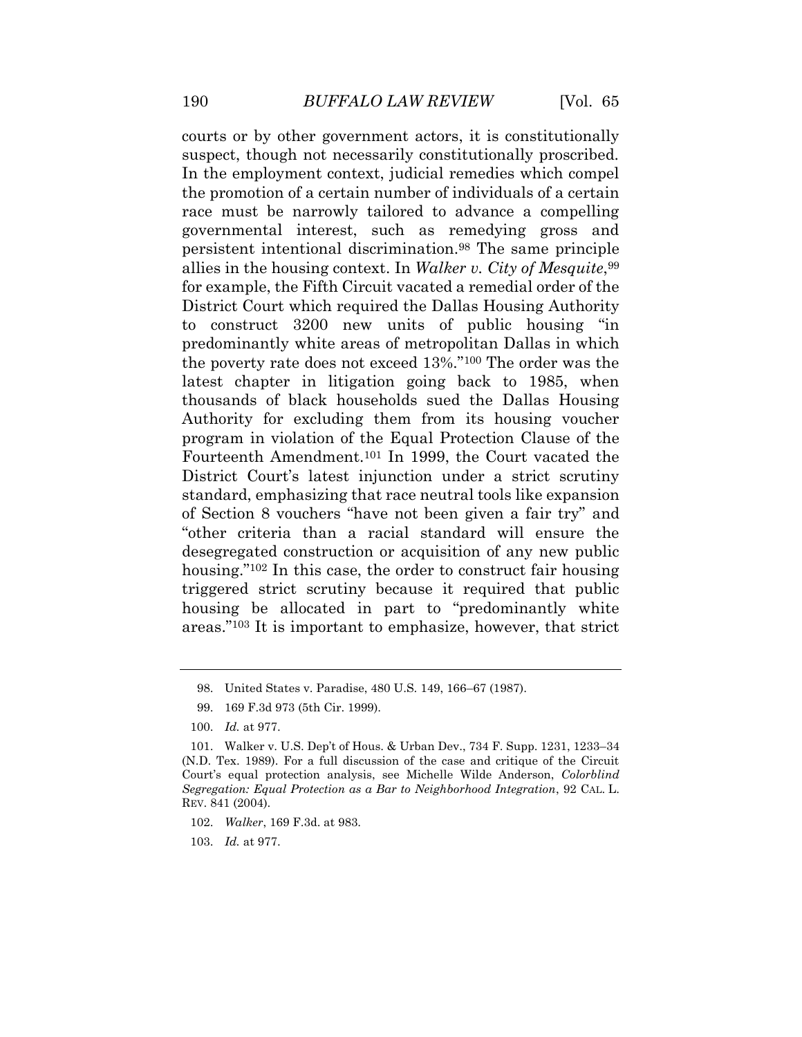courts or by other government actors, it is constitutionally suspect, though not necessarily constitutionally proscribed. In the employment context, judicial remedies which compel the promotion of a certain number of individuals of a certain race must be narrowly tailored to advance a compelling governmental interest, such as remedying gross and persistent intentional discrimination.[98] The same principle allies in the housing context. In *Walker v. City of Mesquite*,[99] for example, the Fifth Circuit vacated a remedial order of the District Court which required the Dallas Housing Authority to construct 3200 new units of public housing "in predominantly white areas of metropolitan Dallas in which the poverty rate does not exceed 13%."[100] The order was the latest chapter in litigation going back to 1985, when thousands of black households sued the Dallas Housing Authority for excluding them from its housing voucher program in violation of the Equal Protection Clause of the Fourteenth Amendment.[101] In 1999, the Court vacated the District Court's latest injunction under a strict scrutiny standard, emphasizing that race neutral tools like expansion of Section 8 vouchers "have not been given a fair try" and "other criteria than a racial standard will ensure the desegregated construction or acquisition of any new public housing."[102] In this case, the order to construct fair housing triggered strict scrutiny because it required that public housing be allocated in part to "predominantly white areas."[103] It is important to emphasize, however, that strict

---

98. United States v. Paradise, 480 U.S. 149, 166–67 (1987).

99. 169 F.3d 973 (5th Cir. 1999).

100. *Id.* at 977.

101. Walker v. U.S. Dep't of Hous. & Urban Dev., 734 F. Supp. 1231, 1233–34 (N.D. Tex. 1989). For a full discussion of the case and critique of the Circuit Court's equal protection analysis, see Michelle Wilde Anderson, *Colorblind Segregation: Equal Protection as a Bar to Neighborhood Integration*, 92 CAL. L. REV. 841 (2004).

102. *Walker*, 169 F.3d. at 983.

103. *Id.* at 977.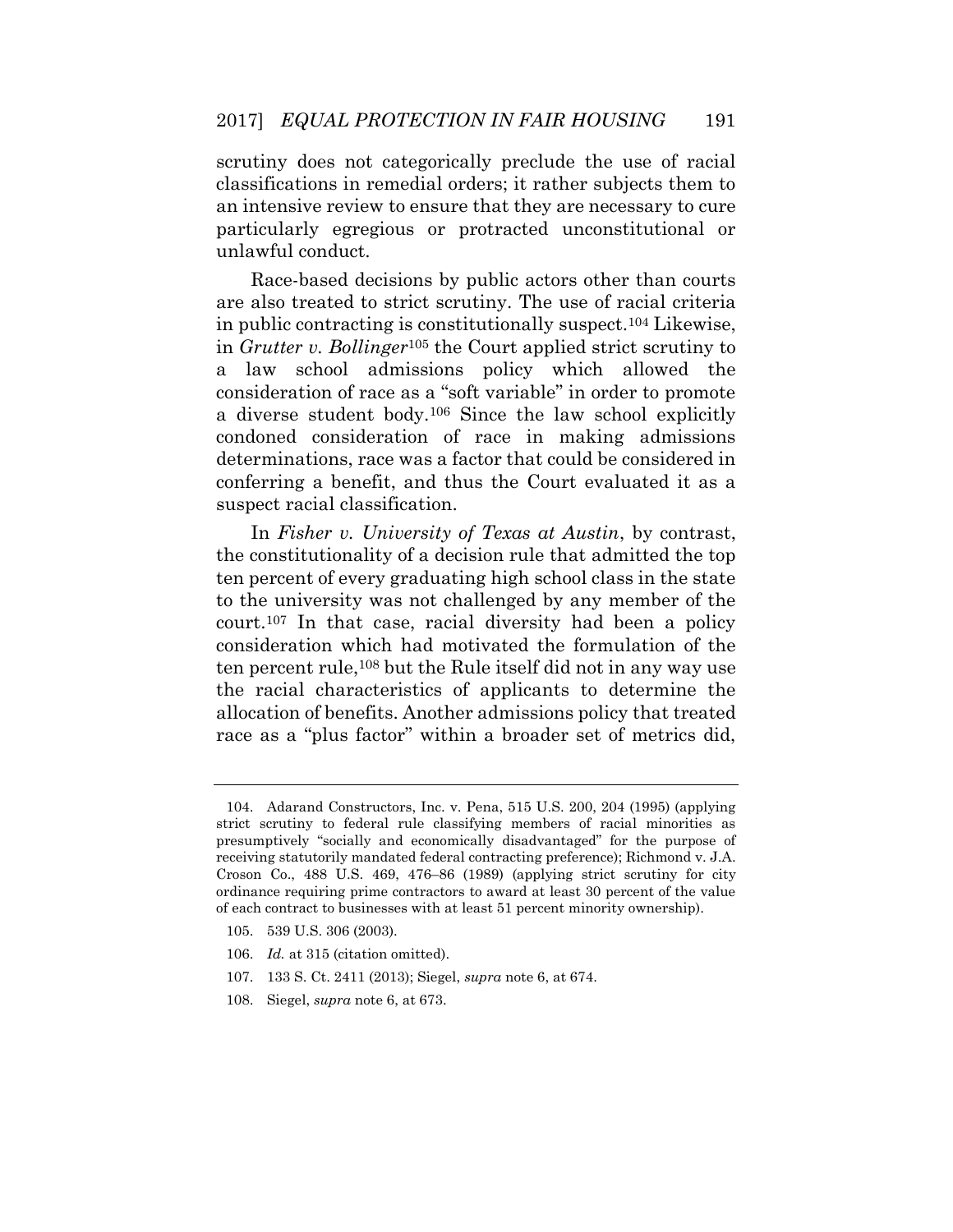scrutiny does not categorically preclude the use of racial classifications in remedial orders; it rather subjects them to an intensive review to ensure that they are necessary to cure particularly egregious or protracted unconstitutional or unlawful conduct.

Race-based decisions by public actors other than courts are also treated to strict scrutiny. The use of racial criteria in public contracting is constitutionally suspect.[104] Likewise, in *Grutter v. Bollinger*[105] the Court applied strict scrutiny to a law school admissions policy which allowed the consideration of race as a "soft variable" in order to promote a diverse student body.[106] Since the law school explicitly condoned consideration of race in making admissions determinations, race was a factor that could be considered in conferring a benefit, and thus the Court evaluated it as a suspect racial classification.

In *Fisher v. University of Texas at Austin*, by contrast, the constitutionality of a decision rule that admitted the top ten percent of every graduating high school class in the state to the university was not challenged by any member of the court.[107] In that case, racial diversity had been a policy consideration which had motivated the formulation of the ten percent rule,[108] but the Rule itself did not in any way use the racial characteristics of applicants to determine the allocation of benefits. Another admissions policy that treated race as a "plus factor" within a broader set of metrics did,

---

104. Adarand Constructors, Inc. v. Pena, 515 U.S. 200, 204 (1995) (applying strict scrutiny to federal rule classifying members of racial minorities as presumptively "socially and economically disadvantaged" for the purpose of receiving statutorily mandated federal contracting preference); Richmond v. J.A. Croson Co., 488 U.S. 469, 476–86 (1989) (applying strict scrutiny for city ordinance requiring prime contractors to award at least 30 percent of the value of each contract to businesses with at least 51 percent minority ownership).

105. 539 U.S. 306 (2003).

106. *Id.* at 315 (citation omitted).

107. 133 S. Ct. 2411 (2013); Siegel, *supra* note 6, at 674.

108. Siegel, *supra* note 6, at 673.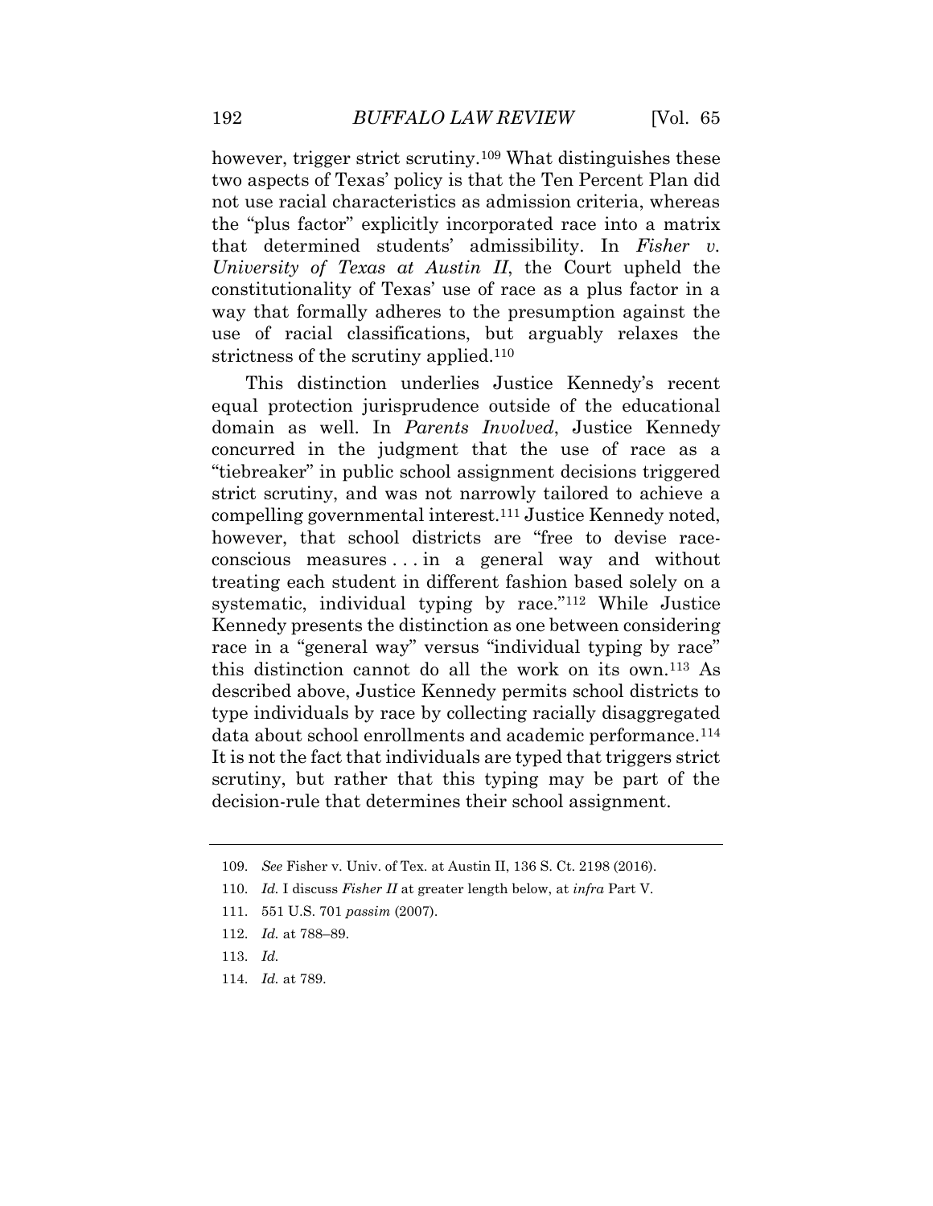however, trigger strict scrutiny.[109] What distinguishes these two aspects of Texas' policy is that the Ten Percent Plan did not use racial characteristics as admission criteria, whereas the "plus factor" explicitly incorporated race into a matrix that determined students' admissibility. In *Fisher v. University of Texas at Austin II*, the Court upheld the constitutionality of Texas' use of race as a plus factor in a way that formally adheres to the presumption against the use of racial classifications, but arguably relaxes the strictness of the scrutiny applied.[110]

This distinction underlies Justice Kennedy's recent equal protection jurisprudence outside of the educational domain as well. In *Parents Involved*, Justice Kennedy concurred in the judgment that the use of race as a "tiebreaker" in public school assignment decisions triggered strict scrutiny, and was not narrowly tailored to achieve a compelling governmental interest.[111] Justice Kennedy noted, however, that school districts are "free to devise race-conscious measures . . . in a general way and without treating each student in different fashion based solely on a systematic, individual typing by race."[112] While Justice Kennedy presents the distinction as one between considering race in a "general way" versus "individual typing by race" this distinction cannot do all the work on its own.[113] As described above, Justice Kennedy permits school districts to type individuals by race by collecting racially disaggregated data about school enrollments and academic performance.[114] It is not the fact that individuals are typed that triggers strict scrutiny, but rather that this typing may be part of the decision-rule that determines their school assignment.

---

109. *See* Fisher v. Univ. of Tex. at Austin II, 136 S. Ct. 2198 (2016).

110. *Id.* I discuss *Fisher II* at greater length below, at *infra* Part V.

111. 551 U.S. 701 *passim* (2007).

112. *Id.* at 788–89.

113. *Id.*

114. *Id.* at 789.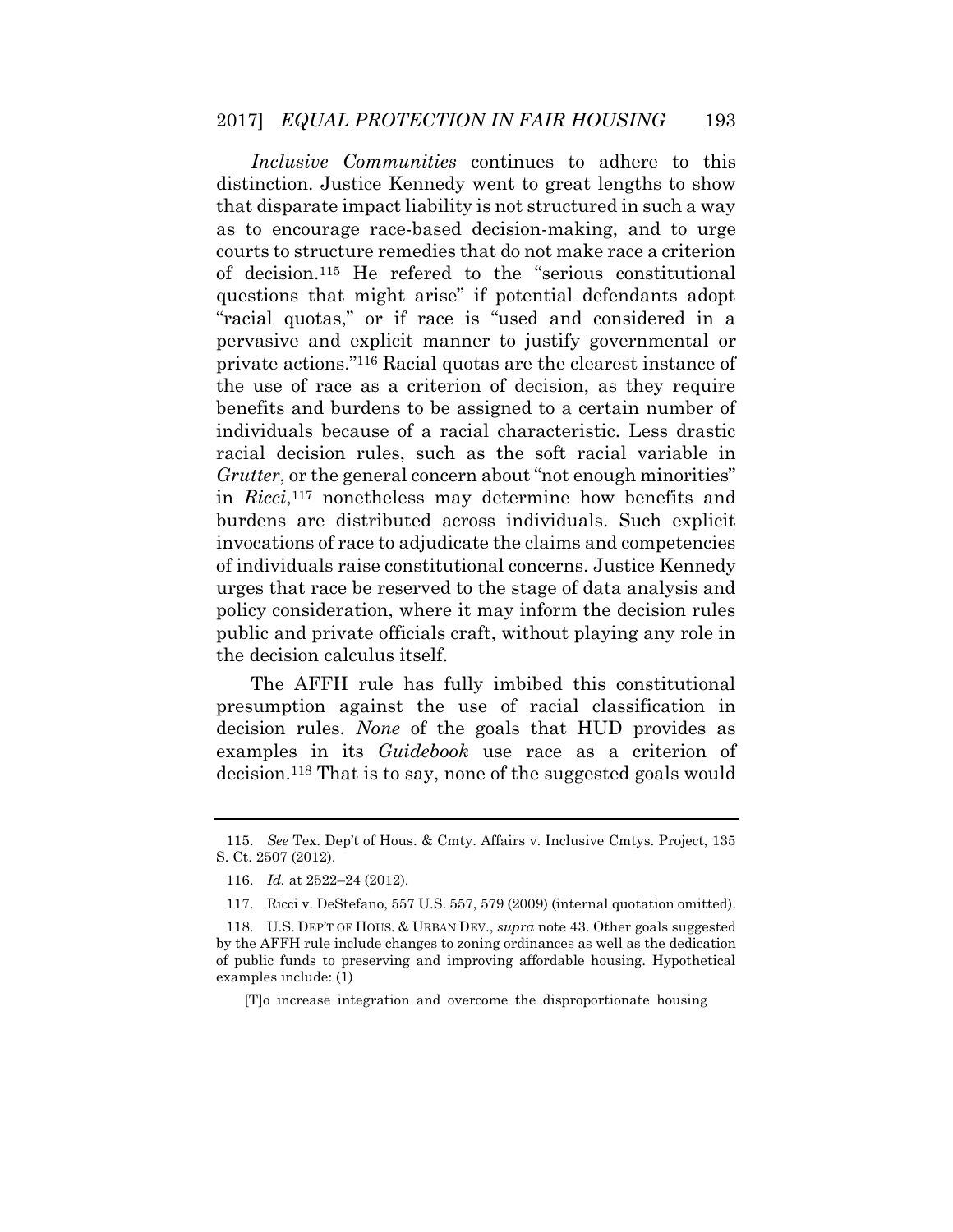*Inclusive Communities* continues to adhere to this distinction. Justice Kennedy went to great lengths to show that disparate impact liability is not structured in such a way as to encourage race-based decision-making, and to urge courts to structure remedies that do not make race a criterion of decision.[115] He refered to the "serious constitutional questions that might arise" if potential defendants adopt "racial quotas," or if race is "used and considered in a pervasive and explicit manner to justify governmental or private actions."[116] Racial quotas are the clearest instance of the use of race as a criterion of decision, as they require benefits and burdens to be assigned to a certain number of individuals because of a racial characteristic. Less drastic racial decision rules, such as the soft racial variable in *Grutter*, or the general concern about "not enough minorities" in *Ricci*,[117] nonetheless may determine how benefits and burdens are distributed across individuals. Such explicit invocations of race to adjudicate the claims and competencies of individuals raise constitutional concerns. Justice Kennedy urges that race be reserved to the stage of data analysis and policy consideration, where it may inform the decision rules public and private officials craft, without playing any role in the decision calculus itself.

The AFFH rule has fully imbibed this constitutional presumption against the use of racial classification in decision rules. *None* of the goals that HUD provides as examples in its *Guidebook* use race as a criterion of decision.[118] That is to say, none of the suggested goals would

---

115. *See* Tex. Dep't of Hous. & Cmty. Affairs v. Inclusive Cmtys. Project, 135 S. Ct. 2507 (2012).

116. *Id.* at 2522–24 (2012).

117. Ricci v. DeStefano, 557 U.S. 557, 579 (2009) (internal quotation omitted).

118. U.S. DEP'T OF HOUS. & URBAN DEV., *supra* note 43. Other goals suggested by the AFFH rule include changes to zoning ordinances as well as the dedication of public funds to preserving and improving affordable housing. Hypothetical examples include: (1)

> [T]o increase integration and overcome the disproportionate housing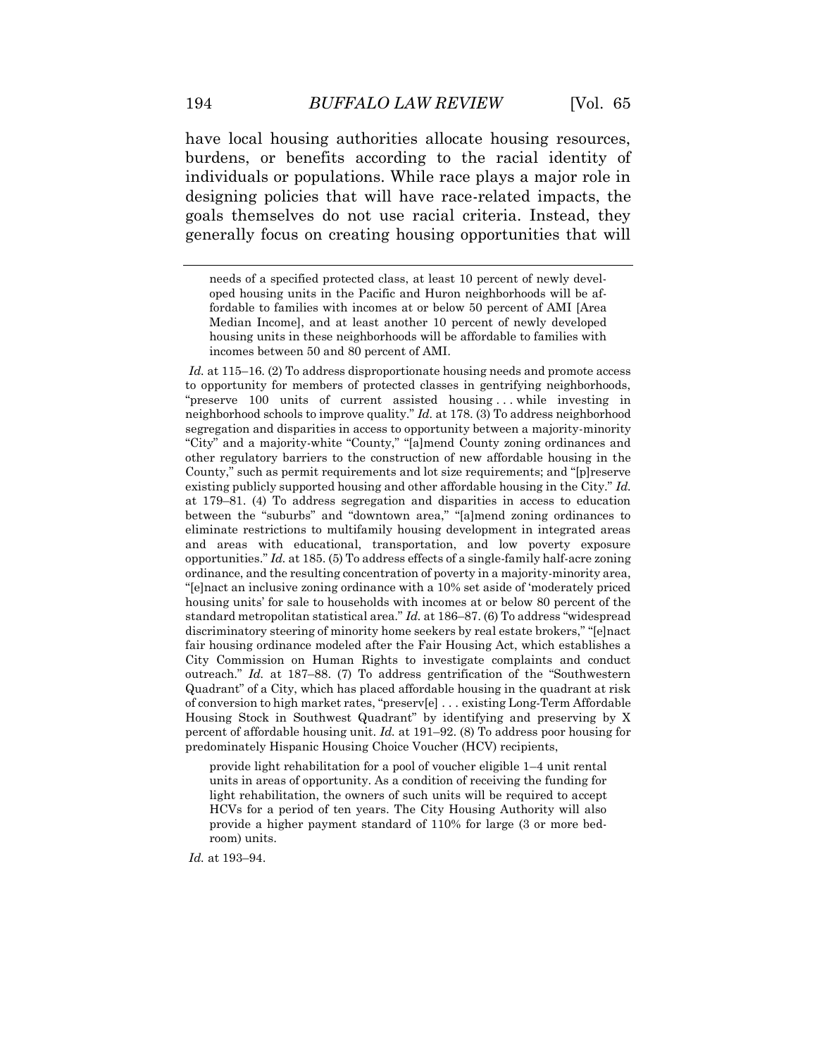have local housing authorities allocate housing resources, burdens, or benefits according to the racial identity of individuals or populations. While race plays a major role in designing policies that will have race-related impacts, the goals themselves do not use racial criteria. Instead, they generally focus on creating housing opportunities that will

---

> needs of a specified protected class, at least 10 percent of newly developed housing units in the Pacific and Huron neighborhoods will be affordable to families with incomes at or below 50 percent of AMI [Area Median Income], and at least another 10 percent of newly developed housing units in these neighborhoods will be affordable to families with incomes between 50 and 80 percent of AMI.

*Id.* at 115–16. (2) To address disproportionate housing needs and promote access to opportunity for members of protected classes in gentrifying neighborhoods, "preserve 100 units of current assisted housing . . . while investing in neighborhood schools to improve quality." *Id.* at 178. (3) To address neighborhood segregation and disparities in access to opportunity between a majority-minority "City" and a majority-white "County," "[a]mend County zoning ordinances and other regulatory barriers to the construction of new affordable housing in the County," such as permit requirements and lot size requirements; and "[p]reserve existing publicly supported housing and other affordable housing in the City." *Id.* at 179–81. (4) To address segregation and disparities in access to education between the "suburbs" and "downtown area," "[a]mend zoning ordinances to eliminate restrictions to multifamily housing development in integrated areas and areas with educational, transportation, and low poverty exposure opportunities." *Id.* at 185. (5) To address effects of a single-family half-acre zoning ordinance, and the resulting concentration of poverty in a majority-minority area, "[e]nact an inclusive zoning ordinance with a 10% set aside of 'moderately priced housing units' for sale to households with incomes at or below 80 percent of the standard metropolitan statistical area." *Id.* at 186–87. (6) To address "widespread discriminatory steering of minority home seekers by real estate brokers," "[e]nact fair housing ordinance modeled after the Fair Housing Act, which establishes a City Commission on Human Rights to investigate complaints and conduct outreach." *Id.* at 187–88. (7) To address gentrification of the "Southwestern Quadrant" of a City, which has placed affordable housing in the quadrant at risk of conversion to high market rates, "preserv[e] . . . existing Long-Term Affordable Housing Stock in Southwest Quadrant" by identifying and preserving by X percent of affordable housing unit. *Id.* at 191–92. (8) To address poor housing for predominately Hispanic Housing Choice Voucher (HCV) recipients,

> provide light rehabilitation for a pool of voucher eligible 1–4 unit rental units in areas of opportunity. As a condition of receiving the funding for light rehabilitation, the owners of such units will be required to accept HCVs for a period of ten years. The City Housing Authority will also provide a higher payment standard of 110% for large (3 or more bedroom) units.

*Id.* at 193–94.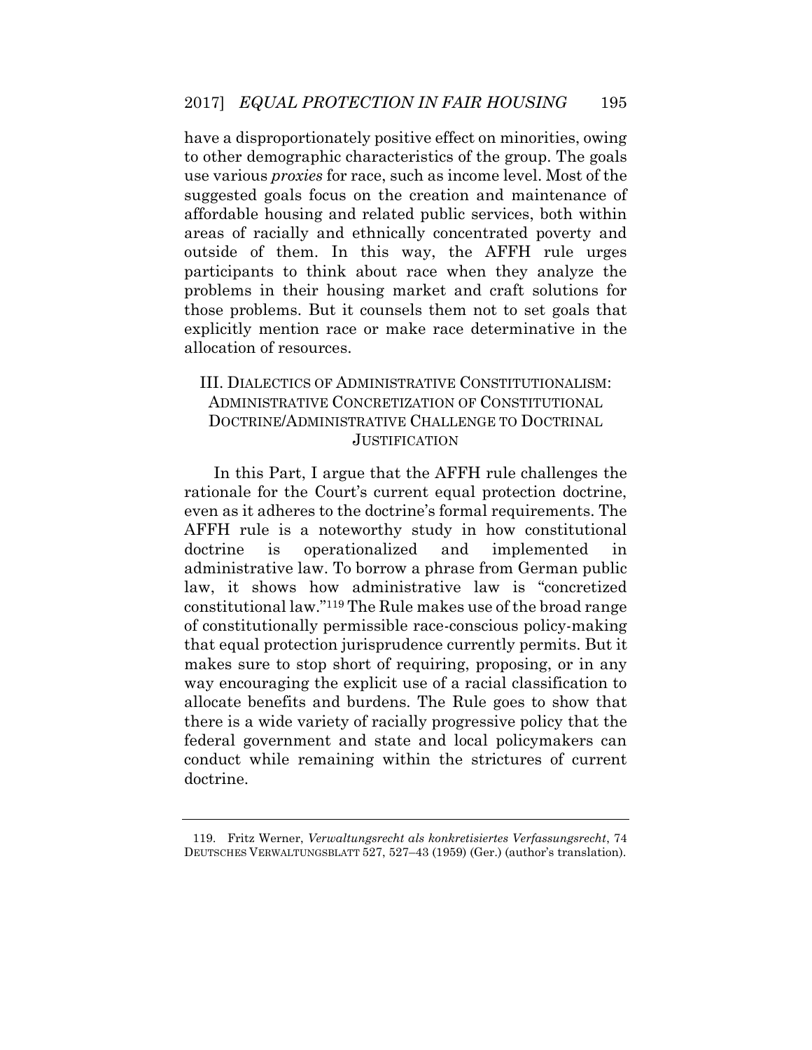have a disproportionately positive effect on minorities, owing to other demographic characteristics of the group. The goals use various *proxies* for race, such as income level. Most of the suggested goals focus on the creation and maintenance of affordable housing and related public services, both within areas of racially and ethnically concentrated poverty and outside of them. In this way, the AFFH rule urges participants to think about race when they analyze the problems in their housing market and craft solutions for those problems. But it counsels them not to set goals that explicitly mention race or make race determinative in the allocation of resources.

## III. DIALECTICS OF ADMINISTRATIVE CONSTITUTIONALISM: ADMINISTRATIVE CONCRETIZATION OF CONSTITUTIONAL DOCTRINE/ADMINISTRATIVE CHALLENGE TO DOCTRINAL JUSTIFICATION

In this Part, I argue that the AFFH rule challenges the rationale for the Court's current equal protection doctrine, even as it adheres to the doctrine's formal requirements. The AFFH rule is a noteworthy study in how constitutional doctrine is operationalized and implemented in administrative law. To borrow a phrase from German public law, it shows how administrative law is "concretized constitutional law."[119] The Rule makes use of the broad range of constitutionally permissible race-conscious policy-making that equal protection jurisprudence currently permits. But it makes sure to stop short of requiring, proposing, or in any way encouraging the explicit use of a racial classification to allocate benefits and burdens. The Rule goes to show that there is a wide variety of racially progressive policy that the federal government and state and local policymakers can conduct while remaining within the strictures of current doctrine.

---

119. Fritz Werner, *Verwaltungsrecht als konkretisiertes Verfassungsrecht*, 74 DEUTSCHES VERWALTUNGSBLATT 527, 527–43 (1959) (Ger.) (author's translation).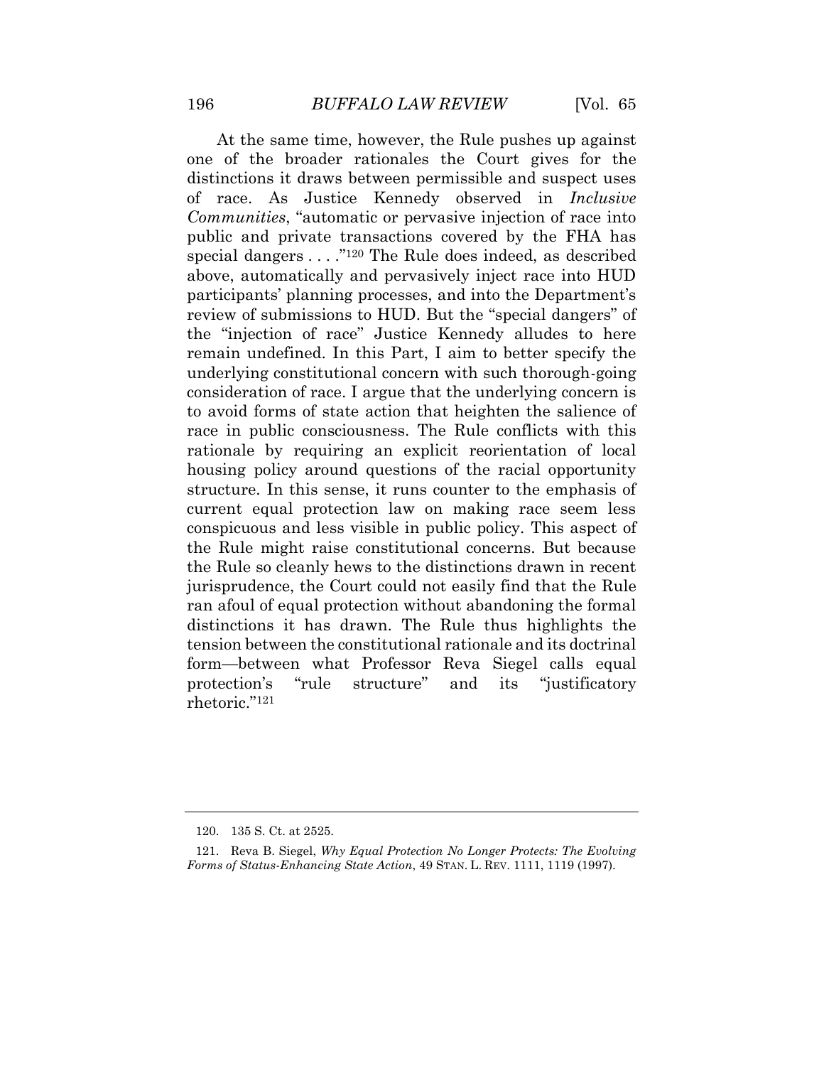At the same time, however, the Rule pushes up against one of the broader rationales the Court gives for the distinctions it draws between permissible and suspect uses of race. As Justice Kennedy observed in *Inclusive Communities*, "automatic or pervasive injection of race into public and private transactions covered by the FHA has special dangers . . . ."[120] The Rule does indeed, as described above, automatically and pervasively inject race into HUD participants' planning processes, and into the Department's review of submissions to HUD. But the "special dangers" of the "injection of race" Justice Kennedy alludes to here remain undefined. In this Part, I aim to better specify the underlying constitutional concern with such thorough-going consideration of race. I argue that the underlying concern is to avoid forms of state action that heighten the salience of race in public consciousness. The Rule conflicts with this rationale by requiring an explicit reorientation of local housing policy around questions of the racial opportunity structure. In this sense, it runs counter to the emphasis of current equal protection law on making race seem less conspicuous and less visible in public policy. This aspect of the Rule might raise constitutional concerns. But because the Rule so cleanly hews to the distinctions drawn in recent jurisprudence, the Court could not easily find that the Rule ran afoul of equal protection without abandoning the formal distinctions it has drawn. The Rule thus highlights the tension between the constitutional rationale and its doctrinal form—between what Professor Reva Siegel calls equal protection's "rule structure" and its "justificatory rhetoric."[121]

---

120. 135 S. Ct. at 2525.

121. Reva B. Siegel, *Why Equal Protection No Longer Protects: The Evolving Forms of Status-Enhancing State Action*, 49 STAN. L. REV. 1111, 1119 (1997).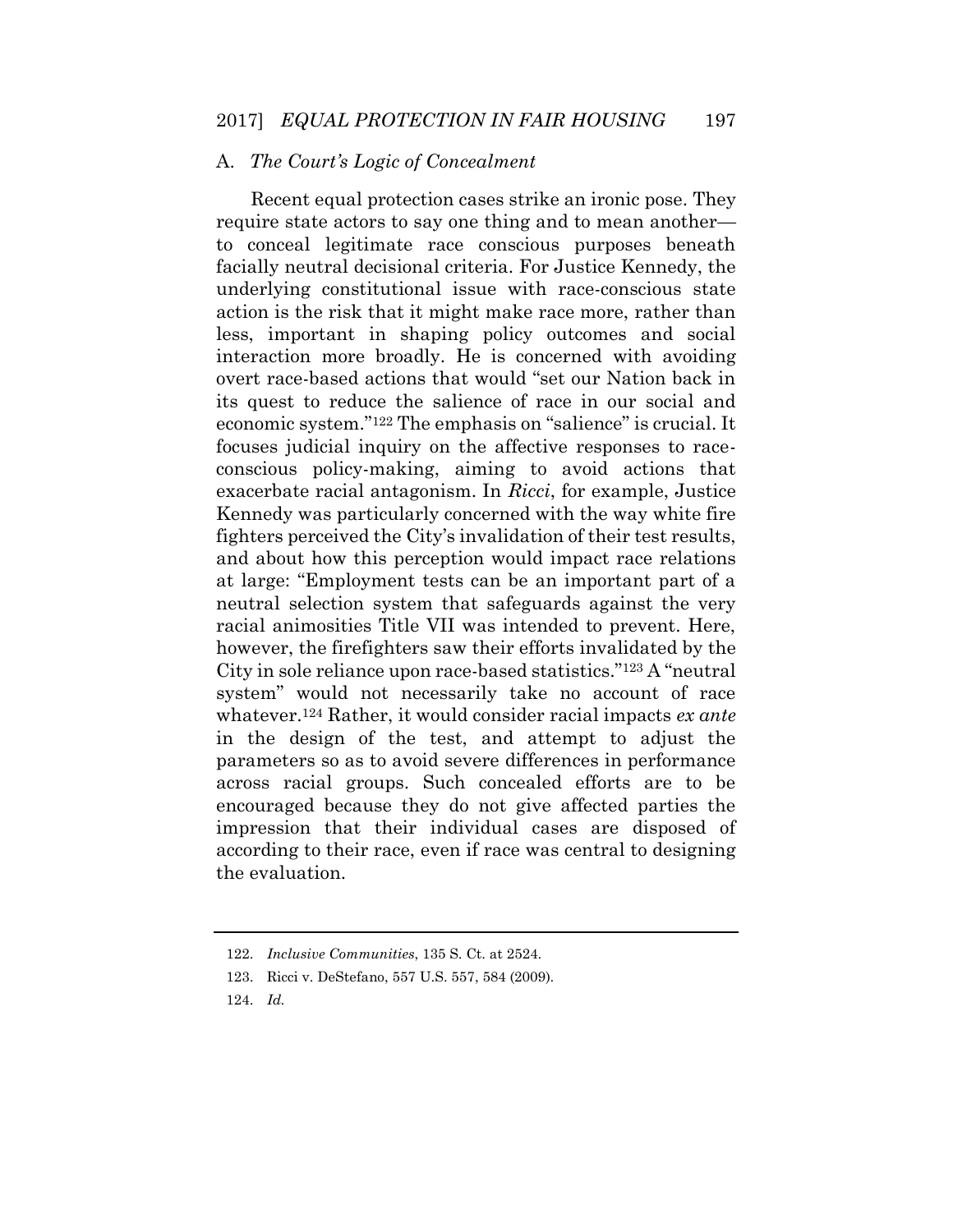### A. *The Court's Logic of Concealment*

Recent equal protection cases strike an ironic pose. They require state actors to say one thing and to mean another—to conceal legitimate race conscious purposes beneath facially neutral decisional criteria. For Justice Kennedy, the underlying constitutional issue with race-conscious state action is the risk that it might make race more, rather than less, important in shaping policy outcomes and social interaction more broadly. He is concerned with avoiding overt race-based actions that would "set our Nation back in its quest to reduce the salience of race in our social and economic system."[122] The emphasis on "salience" is crucial. It focuses judicial inquiry on the affective responses to race-conscious policy-making, aiming to avoid actions that exacerbate racial antagonism. In *Ricci*, for example, Justice Kennedy was particularly concerned with the way white fire fighters perceived the City's invalidation of their test results, and about how this perception would impact race relations at large: "Employment tests can be an important part of a neutral selection system that safeguards against the very racial animosities Title VII was intended to prevent. Here, however, the firefighters saw their efforts invalidated by the City in sole reliance upon race-based statistics."[123] A "neutral system" would not necessarily take no account of race whatever.[124] Rather, it would consider racial impacts *ex ante* in the design of the test, and attempt to adjust the parameters so as to avoid severe differences in performance across racial groups. Such concealed efforts are to be encouraged because they do not give affected parties the impression that their individual cases are disposed of according to their race, even if race was central to designing the evaluation.

---

122. *Inclusive Communities*, 135 S. Ct. at 2524.

123. Ricci v. DeStefano, 557 U.S. 557, 584 (2009).

124. *Id.*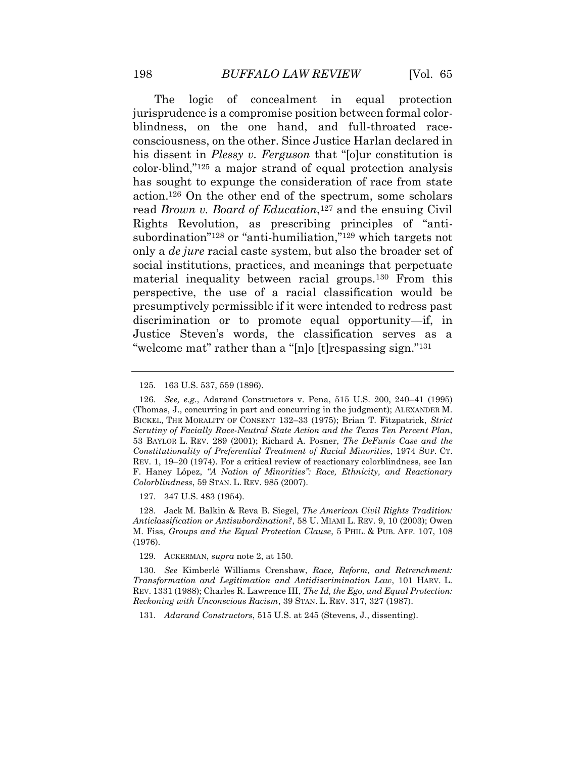The logic of concealment in equal protection jurisprudence is a compromise position between formal color-blindness, on the one hand, and full-throated race-consciousness, on the other. Since Justice Harlan declared in his dissent in *Plessy v. Ferguson* that "[o]ur constitution is color-blind,"[125] a major strand of equal protection analysis has sought to expunge the consideration of race from state action.[126] On the other end of the spectrum, some scholars read *Brown v. Board of Education*,[127] and the ensuing Civil Rights Revolution, as prescribing principles of "anti-subordination"[128] or "anti-humiliation,"[129] which targets not only a *de jure* racial caste system, but also the broader set of social institutions, practices, and meanings that perpetuate material inequality between racial groups.[130] From this perspective, the use of a racial classification would be presumptively permissible if it were intended to redress past discrimination or to promote equal opportunity—if, in Justice Steven's words, the classification serves as a "welcome mat" rather than a "[n]o [t]respassing sign."[131]

---

125. 163 U.S. 537, 559 (1896).

126. *See, e.g.*, Adarand Constructors v. Pena, 515 U.S. 200, 240–41 (1995) (Thomas, J., concurring in part and concurring in the judgment); ALEXANDER M. BICKEL, THE MORALITY OF CONSENT 132–33 (1975); Brian T. Fitzpatrick, *Strict Scrutiny of Facially Race-Neutral State Action and the Texas Ten Percent Plan*, 53 BAYLOR L. REV. 289 (2001); Richard A. Posner, *The DeFunis Case and the Constitutionality of Preferential Treatment of Racial Minorities*, 1974 SUP. CT. REV. 1, 19–20 (1974). For a critical review of reactionary colorblindness, see Ian F. Haney López, *"A Nation of Minorities": Race, Ethnicity, and Reactionary Colorblindness*, 59 STAN. L. REV. 985 (2007).

127. 347 U.S. 483 (1954).

128. Jack M. Balkin & Reva B. Siegel, *The American Civil Rights Tradition: Anticlassification or Antisubordination?*, 58 U. MIAMI L. REV. 9, 10 (2003); Owen M. Fiss, *Groups and the Equal Protection Clause*, 5 PHIL. & PUB. AFF. 107, 108 (1976).

129. ACKERMAN, *supra* note 2, at 150.

130. *See* Kimberlé Williams Crenshaw, *Race, Reform, and Retrenchment: Transformation and Legitimation and Antidiscrimination Law*, 101 HARV. L. REV. 1331 (1988); Charles R. Lawrence III, *The Id, the Ego, and Equal Protection: Reckoning with Unconscious Racism*, 39 STAN. L. REV. 317, 327 (1987).

131. *Adarand Constructors*, 515 U.S. at 245 (Stevens, J., dissenting).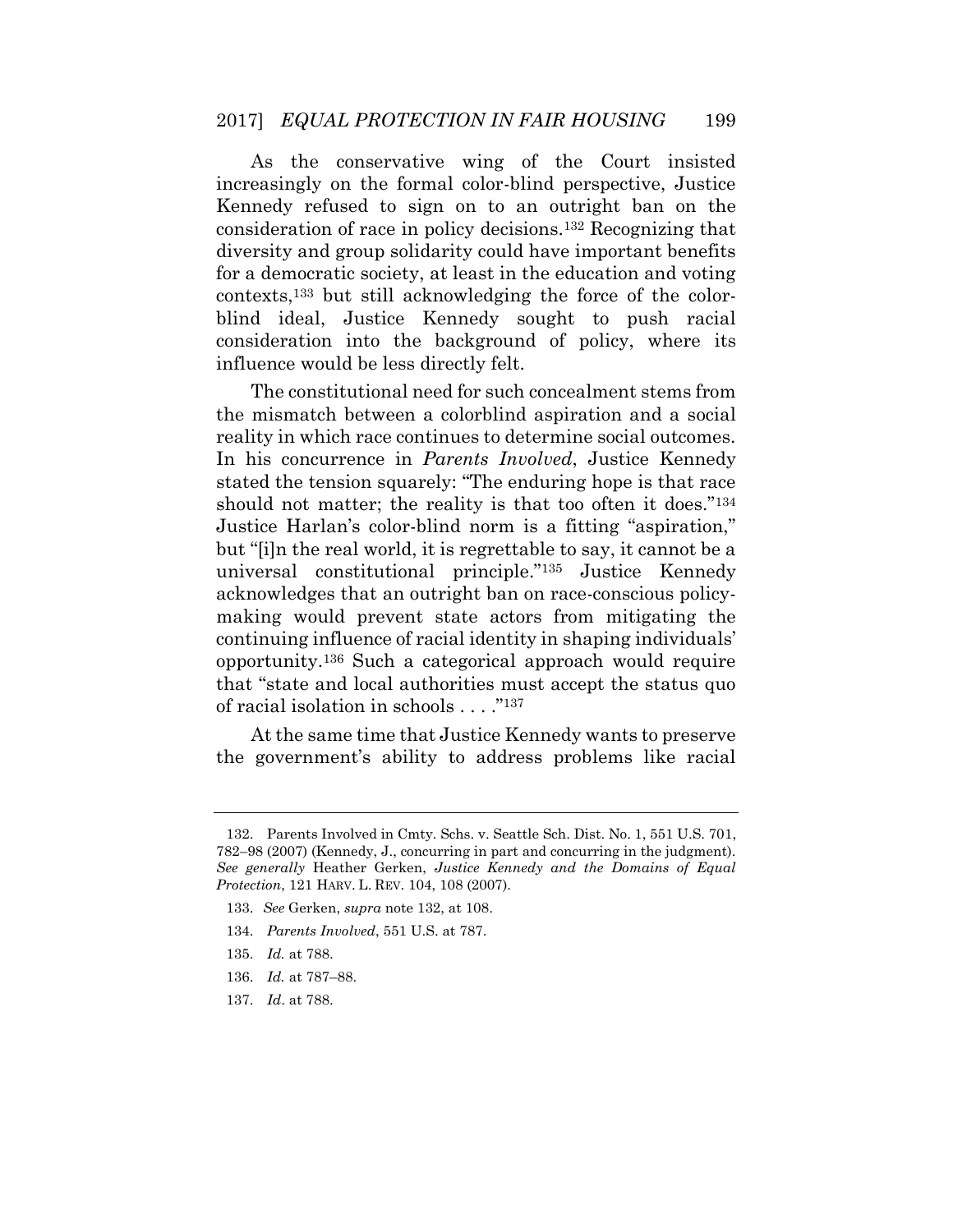As the conservative wing of the Court insisted increasingly on the formal color-blind perspective, Justice Kennedy refused to sign on to an outright ban on the consideration of race in policy decisions.[132] Recognizing that diversity and group solidarity could have important benefits for a democratic society, at least in the education and voting contexts,[133] but still acknowledging the force of the color-blind ideal, Justice Kennedy sought to push racial consideration into the background of policy, where its influence would be less directly felt.

The constitutional need for such concealment stems from the mismatch between a colorblind aspiration and a social reality in which race continues to determine social outcomes. In his concurrence in *Parents Involved*, Justice Kennedy stated the tension squarely: "The enduring hope is that race should not matter; the reality is that too often it does."[134] Justice Harlan's color-blind norm is a fitting "aspiration," but "[i]n the real world, it is regrettable to say, it cannot be a universal constitutional principle."[135] Justice Kennedy acknowledges that an outright ban on race-conscious policy-making would prevent state actors from mitigating the continuing influence of racial identity in shaping individuals' opportunity.[136] Such a categorical approach would require that "state and local authorities must accept the status quo of racial isolation in schools . . . ."[137]

At the same time that Justice Kennedy wants to preserve the government's ability to address problems like racial

---

132. Parents Involved in Cmty. Schs. v. Seattle Sch. Dist. No. 1, 551 U.S. 701, 782–98 (2007) (Kennedy, J., concurring in part and concurring in the judgment). *See generally* Heather Gerken, *Justice Kennedy and the Domains of Equal Protection*, 121 HARV. L. REV. 104, 108 (2007).

133. *See* Gerken, *supra* note 132, at 108.

134. *Parents Involved*, 551 U.S. at 787.

135. *Id.* at 788.

136. *Id.* at 787–88.

137. *Id*. at 788.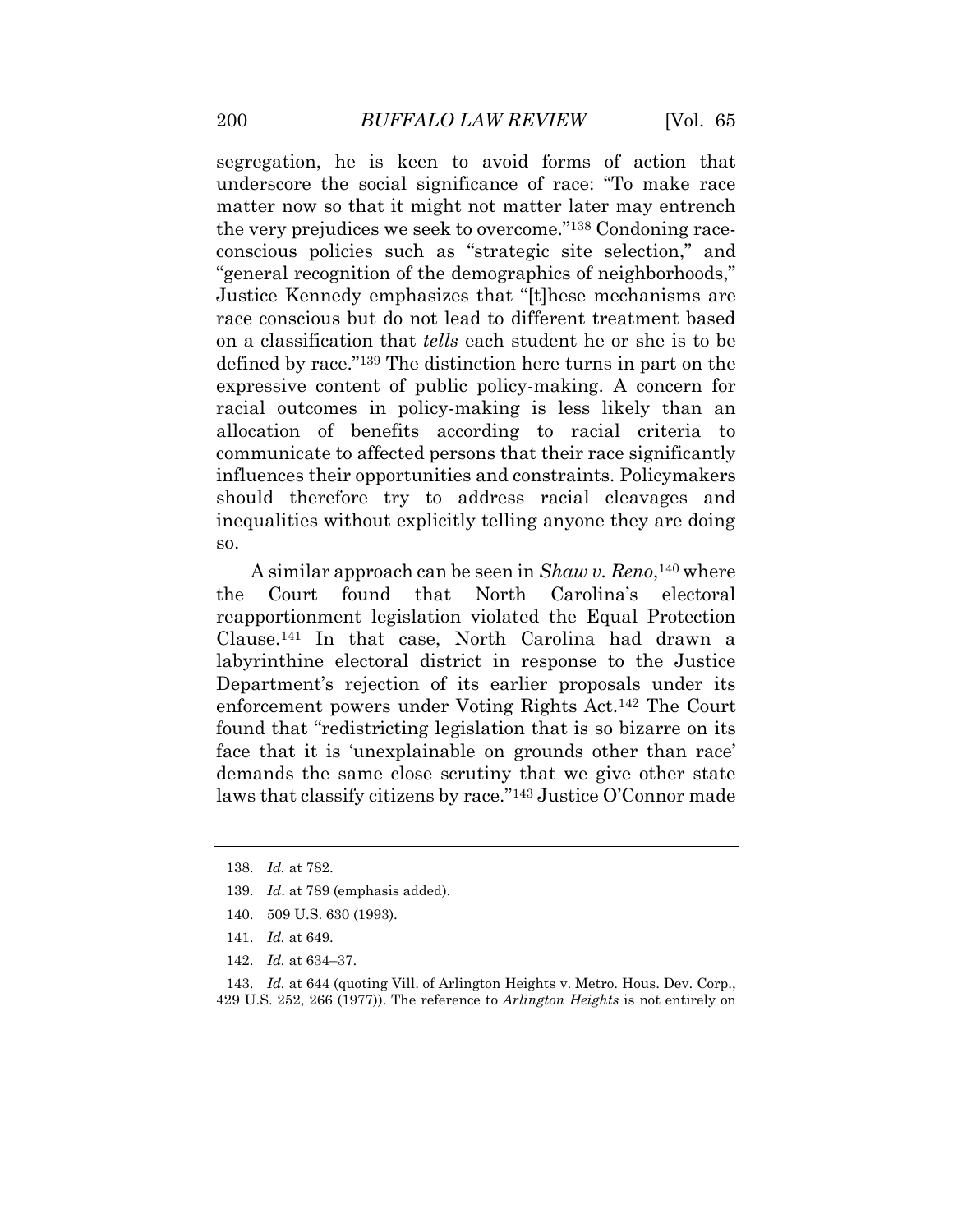segregation, he is keen to avoid forms of action that underscore the social significance of race: "To make race matter now so that it might not matter later may entrench the very prejudices we seek to overcome."[138] Condoning race-conscious policies such as "strategic site selection," and "general recognition of the demographics of neighborhoods," Justice Kennedy emphasizes that "[t]hese mechanisms are race conscious but do not lead to different treatment based on a classification that *tells* each student he or she is to be defined by race."[139] The distinction here turns in part on the expressive content of public policy-making. A concern for racial outcomes in policy-making is less likely than an allocation of benefits according to racial criteria to communicate to affected persons that their race significantly influences their opportunities and constraints. Policymakers should therefore try to address racial cleavages and inequalities without explicitly telling anyone they are doing so.

A similar approach can be seen in *Shaw v. Reno*,[140] where the Court found that North Carolina's electoral reapportionment legislation violated the Equal Protection Clause.[141] In that case, North Carolina had drawn a labyrinthine electoral district in response to the Justice Department's rejection of its earlier proposals under its enforcement powers under Voting Rights Act.[142] The Court found that "redistricting legislation that is so bizarre on its face that it is 'unexplainable on grounds other than race' demands the same close scrutiny that we give other state laws that classify citizens by race."[143] Justice O'Connor made

---

138. *Id.* at 782.

139. *Id*. at 789 (emphasis added).

140. 509 U.S. 630 (1993).

141. *Id.* at 649.

142. *Id.* at 634–37.

143. *Id.* at 644 (quoting Vill. of Arlington Heights v. Metro. Hous. Dev. Corp., 429 U.S. 252, 266 (1977)). The reference to *Arlington Heights* is not entirely on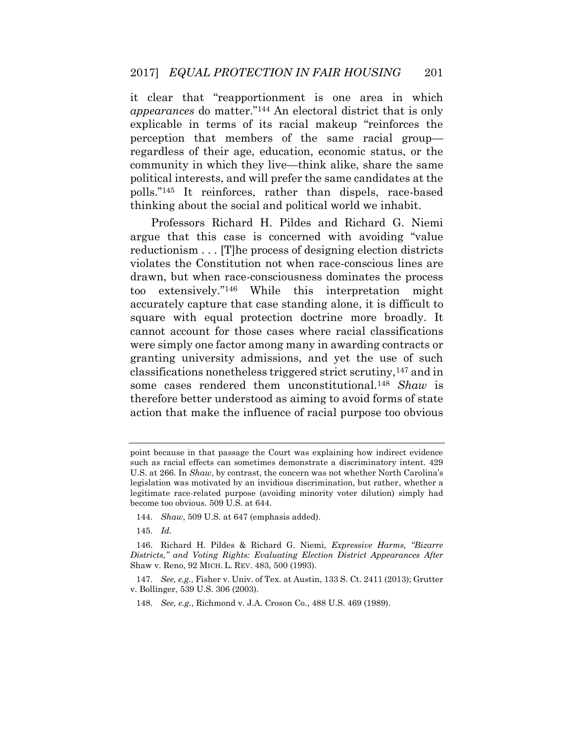it clear that "reapportionment is one area in which *appearances* do matter."[144] An electoral district that is only explicable in terms of its racial makeup "reinforces the perception that members of the same racial group—regardless of their age, education, economic status, or the community in which they live—think alike, share the same political interests, and will prefer the same candidates at the polls."[145] It reinforces, rather than dispels, race-based thinking about the social and political world we inhabit.

Professors Richard H. Pildes and Richard G. Niemi argue that this case is concerned with avoiding "value reductionism . . . [T]he process of designing election districts violates the Constitution not when race-conscious lines are drawn, but when race-consciousness dominates the process too extensively."[146] While this interpretation might accurately capture that case standing alone, it is difficult to square with equal protection doctrine more broadly. It cannot account for those cases where racial classifications were simply one factor among many in awarding contracts or granting university admissions, and yet the use of such classifications nonetheless triggered strict scrutiny,[147] and in some cases rendered them unconstitutional.[148] *Shaw* is therefore better understood as aiming to avoid forms of state action that make the influence of racial purpose too obvious

---

point because in that passage the Court was explaining how indirect evidence such as racial effects can sometimes demonstrate a discriminatory intent. 429 U.S. at 266. In *Shaw*, by contrast, the concern was not whether North Carolina's legislation was motivated by an invidious discrimination, but rather, whether a legitimate race-related purpose (avoiding minority voter dilution) simply had become too obvious. 509 U.S. at 644.

144. *Shaw*, 509 U.S. at 647 (emphasis added).

145. *Id.*

146. Richard H. Pildes & Richard G. Niemi, *Expressive Harms, "Bizarre Districts," and Voting Rights: Evaluating Election District Appearances After* Shaw v. Reno, 92 MICH. L. REV. 483, 500 (1993).

147. *See, e.g.*, Fisher v. Univ. of Tex. at Austin, 133 S. Ct. 2411 (2013); Grutter v. Bollinger, 539 U.S. 306 (2003).

148. *See, e.g.*, Richmond v. J.A. Croson Co., 488 U.S. 469 (1989).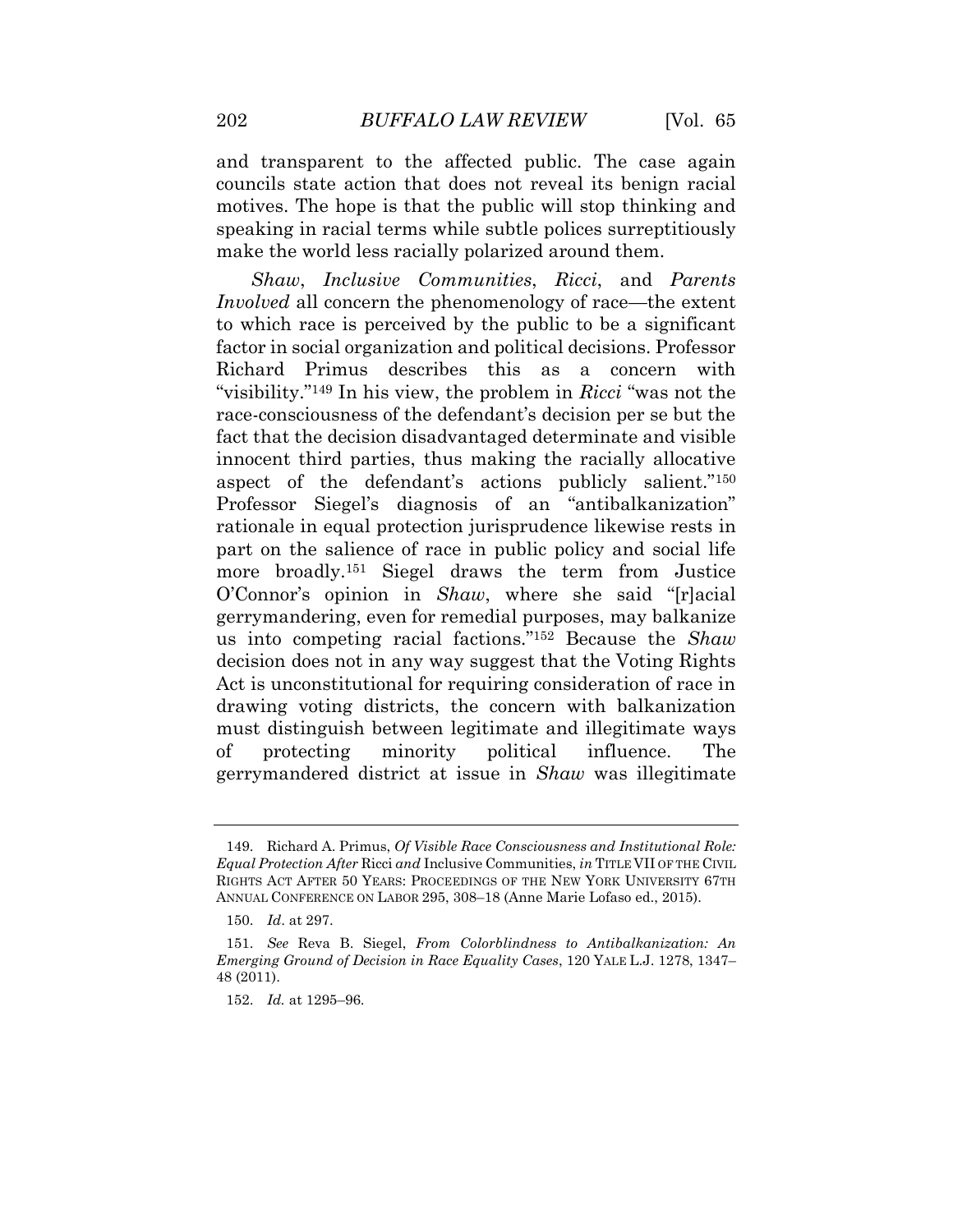and transparent to the affected public. The case again councils state action that does not reveal its benign racial motives. The hope is that the public will stop thinking and speaking in racial terms while subtle polices surreptitiously make the world less racially polarized around them.

*Shaw*, *Inclusive Communities*, *Ricci*, and *Parents Involved* all concern the phenomenology of race—the extent to which race is perceived by the public to be a significant factor in social organization and political decisions. Professor Richard Primus describes this as a concern with "visibility."[149] In his view, the problem in *Ricci* "was not the race-consciousness of the defendant's decision per se but the fact that the decision disadvantaged determinate and visible innocent third parties, thus making the racially allocative aspect of the defendant's actions publicly salient."[150] Professor Siegel's diagnosis of an "antibalkanization" rationale in equal protection jurisprudence likewise rests in part on the salience of race in public policy and social life more broadly.[151] Siegel draws the term from Justice O'Connor's opinion in *Shaw*, where she said "[r]acial gerrymandering, even for remedial purposes, may balkanize us into competing racial factions."[152] Because the *Shaw* decision does not in any way suggest that the Voting Rights Act is unconstitutional for requiring consideration of race in drawing voting districts, the concern with balkanization must distinguish between legitimate and illegitimate ways of protecting minority political influence. The gerrymandered district at issue in *Shaw* was illegitimate

---

149. Richard A. Primus, *Of Visible Race Consciousness and Institutional Role: Equal Protection After* Ricci *and* Inclusive Communities, *in* TITLE VII OF THE CIVIL RIGHTS ACT AFTER 50 YEARS: PROCEEDINGS OF THE NEW YORK UNIVERSITY 67TH ANNUAL CONFERENCE ON LABOR 295, 308–18 (Anne Marie Lofaso ed., 2015).

150. *Id*. at 297.

151. *See* Reva B. Siegel, *From Colorblindness to Antibalkanization: An Emerging Ground of Decision in Race Equality Cases*, 120 YALE L.J. 1278, 1347–48 (2011).

152. *Id.* at 1295–96.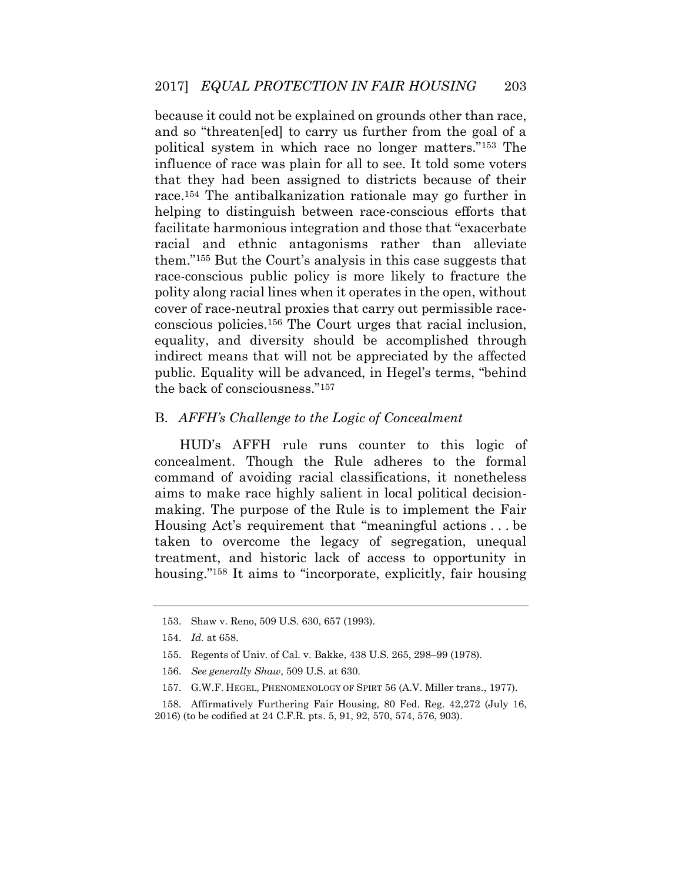because it could not be explained on grounds other than race, and so "threaten[ed] to carry us further from the goal of a political system in which race no longer matters."[153] The influence of race was plain for all to see. It told some voters that they had been assigned to districts because of their race.[154] The antibalkanization rationale may go further in helping to distinguish between race-conscious efforts that facilitate harmonious integration and those that "exacerbate racial and ethnic antagonisms rather than alleviate them."[155] But the Court's analysis in this case suggests that race-conscious public policy is more likely to fracture the polity along racial lines when it operates in the open, without cover of race-neutral proxies that carry out permissible race-conscious policies.[156] The Court urges that racial inclusion, equality, and diversity should be accomplished through indirect means that will not be appreciated by the affected public. Equality will be advanced, in Hegel's terms, "behind the back of consciousness."[157]

### B. *AFFH's Challenge to the Logic of Concealment*

HUD's AFFH rule runs counter to this logic of concealment. Though the Rule adheres to the formal command of avoiding racial classifications, it nonetheless aims to make race highly salient in local political decision-making. The purpose of the Rule is to implement the Fair Housing Act's requirement that "meaningful actions . . . be taken to overcome the legacy of segregation, unequal treatment, and historic lack of access to opportunity in housing."[158] It aims to "incorporate, explicitly, fair housing

---

153. Shaw v. Reno, 509 U.S. 630, 657 (1993).

154. *Id.* at 658.

155. Regents of Univ. of Cal. v. Bakke, 438 U.S. 265, 298–99 (1978).

156. *See generally Shaw*, 509 U.S. at 630.

157. G.W.F. HEGEL, PHENOMENOLOGY OF SPIRT 56 (A.V. Miller trans., 1977).

158. Affirmatively Furthering Fair Housing, 80 Fed. Reg. 42,272 (July 16, 2016) (to be codified at 24 C.F.R. pts. 5, 91, 92, 570, 574, 576, 903).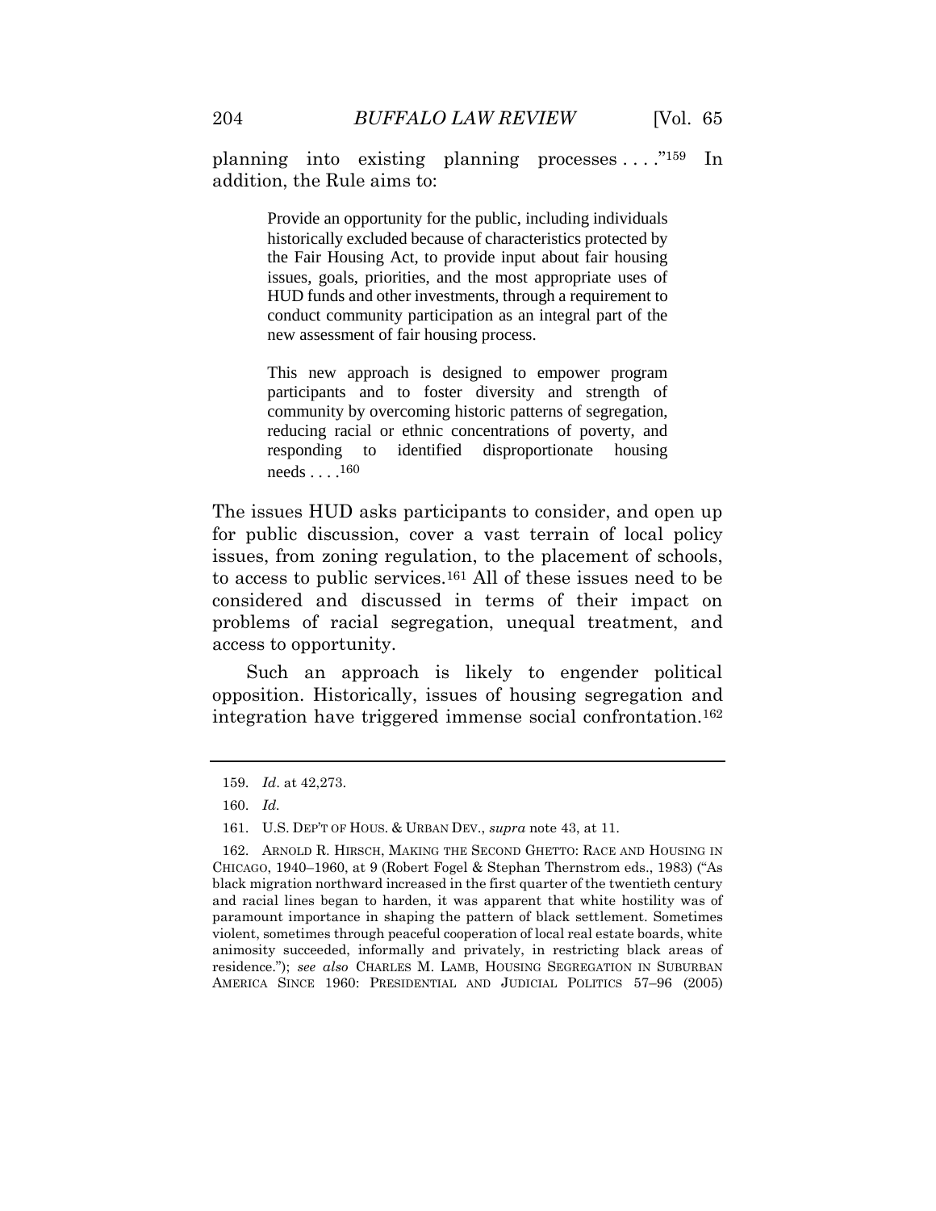planning into existing planning processes . . . ."[159] In addition, the Rule aims to:

> Provide an opportunity for the public, including individuals historically excluded because of characteristics protected by the Fair Housing Act, to provide input about fair housing issues, goals, priorities, and the most appropriate uses of HUD funds and other investments, through a requirement to conduct community participation as an integral part of the new assessment of fair housing process.
>
> This new approach is designed to empower program participants and to foster diversity and strength of community by overcoming historic patterns of segregation, reducing racial or ethnic concentrations of poverty, and responding to identified disproportionate housing needs . . . .[160]

The issues HUD asks participants to consider, and open up for public discussion, cover a vast terrain of local policy issues, from zoning regulation, to the placement of schools, to access to public services.[161] All of these issues need to be considered and discussed in terms of their impact on problems of racial segregation, unequal treatment, and access to opportunity.

Such an approach is likely to engender political opposition. Historically, issues of housing segregation and integration have triggered immense social confrontation.[162]

---

159. *Id*. at 42,273.

160. *Id.*

161. U.S. DEP'T OF HOUS. & URBAN DEV., *supra* note 43, at 11.

162. ARNOLD R. HIRSCH, MAKING THE SECOND GHETTO: RACE AND HOUSING IN CHICAGO, 1940–1960, at 9 (Robert Fogel & Stephan Thernstrom eds., 1983) ("As black migration northward increased in the first quarter of the twentieth century and racial lines began to harden, it was apparent that white hostility was of paramount importance in shaping the pattern of black settlement. Sometimes violent, sometimes through peaceful cooperation of local real estate boards, white animosity succeeded, informally and privately, in restricting black areas of residence."); *see also* CHARLES M. LAMB, HOUSING SEGREGATION IN SUBURBAN AMERICA SINCE 1960: PRESIDENTIAL AND JUDICIAL POLITICS 57–96 (2005)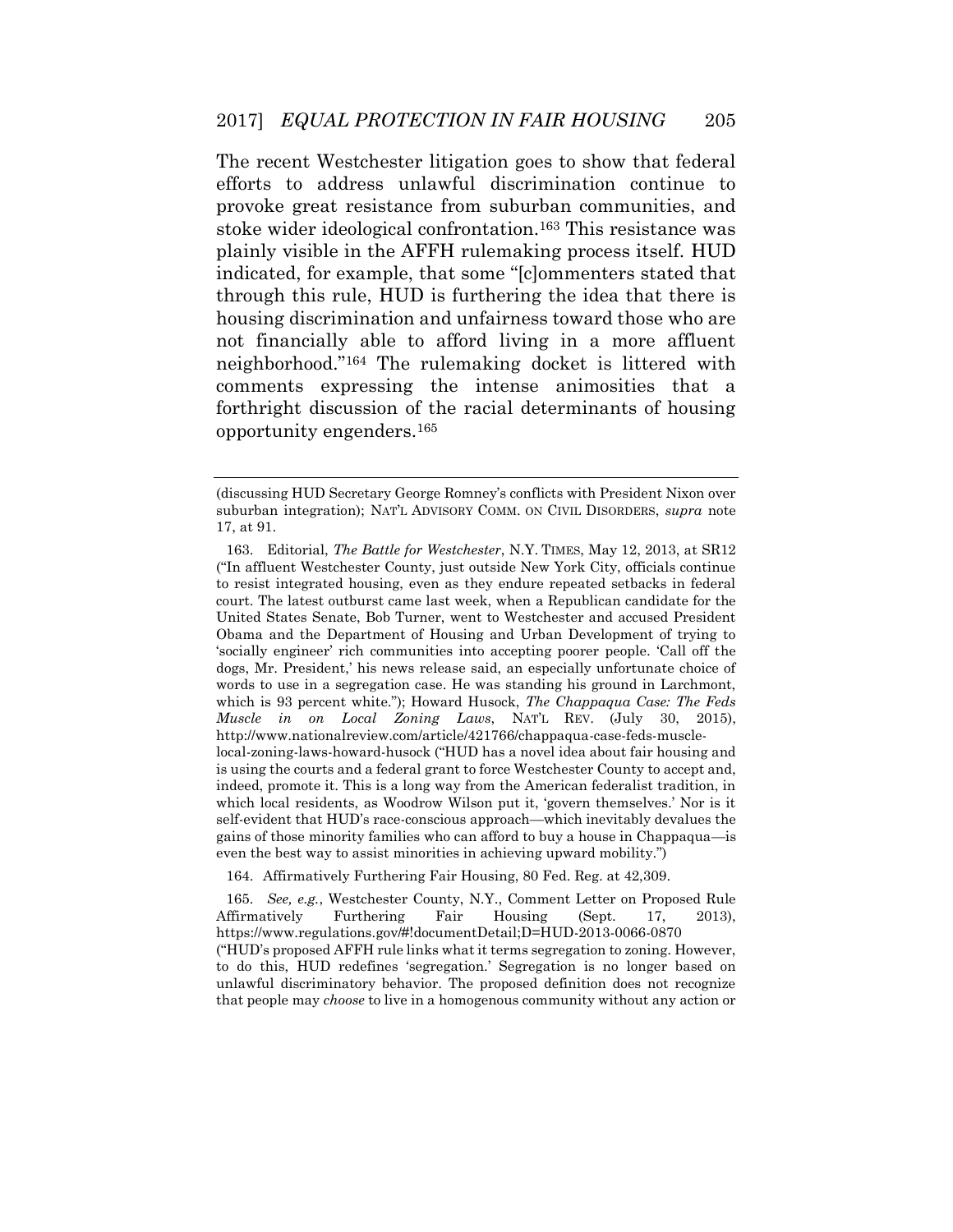The recent Westchester litigation goes to show that federal efforts to address unlawful discrimination continue to provoke great resistance from suburban communities, and stoke wider ideological confrontation.[163] This resistance was plainly visible in the AFFH rulemaking process itself. HUD indicated, for example, that some "[c]ommenters stated that through this rule, HUD is furthering the idea that there is housing discrimination and unfairness toward those who are not financially able to afford living in a more affluent neighborhood."[164] The rulemaking docket is littered with comments expressing the intense animosities that a forthright discussion of the racial determinants of housing opportunity engenders.[165]

---

(discussing HUD Secretary George Romney's conflicts with President Nixon over suburban integration); NAT'L ADVISORY COMM. ON CIVIL DISORDERS, *supra* note 17, at 91.

163. Editorial, *The Battle for Westchester*, N.Y. TIMES, May 12, 2013, at SR12 ("In affluent Westchester County, just outside New York City, officials continue to resist integrated housing, even as they endure repeated setbacks in federal court. The latest outburst came last week, when a Republican candidate for the United States Senate, Bob Turner, went to Westchester and accused President Obama and the Department of Housing and Urban Development of trying to 'socially engineer' rich communities into accepting poorer people. 'Call off the dogs, Mr. President,' his news release said, an especially unfortunate choice of words to use in a segregation case. He was standing his ground in Larchmont, which is 93 percent white."); Howard Husock, *The Chappaqua Case: The Feds Muscle in on Local Zoning Laws*, NAT'L REV. (July 30, 2015), http://www.nationalreview.com/article/421766/chappaqua-case-feds-muscle-local-zoning-laws-howard-husock ("HUD has a novel idea about fair housing and is using the courts and a federal grant to force Westchester County to accept and, indeed, promote it. This is a long way from the American federalist tradition, in which local residents, as Woodrow Wilson put it, 'govern themselves.' Nor is it self-evident that HUD's race-conscious approach—which inevitably devalues the gains of those minority families who can afford to buy a house in Chappaqua—is even the best way to assist minorities in achieving upward mobility.")

164. Affirmatively Furthering Fair Housing, 80 Fed. Reg. at 42,309.

165. *See, e.g.*, Westchester County, N.Y., Comment Letter on Proposed Rule Affirmatively Furthering Fair Housing (Sept. 17, 2013), https://www.regulations.gov/#!documentDetail;D=HUD-2013-0066-0870 ("HUD's proposed AFFH rule links what it terms segregation to zoning. However, to do this, HUD redefines 'segregation.' Segregation is no longer based on unlawful discriminatory behavior. The proposed definition does not recognize that people may *choose* to live in a homogenous community without any action or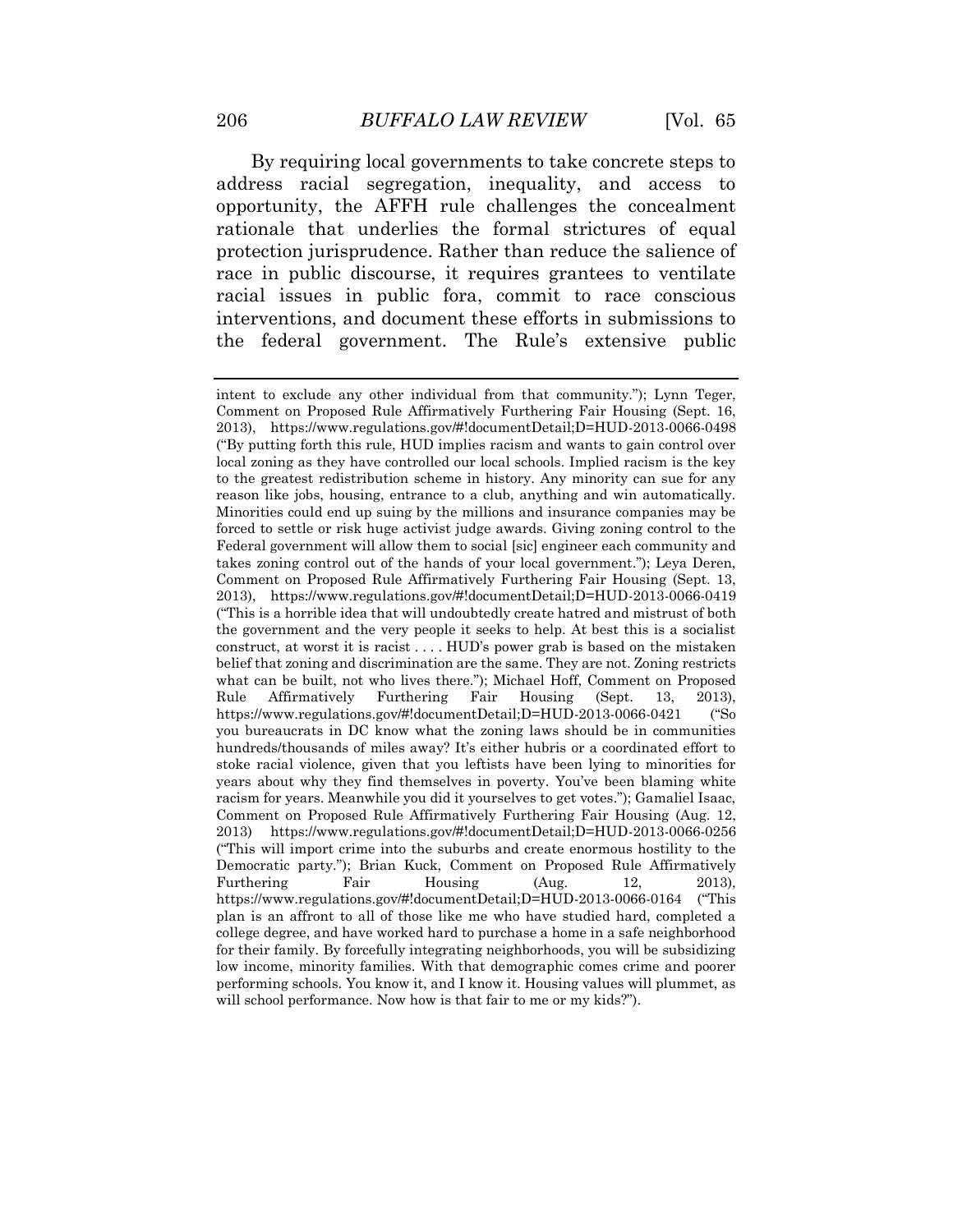By requiring local governments to take concrete steps to address racial segregation, inequality, and access to opportunity, the AFFH rule challenges the concealment rationale that underlies the formal strictures of equal protection jurisprudence. Rather than reduce the salience of race in public discourse, it requires grantees to ventilate racial issues in public fora, commit to race conscious interventions, and document these efforts in submissions to the federal government. The Rule's extensive public

---

intent to exclude any other individual from that community."); Lynn Teger, Comment on Proposed Rule Affirmatively Furthering Fair Housing (Sept. 16, 2013), https://www.regulations.gov/#!documentDetail;D=HUD-2013-0066-0498 ("By putting forth this rule, HUD implies racism and wants to gain control over local zoning as they have controlled our local schools. Implied racism is the key to the greatest redistribution scheme in history. Any minority can sue for any reason like jobs, housing, entrance to a club, anything and win automatically. Minorities could end up suing by the millions and insurance companies may be forced to settle or risk huge activist judge awards. Giving zoning control to the Federal government will allow them to social [sic] engineer each community and takes zoning control out of the hands of your local government."); Leya Deren, Comment on Proposed Rule Affirmatively Furthering Fair Housing (Sept. 13, 2013), https://www.regulations.gov/#!documentDetail;D=HUD-2013-0066-0419 ("This is a horrible idea that will undoubtedly create hatred and mistrust of both the government and the very people it seeks to help. At best this is a socialist construct, at worst it is racist . . . . HUD's power grab is based on the mistaken belief that zoning and discrimination are the same. They are not. Zoning restricts what can be built, not who lives there."); Michael Hoff, Comment on Proposed Rule Affirmatively Furthering Fair Housing (Sept. 13, 2013), https://www.regulations.gov/#!documentDetail;D=HUD-2013-0066-0421 ("So you bureaucrats in DC know what the zoning laws should be in communities hundreds/thousands of miles away? It's either hubris or a coordinated effort to stoke racial violence, given that you leftists have been lying to minorities for years about why they find themselves in poverty. You've been blaming white racism for years. Meanwhile you did it yourselves to get votes."); Gamaliel Isaac, Comment on Proposed Rule Affirmatively Furthering Fair Housing (Aug. 12, 2013) https://www.regulations.gov/#!documentDetail;D=HUD-2013-0066-0256 ("This will import crime into the suburbs and create enormous hostility to the Democratic party."); Brian Kuck, Comment on Proposed Rule Affirmatively Furthering Fair Housing (Aug. 12, 2013), https://www.regulations.gov/#!documentDetail;D=HUD-2013-0066-0164 ("This plan is an affront to all of those like me who have studied hard, completed a college degree, and have worked hard to purchase a home in a safe neighborhood for their family. By forcefully integrating neighborhoods, you will be subsidizing low income, minority families. With that demographic comes crime and poorer performing schools. You know it, and I know it. Housing values will plummet, as will school performance. Now how is that fair to me or my kids?").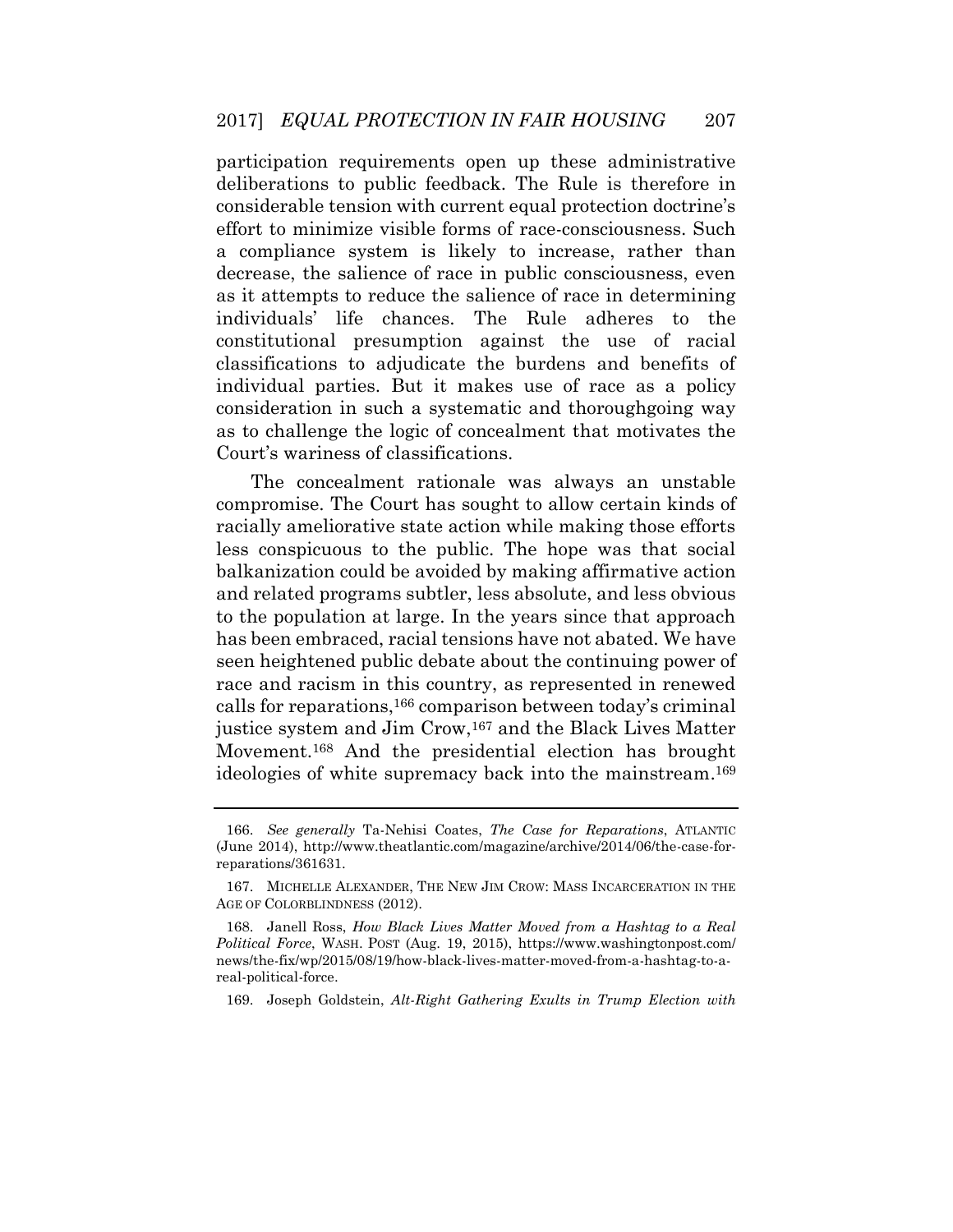participation requirements open up these administrative deliberations to public feedback. The Rule is therefore in considerable tension with current equal protection doctrine's effort to minimize visible forms of race-consciousness. Such a compliance system is likely to increase, rather than decrease, the salience of race in public consciousness, even as it attempts to reduce the salience of race in determining individuals' life chances. The Rule adheres to the constitutional presumption against the use of racial classifications to adjudicate the burdens and benefits of individual parties. But it makes use of race as a policy consideration in such a systematic and thoroughgoing way as to challenge the logic of concealment that motivates the Court's wariness of classifications.

The concealment rationale was always an unstable compromise. The Court has sought to allow certain kinds of racially ameliorative state action while making those efforts less conspicuous to the public. The hope was that social balkanization could be avoided by making affirmative action and related programs subtler, less absolute, and less obvious to the population at large. In the years since that approach has been embraced, racial tensions have not abated. We have seen heightened public debate about the continuing power of race and racism in this country, as represented in renewed calls for reparations,[166] comparison between today's criminal justice system and Jim Crow,[167] and the Black Lives Matter Movement.[168] And the presidential election has brought ideologies of white supremacy back into the mainstream.[169]

---

166. *See generally* Ta-Nehisi Coates, *The Case for Reparations*, ATLANTIC (June 2014), http://www.theatlantic.com/magazine/archive/2014/06/the-case-for-reparations/361631.

167. MICHELLE ALEXANDER, THE NEW JIM CROW: MASS INCARCERATION IN THE AGE OF COLORBLINDNESS (2012).

168. Janell Ross, *How Black Lives Matter Moved from a Hashtag to a Real Political Force*, WASH. POST (Aug. 19, 2015), https://www.washingtonpost.com/news/the-fix/wp/2015/08/19/how-black-lives-matter-moved-from-a-hashtag-to-a-real-political-force.

169. Joseph Goldstein, *Alt-Right Gathering Exults in Trump Election with*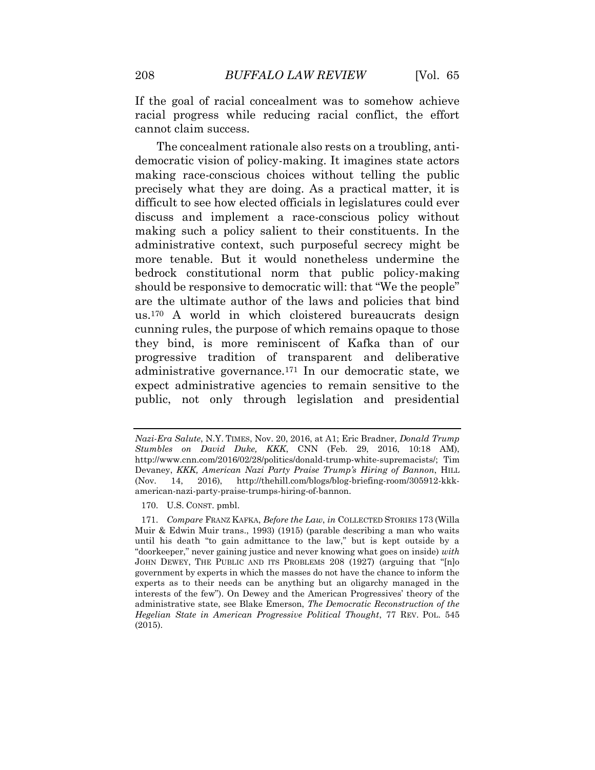If the goal of racial concealment was to somehow achieve racial progress while reducing racial conflict, the effort cannot claim success.

The concealment rationale also rests on a troubling, anti-democratic vision of policy-making. It imagines state actors making race-conscious choices without telling the public precisely what they are doing. As a practical matter, it is difficult to see how elected officials in legislatures could ever discuss and implement a race-conscious policy without making such a policy salient to their constituents. In the administrative context, such purposeful secrecy might be more tenable. But it would nonetheless undermine the bedrock constitutional norm that public policy-making should be responsive to democratic will: that "We the people" are the ultimate author of the laws and policies that bind us.[170] A world in which cloistered bureaucrats design cunning rules, the purpose of which remains opaque to those they bind, is more reminiscent of Kafka than of our progressive tradition of transparent and deliberative administrative governance.[171] In our democratic state, we expect administrative agencies to remain sensitive to the public, not only through legislation and presidential

---

*Nazi-Era Salute*, N.Y. TIMES, Nov. 20, 2016, at A1; Eric Bradner, *Donald Trump Stumbles on David Duke, KKK*, CNN (Feb. 29, 2016, 10:18 AM), http://www.cnn.com/2016/02/28/politics/donald-trump-white-supremacists/; Tim Devaney, *KKK, American Nazi Party Praise Trump's Hiring of Bannon*, HILL (Nov. 14, 2016), http://thehill.com/blogs/blog-briefing-room/305912-kkk-american-nazi-party-praise-trumps-hiring-of-bannon.

170. U.S. CONST. pmbl.

171. *Compare* FRANZ KAFKA, *Before the Law*, *in* COLLECTED STORIES 173 (Willa Muir & Edwin Muir trans., 1993) (1915) (parable describing a man who waits until his death "to gain admittance to the law," but is kept outside by a "doorkeeper," never gaining justice and never knowing what goes on inside) *with* JOHN DEWEY, THE PUBLIC AND ITS PROBLEMS 208 (1927) (arguing that "[n]o government by experts in which the masses do not have the chance to inform the experts as to their needs can be anything but an oligarchy managed in the interests of the few"). On Dewey and the American Progressives' theory of the administrative state, see Blake Emerson, *The Democratic Reconstruction of the Hegelian State in American Progressive Political Thought*, 77 REV. POL. 545 (2015).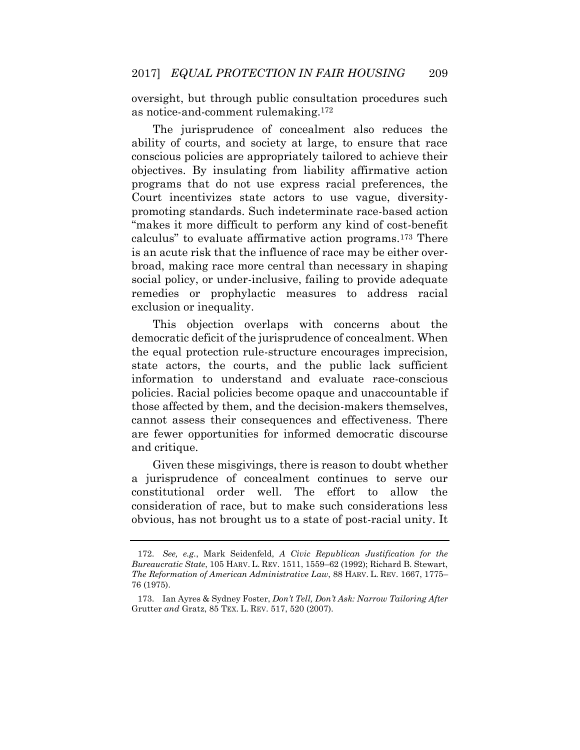oversight, but through public consultation procedures such as notice-and-comment rulemaking.[172]

The jurisprudence of concealment also reduces the ability of courts, and society at large, to ensure that race conscious policies are appropriately tailored to achieve their objectives. By insulating from liability affirmative action programs that do not use express racial preferences, the Court incentivizes state actors to use vague, diversity-promoting standards. Such indeterminate race-based action "makes it more difficult to perform any kind of cost-benefit calculus" to evaluate affirmative action programs.[173] There is an acute risk that the influence of race may be either over-broad, making race more central than necessary in shaping social policy, or under-inclusive, failing to provide adequate remedies or prophylactic measures to address racial exclusion or inequality.

This objection overlaps with concerns about the democratic deficit of the jurisprudence of concealment. When the equal protection rule-structure encourages imprecision, state actors, the courts, and the public lack sufficient information to understand and evaluate race-conscious policies. Racial policies become opaque and unaccountable if those affected by them, and the decision-makers themselves, cannot assess their consequences and effectiveness. There are fewer opportunities for informed democratic discourse and critique.

Given these misgivings, there is reason to doubt whether a jurisprudence of concealment continues to serve our constitutional order well. The effort to allow the consideration of race, but to make such considerations less obvious, has not brought us to a state of post-racial unity. It

---

172. *See, e.g.*, Mark Seidenfeld, *A Civic Republican Justification for the Bureaucratic State*, 105 HARV. L. REV. 1511, 1559–62 (1992); Richard B. Stewart, *The Reformation of American Administrative Law*, 88 HARV. L. REV. 1667, 1775–76 (1975).

173. Ian Ayres & Sydney Foster, *Don't Tell, Don't Ask: Narrow Tailoring After* Grutter *and* Gratz, 85 TEX. L. REV. 517, 520 (2007).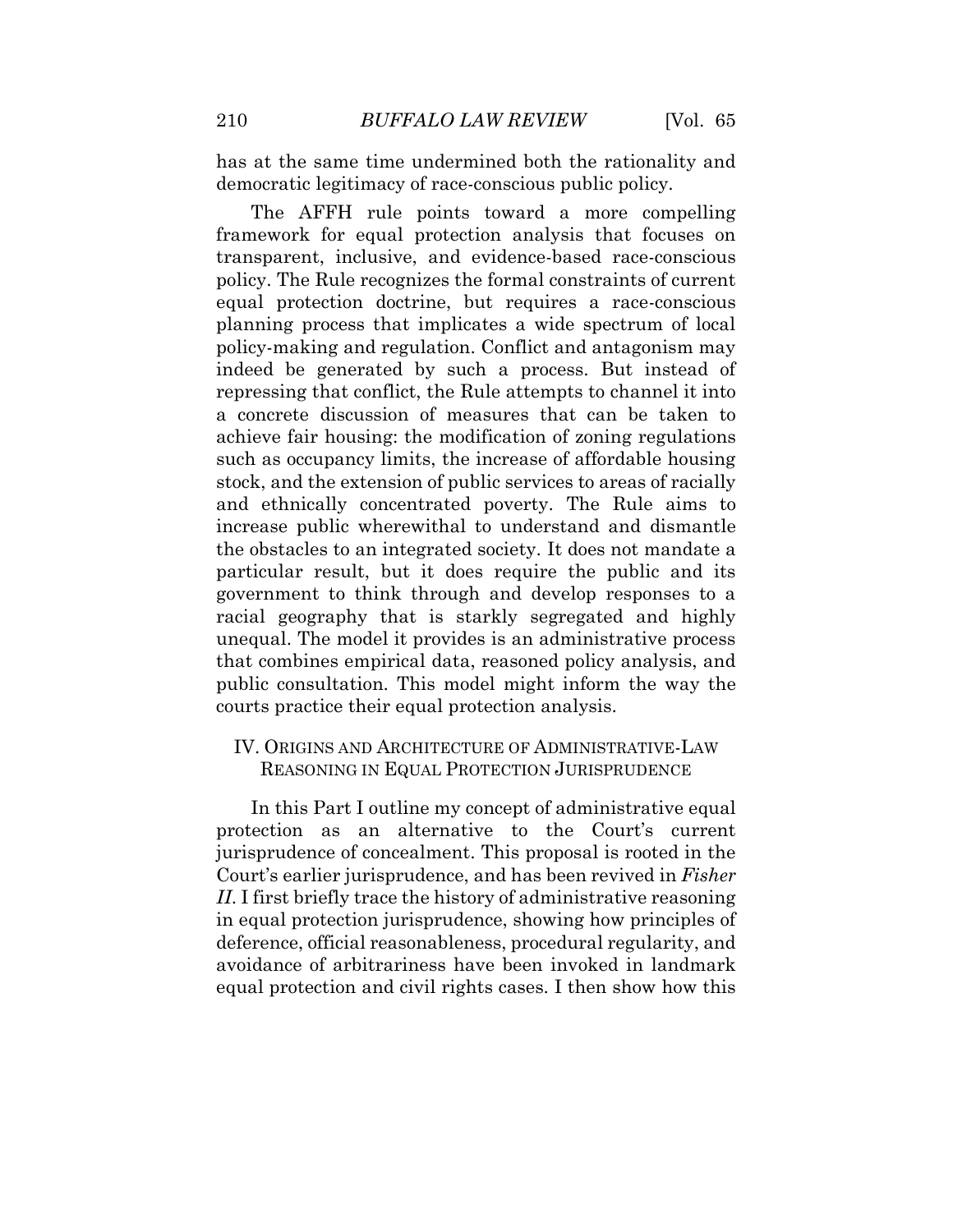has at the same time undermined both the rationality and democratic legitimacy of race-conscious public policy.

The AFFH rule points toward a more compelling framework for equal protection analysis that focuses on transparent, inclusive, and evidence-based race-conscious policy. The Rule recognizes the formal constraints of current equal protection doctrine, but requires a race-conscious planning process that implicates a wide spectrum of local policy-making and regulation. Conflict and antagonism may indeed be generated by such a process. But instead of repressing that conflict, the Rule attempts to channel it into a concrete discussion of measures that can be taken to achieve fair housing: the modification of zoning regulations such as occupancy limits, the increase of affordable housing stock, and the extension of public services to areas of racially and ethnically concentrated poverty. The Rule aims to increase public wherewithal to understand and dismantle the obstacles to an integrated society. It does not mandate a particular result, but it does require the public and its government to think through and develop responses to a racial geography that is starkly segregated and highly unequal. The model it provides is an administrative process that combines empirical data, reasoned policy analysis, and public consultation. This model might inform the way the courts practice their equal protection analysis.

## IV. Origins and Architecture of Administrative-Law Reasoning in Equal Protection Jurisprudence

In this Part I outline my concept of administrative equal protection as an alternative to the Court's current jurisprudence of concealment. This proposal is rooted in the Court's earlier jurisprudence, and has been revived in *Fisher II*. I first briefly trace the history of administrative reasoning in equal protection jurisprudence, showing how principles of deference, official reasonableness, procedural regularity, and avoidance of arbitrariness have been invoked in landmark equal protection and civil rights cases. I then show how this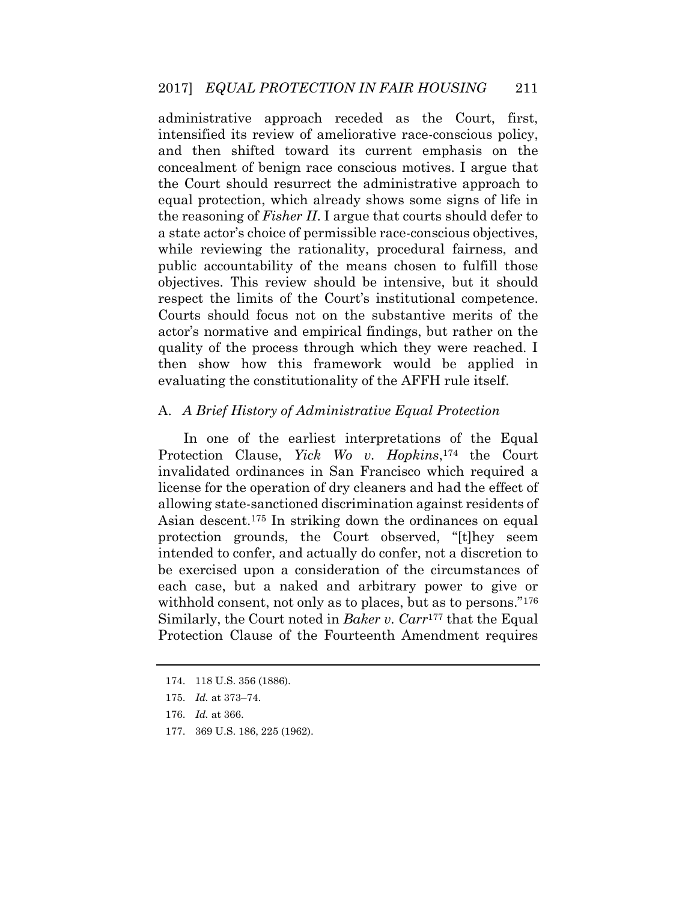administrative approach receded as the Court, first, intensified its review of ameliorative race-conscious policy, and then shifted toward its current emphasis on the concealment of benign race conscious motives. I argue that the Court should resurrect the administrative approach to equal protection, which already shows some signs of life in the reasoning of *Fisher II*. I argue that courts should defer to a state actor's choice of permissible race-conscious objectives, while reviewing the rationality, procedural fairness, and public accountability of the means chosen to fulfill those objectives. This review should be intensive, but it should respect the limits of the Court's institutional competence. Courts should focus not on the substantive merits of the actor's normative and empirical findings, but rather on the quality of the process through which they were reached. I then show how this framework would be applied in evaluating the constitutionality of the AFFH rule itself.

## A. *A Brief History of Administrative Equal Protection*

In one of the earliest interpretations of the Equal Protection Clause, *Yick Wo v. Hopkins*,[174] the Court invalidated ordinances in San Francisco which required a license for the operation of dry cleaners and had the effect of allowing state-sanctioned discrimination against residents of Asian descent.[175] In striking down the ordinances on equal protection grounds, the Court observed, "[t]hey seem intended to confer, and actually do confer, not a discretion to be exercised upon a consideration of the circumstances of each case, but a naked and arbitrary power to give or withhold consent, not only as to places, but as to persons."[176] Similarly, the Court noted in *Baker v. Carr*[177] that the Equal Protection Clause of the Fourteenth Amendment requires

---

174. 118 U.S. 356 (1886).

175. *Id.* at 373–74.

176. *Id.* at 366.

177. 369 U.S. 186, 225 (1962).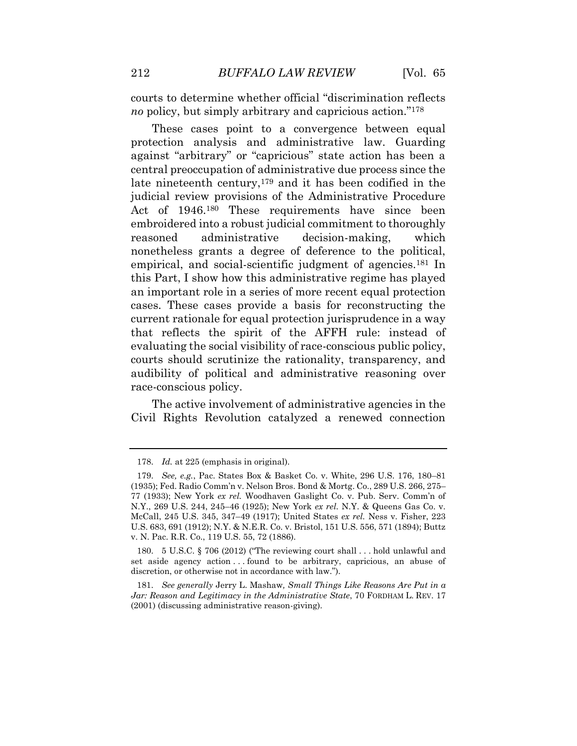courts to determine whether official "discrimination reflects *no* policy, but simply arbitrary and capricious action."[178]

These cases point to a convergence between equal protection analysis and administrative law. Guarding against "arbitrary" or "capricious" state action has been a central preoccupation of administrative due process since the late nineteenth century,[179] and it has been codified in the judicial review provisions of the Administrative Procedure Act of 1946.[180] These requirements have since been embroidered into a robust judicial commitment to thoroughly reasoned administrative decision-making, which nonetheless grants a degree of deference to the political, empirical, and social-scientific judgment of agencies.[181] In this Part, I show how this administrative regime has played an important role in a series of more recent equal protection cases. These cases provide a basis for reconstructing the current rationale for equal protection jurisprudence in a way that reflects the spirit of the AFFH rule: instead of evaluating the social visibility of race-conscious public policy, courts should scrutinize the rationality, transparency, and audibility of political and administrative reasoning over race-conscious policy.

The active involvement of administrative agencies in the Civil Rights Revolution catalyzed a renewed connection

---

178. *Id.* at 225 (emphasis in original).

179. *See, e.g.*, Pac. States Box & Basket Co. v. White, 296 U.S. 176, 180–81 (1935); Fed. Radio Comm'n v. Nelson Bros. Bond & Mortg. Co., 289 U.S. 266, 275–77 (1933); New York *ex rel.* Woodhaven Gaslight Co. v. Pub. Serv. Comm'n of N.Y., 269 U.S. 244, 245–46 (1925); New York *ex rel.* N.Y. & Queens Gas Co. v. McCall, 245 U.S. 345, 347–49 (1917); United States *ex rel.* Ness v. Fisher, 223 U.S. 683, 691 (1912); N.Y. & N.E.R. Co. v. Bristol, 151 U.S. 556, 571 (1894); Buttz v. N. Pac. R.R. Co., 119 U.S. 55, 72 (1886).

180. 5 U.S.C. § 706 (2012) ("The reviewing court shall . . . hold unlawful and set aside agency action . . . found to be arbitrary, capricious, an abuse of discretion, or otherwise not in accordance with law.").

181. *See generally* Jerry L. Mashaw*, Small Things Like Reasons Are Put in a Jar: Reason and Legitimacy in the Administrative State*, 70 FORDHAM L. REV. 17 (2001) (discussing administrative reason-giving).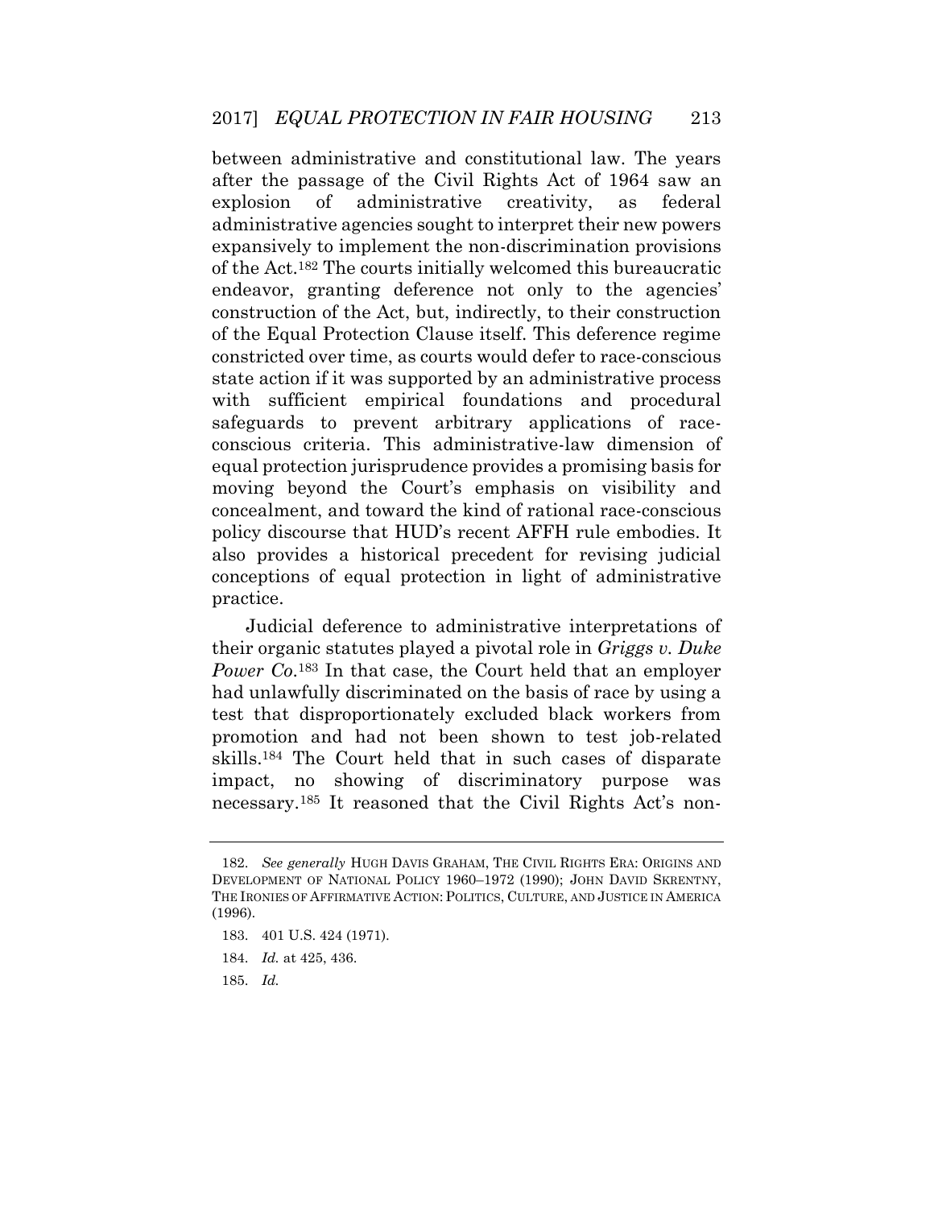between administrative and constitutional law. The years after the passage of the Civil Rights Act of 1964 saw an explosion of administrative creativity, as federal administrative agencies sought to interpret their new powers expansively to implement the non-discrimination provisions of the Act.[182] The courts initially welcomed this bureaucratic endeavor, granting deference not only to the agencies' construction of the Act, but, indirectly, to their construction of the Equal Protection Clause itself. This deference regime constricted over time, as courts would defer to race-conscious state action if it was supported by an administrative process with sufficient empirical foundations and procedural safeguards to prevent arbitrary applications of race-conscious criteria. This administrative-law dimension of equal protection jurisprudence provides a promising basis for moving beyond the Court's emphasis on visibility and concealment, and toward the kind of rational race-conscious policy discourse that HUD's recent AFFH rule embodies. It also provides a historical precedent for revising judicial conceptions of equal protection in light of administrative practice.

Judicial deference to administrative interpretations of their organic statutes played a pivotal role in *Griggs v. Duke Power Co.*[183] In that case, the Court held that an employer had unlawfully discriminated on the basis of race by using a test that disproportionately excluded black workers from promotion and had not been shown to test job-related skills.[184] The Court held that in such cases of disparate impact, no showing of discriminatory purpose was necessary.[185] It reasoned that the Civil Rights Act's non-

---

182. *See generally* HUGH DAVIS GRAHAM, THE CIVIL RIGHTS ERA: ORIGINS AND DEVELOPMENT OF NATIONAL POLICY 1960–1972 (1990); JOHN DAVID SKRENTNY, THE IRONIES OF AFFIRMATIVE ACTION: POLITICS, CULTURE, AND JUSTICE IN AMERICA (1996).

183. 401 U.S. 424 (1971).

184. *Id.* at 425, 436.

185. *Id.*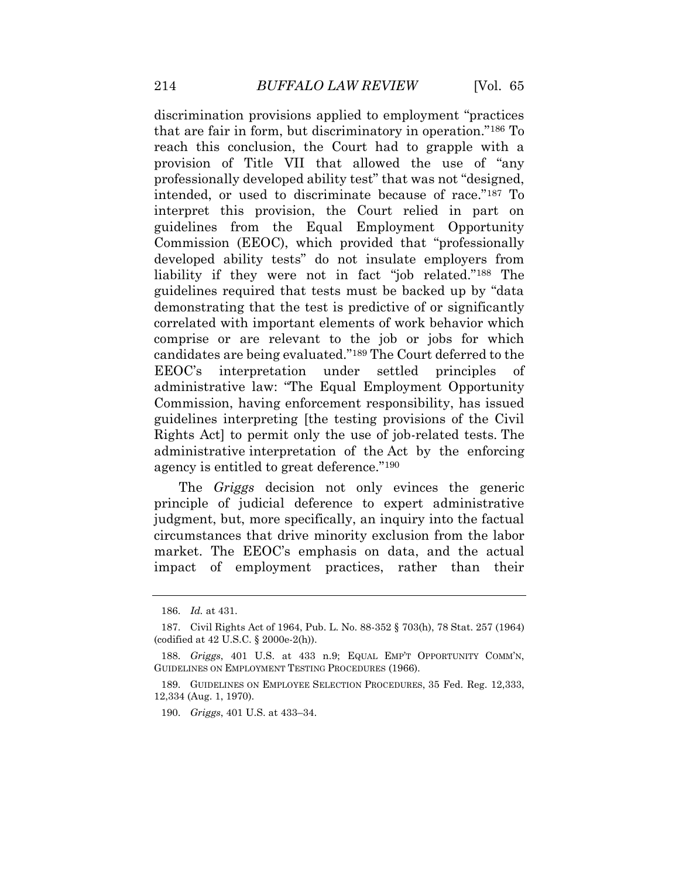discrimination provisions applied to employment "practices that are fair in form, but discriminatory in operation."[186] To reach this conclusion, the Court had to grapple with a provision of Title VII that allowed the use of "any professionally developed ability test" that was not "designed, intended, or used to discriminate because of race."[187] To interpret this provision, the Court relied in part on guidelines from the Equal Employment Opportunity Commission (EEOC), which provided that "professionally developed ability tests" do not insulate employers from liability if they were not in fact "job related."[188] The guidelines required that tests must be backed up by "data demonstrating that the test is predictive of or significantly correlated with important elements of work behavior which comprise or are relevant to the job or jobs for which candidates are being evaluated."[189] The Court deferred to the EEOC's interpretation under settled principles of administrative law: "The Equal Employment Opportunity Commission, having enforcement responsibility, has issued guidelines interpreting [the testing provisions of the Civil Rights Act] to permit only the use of job-related tests. The administrative interpretation of the Act by the enforcing agency is entitled to great deference."[190]

The *Griggs* decision not only evinces the generic principle of judicial deference to expert administrative judgment, but, more specifically, an inquiry into the factual circumstances that drive minority exclusion from the labor market. The EEOC's emphasis on data, and the actual impact of employment practices, rather than their

---

186. *Id.* at 431.

187. Civil Rights Act of 1964, Pub. L. No. 88-352 § 703(h), 78 Stat. 257 (1964) (codified at 42 U.S.C. § 2000e-2(h)).

188. *Griggs*, 401 U.S. at 433 n.9; EQUAL EMP'T OPPORTUNITY COMM'N, GUIDELINES ON EMPLOYMENT TESTING PROCEDURES (1966).

189. GUIDELINES ON EMPLOYEE SELECTION PROCEDURES, 35 Fed. Reg. 12,333, 12,334 (Aug. 1, 1970).

190. *Griggs*, 401 U.S. at 433–34.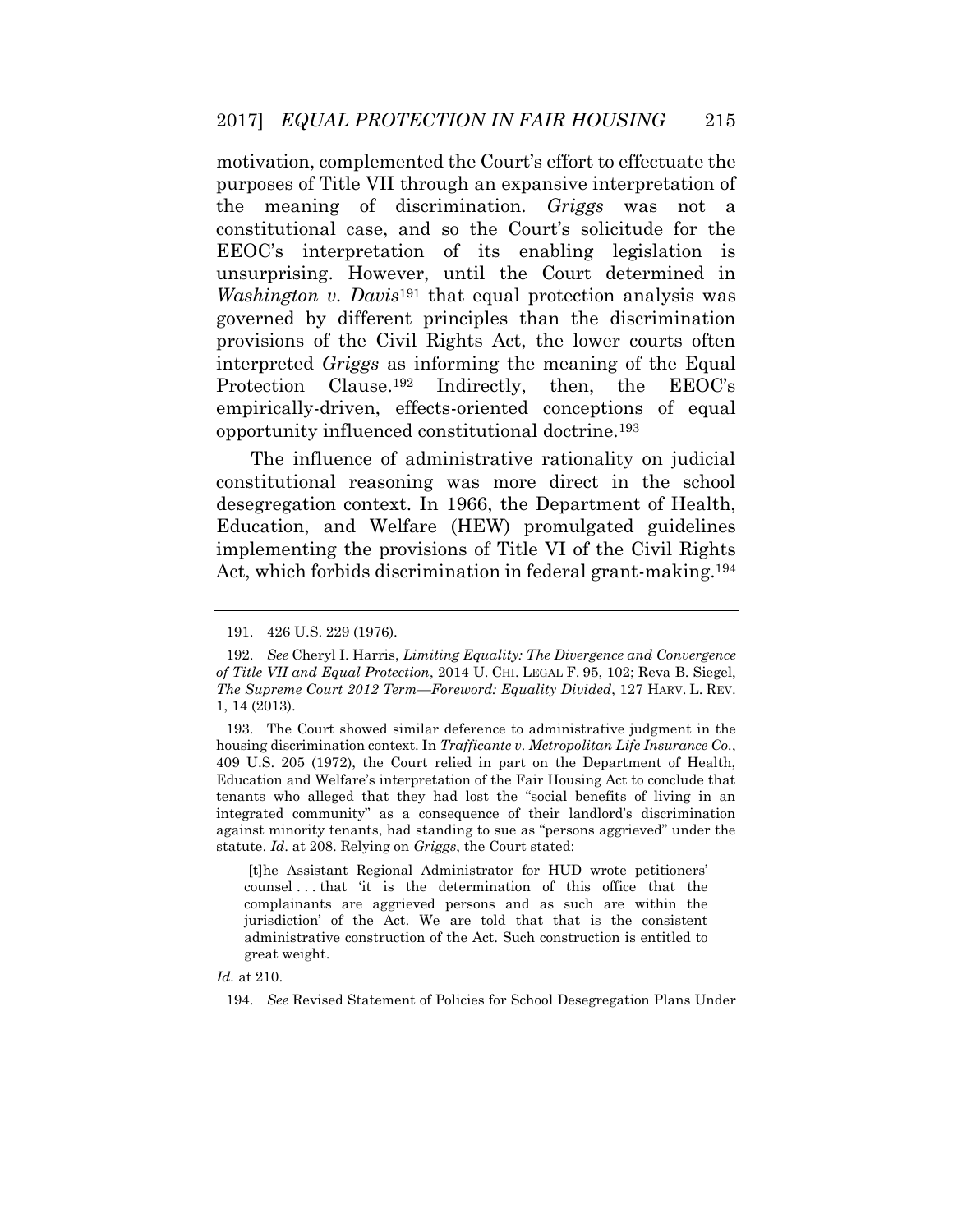motivation, complemented the Court's effort to effectuate the purposes of Title VII through an expansive interpretation of the meaning of discrimination. *Griggs* was not a constitutional case, and so the Court's solicitude for the EEOC's interpretation of its enabling legislation is unsurprising. However, until the Court determined in *Washington v. Davis*[191] that equal protection analysis was governed by different principles than the discrimination provisions of the Civil Rights Act, the lower courts often interpreted *Griggs* as informing the meaning of the Equal Protection Clause.[192] Indirectly, then, the EEOC's empirically-driven, effects-oriented conceptions of equal opportunity influenced constitutional doctrine.[193]

The influence of administrative rationality on judicial constitutional reasoning was more direct in the school desegregation context. In 1966, the Department of Health, Education, and Welfare (HEW) promulgated guidelines implementing the provisions of Title VI of the Civil Rights Act, which forbids discrimination in federal grant-making.[194]

---

191. 426 U.S. 229 (1976).

192. *See* Cheryl I. Harris, *Limiting Equality: The Divergence and Convergence of Title VII and Equal Protection*, 2014 U. CHI. LEGAL F. 95, 102; Reva B. Siegel, *The Supreme Court 2012 Term—Foreword: Equality Divided*, 127 HARV. L. REV. 1, 14 (2013).

193. The Court showed similar deference to administrative judgment in the housing discrimination context. In *Trafficante v. Metropolitan Life Insurance Co.*, 409 U.S. 205 (1972), the Court relied in part on the Department of Health, Education and Welfare's interpretation of the Fair Housing Act to conclude that tenants who alleged that they had lost the "social benefits of living in an integrated community" as a consequence of their landlord's discrimination against minority tenants, had standing to sue as "persons aggrieved" under the statute. *Id*. at 208. Relying on *Griggs*, the Court stated:

> [t]he Assistant Regional Administrator for HUD wrote petitioners' counsel . . . that 'it is the determination of this office that the complainants are aggrieved persons and as such are within the jurisdiction' of the Act. We are told that that is the consistent administrative construction of the Act. Such construction is entitled to great weight.

*Id.* at 210.

194. *See* Revised Statement of Policies for School Desegregation Plans Under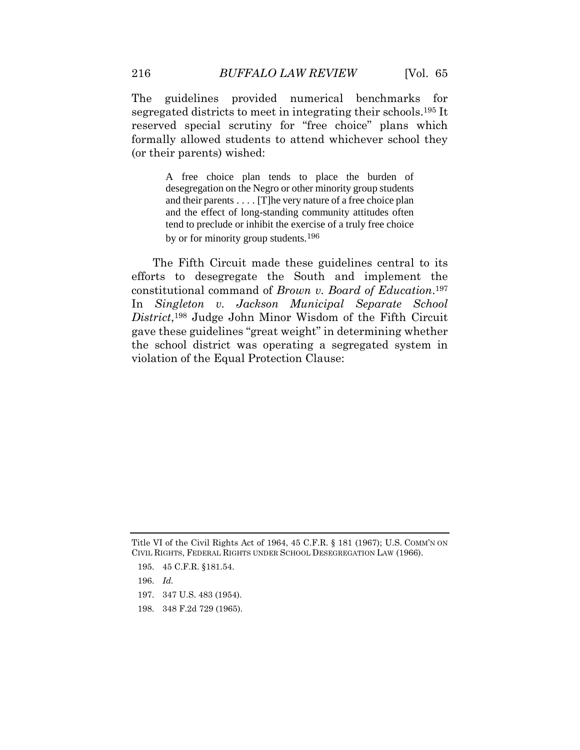The guidelines provided numerical benchmarks for segregated districts to meet in integrating their schools.[195] It reserved special scrutiny for "free choice" plans which formally allowed students to attend whichever school they (or their parents) wished:

> A free choice plan tends to place the burden of desegregation on the Negro or other minority group students and their parents . . . . [T]he very nature of a free choice plan and the effect of long-standing community attitudes often tend to preclude or inhibit the exercise of a truly free choice by or for minority group students.[196]

The Fifth Circuit made these guidelines central to its efforts to desegregate the South and implement the constitutional command of *Brown v. Board of Education*.[197] In *Singleton v. Jackson Municipal Separate School District*,[198] Judge John Minor Wisdom of the Fifth Circuit gave these guidelines "great weight" in determining whether the school district was operating a segregated system in violation of the Equal Protection Clause:

---

Title VI of the Civil Rights Act of 1964, 45 C.F.R. § 181 (1967); U.S. COMM'N ON CIVIL RIGHTS, FEDERAL RIGHTS UNDER SCHOOL DESEGREGATION LAW (1966).

195. 45 C.F.R. §181.54.

196. *Id.*

197. 347 U.S. 483 (1954).

198. 348 F.2d 729 (1965).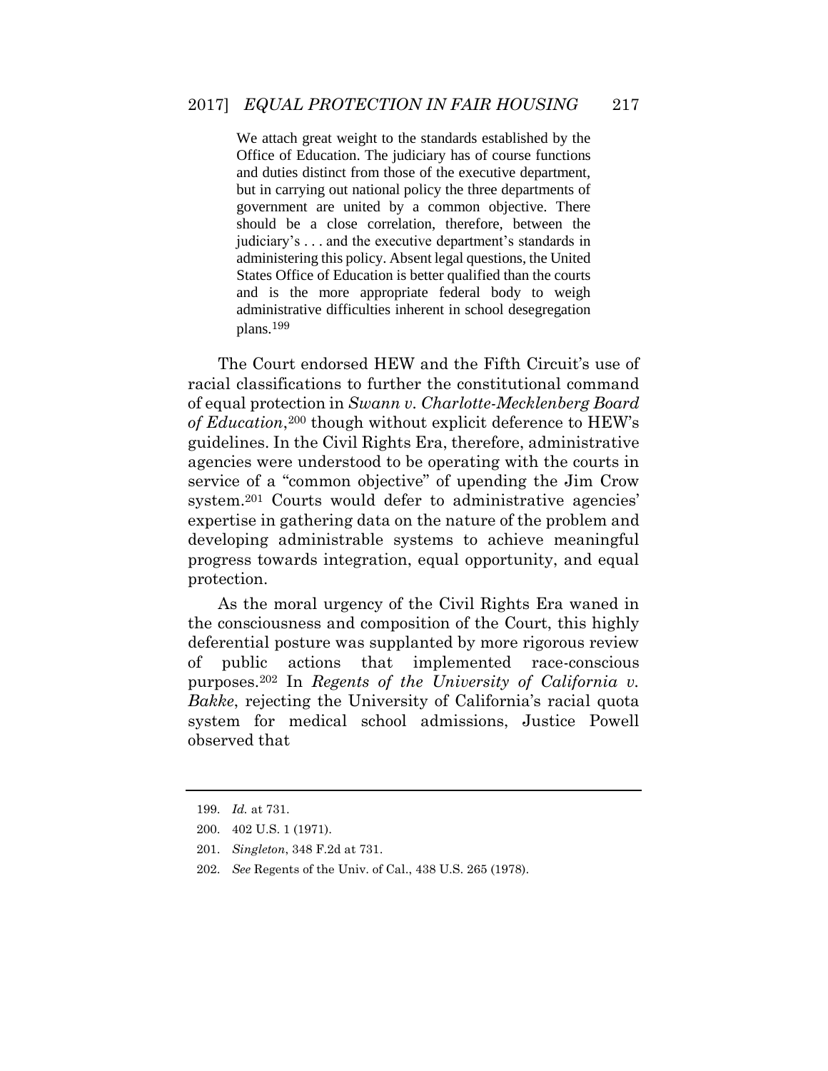> We attach great weight to the standards established by the Office of Education. The judiciary has of course functions and duties distinct from those of the executive department, but in carrying out national policy the three departments of government are united by a common objective. There should be a close correlation, therefore, between the judiciary's . . . and the executive department's standards in administering this policy. Absent legal questions, the United States Office of Education is better qualified than the courts and is the more appropriate federal body to weigh administrative difficulties inherent in school desegregation plans.[199]

The Court endorsed HEW and the Fifth Circuit's use of racial classifications to further the constitutional command of equal protection in *Swann v. Charlotte-Mecklenberg Board of Education*,[200] though without explicit deference to HEW's guidelines. In the Civil Rights Era, therefore, administrative agencies were understood to be operating with the courts in service of a "common objective" of upending the Jim Crow system.[201] Courts would defer to administrative agencies' expertise in gathering data on the nature of the problem and developing administrable systems to achieve meaningful progress towards integration, equal opportunity, and equal protection.

As the moral urgency of the Civil Rights Era waned in the consciousness and composition of the Court, this highly deferential posture was supplanted by more rigorous review of public actions that implemented race-conscious purposes.[202] In *Regents of the University of California v. Bakke*, rejecting the University of California's racial quota system for medical school admissions, Justice Powell observed that

---

199. *Id.* at 731.

200. 402 U.S. 1 (1971).

201. *Singleton*, 348 F.2d at 731.

202. *See* Regents of the Univ. of Cal., 438 U.S. 265 (1978).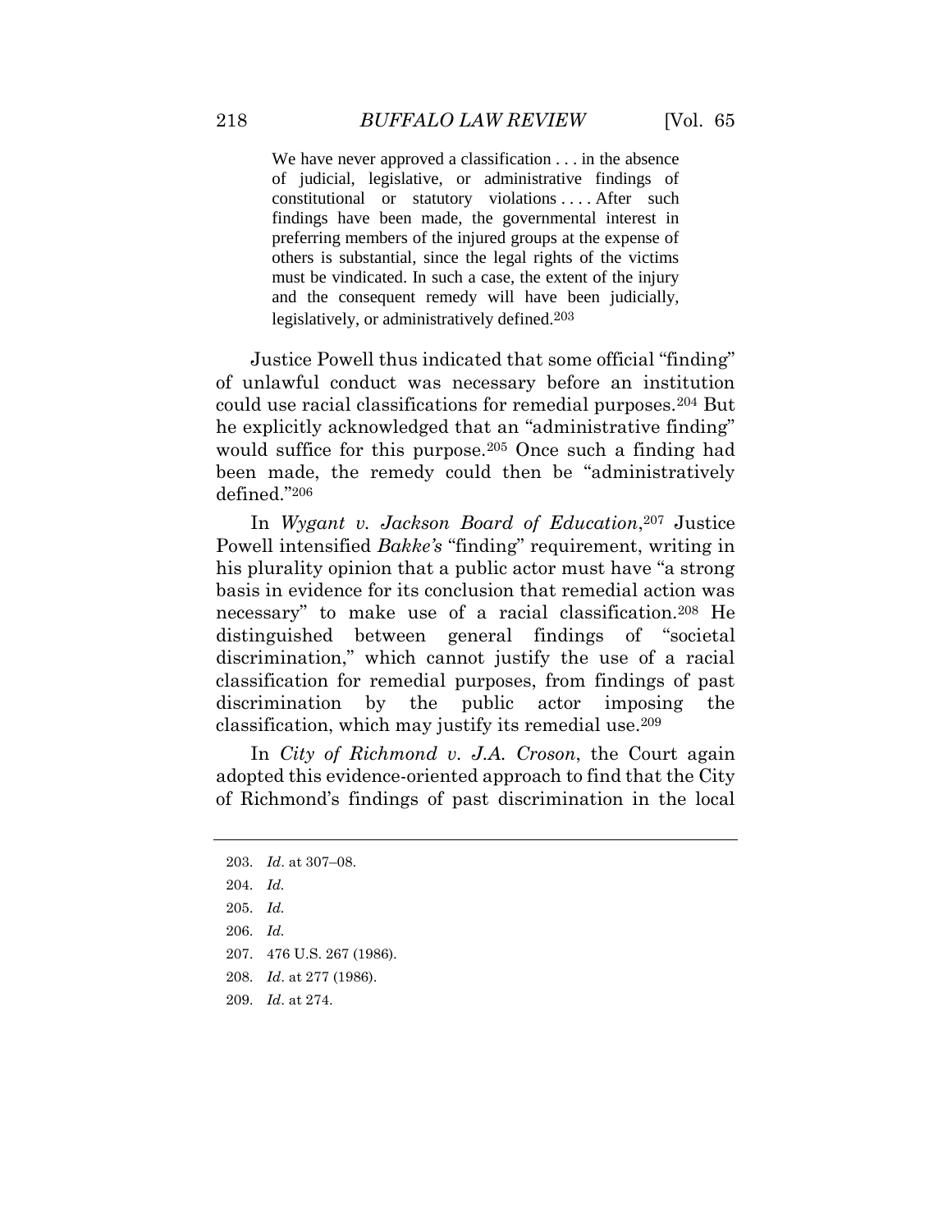> We have never approved a classification . . . in the absence of judicial, legislative, or administrative findings of constitutional or statutory violations . . . . After such findings have been made, the governmental interest in preferring members of the injured groups at the expense of others is substantial, since the legal rights of the victims must be vindicated. In such a case, the extent of the injury and the consequent remedy will have been judicially, legislatively, or administratively defined.[203]

Justice Powell thus indicated that some official "finding" of unlawful conduct was necessary before an institution could use racial classifications for remedial purposes.[204] But he explicitly acknowledged that an "administrative finding" would suffice for this purpose.[205] Once such a finding had been made, the remedy could then be "administratively defined."[206]

In *Wygant v. Jackson Board of Education*,[207] Justice Powell intensified *Bakke's* "finding" requirement, writing in his plurality opinion that a public actor must have "a strong basis in evidence for its conclusion that remedial action was necessary" to make use of a racial classification.[208] He distinguished between general findings of "societal discrimination," which cannot justify the use of a racial classification for remedial purposes, from findings of past discrimination by the public actor imposing the classification, which may justify its remedial use.[209]

In *City of Richmond v. J.A. Croson*, the Court again adopted this evidence-oriented approach to find that the City of Richmond's findings of past discrimination in the local

---

203. *Id*. at 307–08.

204. *Id.*

205. *Id.*

206. *Id.*

207. 476 U.S. 267 (1986).

208. *Id*. at 277 (1986).

209. *Id*. at 274.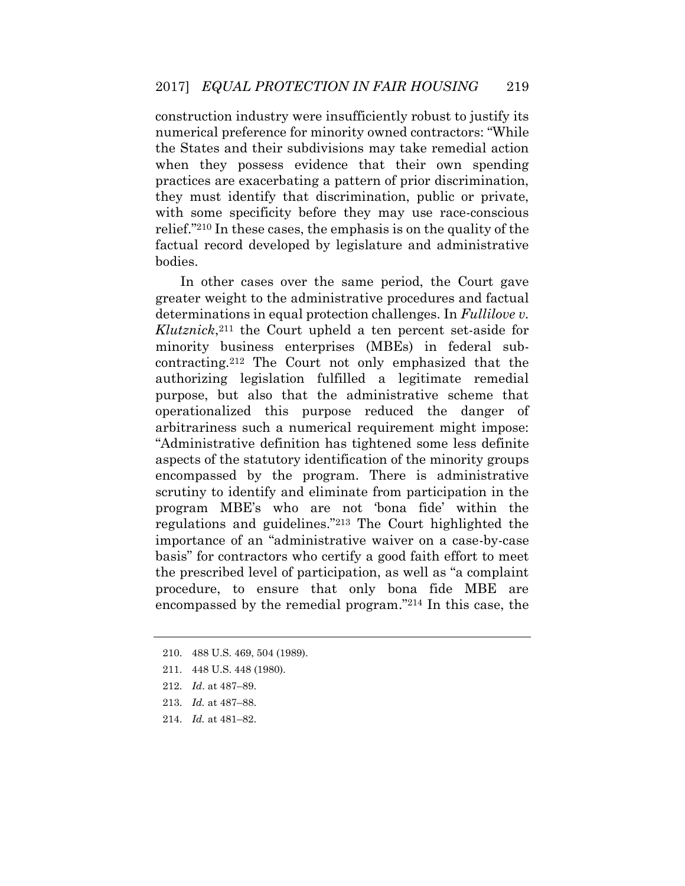construction industry were insufficiently robust to justify its numerical preference for minority owned contractors: "While the States and their subdivisions may take remedial action when they possess evidence that their own spending practices are exacerbating a pattern of prior discrimination, they must identify that discrimination, public or private, with some specificity before they may use race-conscious relief."[210] In these cases, the emphasis is on the quality of the factual record developed by legislature and administrative bodies.

In other cases over the same period, the Court gave greater weight to the administrative procedures and factual determinations in equal protection challenges. In *Fullilove v. Klutznick*,[211] the Court upheld a ten percent set-aside for minority business enterprises (MBEs) in federal sub-contracting.[212] The Court not only emphasized that the authorizing legislation fulfilled a legitimate remedial purpose, but also that the administrative scheme that operationalized this purpose reduced the danger of arbitrariness such a numerical requirement might impose: "Administrative definition has tightened some less definite aspects of the statutory identification of the minority groups encompassed by the program. There is administrative scrutiny to identify and eliminate from participation in the program MBE's who are not 'bona fide' within the regulations and guidelines."[213] The Court highlighted the importance of an "administrative waiver on a case-by-case basis" for contractors who certify a good faith effort to meet the prescribed level of participation, as well as "a complaint procedure, to ensure that only bona fide MBE are encompassed by the remedial program."[214] In this case, the

---

210. 488 U.S. 469, 504 (1989).

211. 448 U.S. 448 (1980).

212. *Id*. at 487–89.

213. *Id.* at 487–88.

214. *Id.* at 481–82.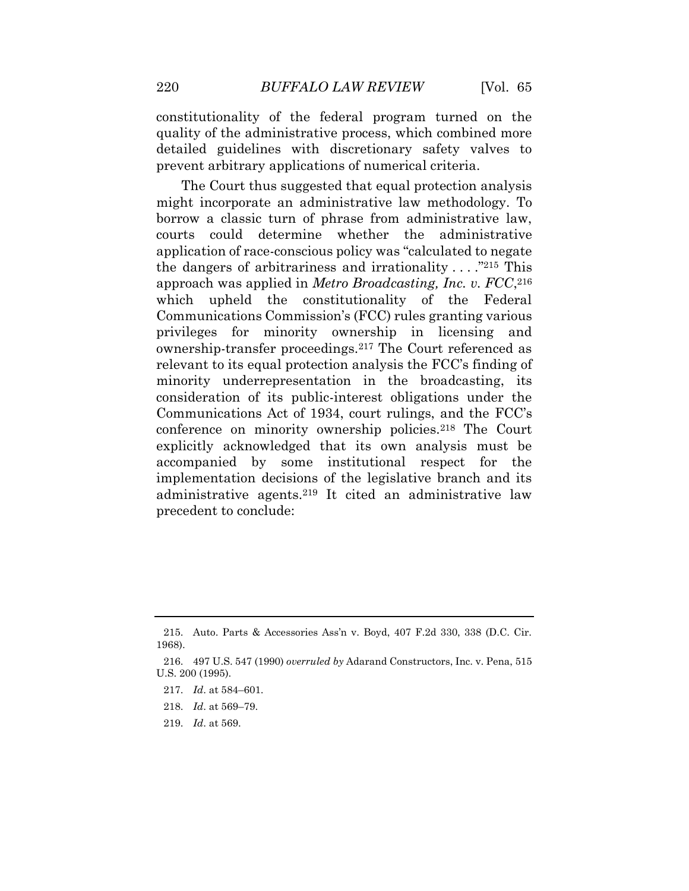constitutionality of the federal program turned on the quality of the administrative process, which combined more detailed guidelines with discretionary safety valves to prevent arbitrary applications of numerical criteria.

The Court thus suggested that equal protection analysis might incorporate an administrative law methodology. To borrow a classic turn of phrase from administrative law, courts could determine whether the administrative application of race-conscious policy was "calculated to negate the dangers of arbitrariness and irrationality . . . ."[215] This approach was applied in *Metro Broadcasting, Inc. v. FCC*,[216] which upheld the constitutionality of the Federal Communications Commission's (FCC) rules granting various privileges for minority ownership in licensing and ownership-transfer proceedings.[217] The Court referenced as relevant to its equal protection analysis the FCC's finding of minority underrepresentation in the broadcasting, its consideration of its public-interest obligations under the Communications Act of 1934, court rulings, and the FCC's conference on minority ownership policies.[218] The Court explicitly acknowledged that its own analysis must be accompanied by some institutional respect for the implementation decisions of the legislative branch and its administrative agents.[219] It cited an administrative law precedent to conclude:

---

215. Auto. Parts & Accessories Ass'n v. Boyd, 407 F.2d 330, 338 (D.C. Cir. 1968).

216. 497 U.S. 547 (1990) *overruled by* Adarand Constructors, Inc. v. Pena, 515 U.S. 200 (1995).

217. *Id*. at 584–601.

218. *Id*. at 569–79.

219. *Id*. at 569.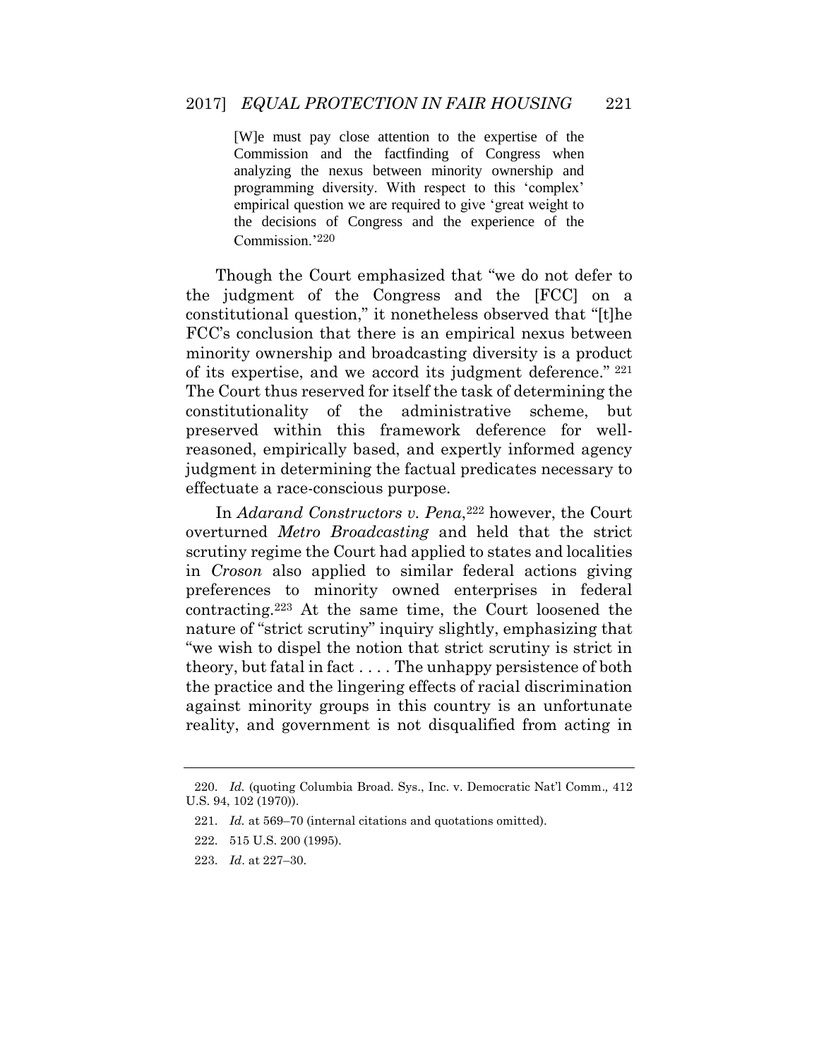> [W]e must pay close attention to the expertise of the Commission and the factfinding of Congress when analyzing the nexus between minority ownership and programming diversity. With respect to this 'complex' empirical question we are required to give 'great weight to the decisions of Congress and the experience of the Commission.'[220]

Though the Court emphasized that "we do not defer to the judgment of the Congress and the [FCC] on a constitutional question," it nonetheless observed that "[t]he FCC's conclusion that there is an empirical nexus between minority ownership and broadcasting diversity is a product of its expertise, and we accord its judgment deference."[221] The Court thus reserved for itself the task of determining the constitutionality of the administrative scheme, but preserved within this framework deference for well-reasoned, empirically based, and expertly informed agency judgment in determining the factual predicates necessary to effectuate a race-conscious purpose.

In *Adarand Constructors v. Pena*,[222] however, the Court overturned *Metro Broadcasting* and held that the strict scrutiny regime the Court had applied to states and localities in *Croson* also applied to similar federal actions giving preferences to minority owned enterprises in federal contracting.[223] At the same time, the Court loosened the nature of "strict scrutiny" inquiry slightly, emphasizing that "we wish to dispel the notion that strict scrutiny is strict in theory, but fatal in fact . . . . The unhappy persistence of both the practice and the lingering effects of racial discrimination against minority groups in this country is an unfortunate reality, and government is not disqualified from acting in

---

220. *Id.* (quoting Columbia Broad. Sys., Inc. v. Democratic Nat'l Comm., 412 U.S. 94, 102 (1970)).

221. *Id.* at 569–70 (internal citations and quotations omitted).

222. 515 U.S. 200 (1995).

223. *Id*. at 227–30.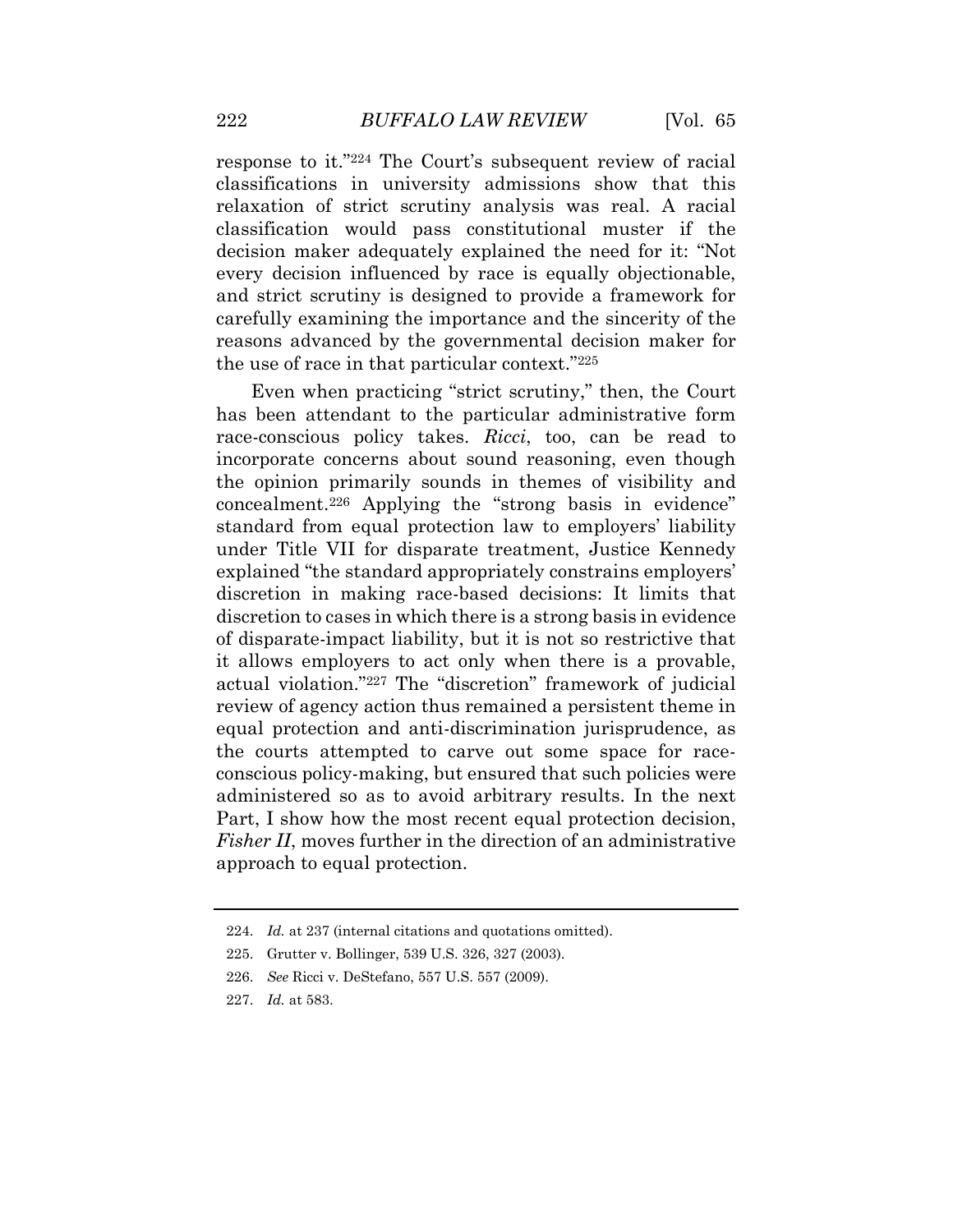response to it."[224] The Court's subsequent review of racial classifications in university admissions show that this relaxation of strict scrutiny analysis was real. A racial classification would pass constitutional muster if the decision maker adequately explained the need for it: "Not every decision influenced by race is equally objectionable, and strict scrutiny is designed to provide a framework for carefully examining the importance and the sincerity of the reasons advanced by the governmental decision maker for the use of race in that particular context."[225]

Even when practicing "strict scrutiny," then, the Court has been attendant to the particular administrative form race-conscious policy takes. *Ricci*, too, can be read to incorporate concerns about sound reasoning, even though the opinion primarily sounds in themes of visibility and concealment.[226] Applying the "strong basis in evidence" standard from equal protection law to employers' liability under Title VII for disparate treatment, Justice Kennedy explained "the standard appropriately constrains employers' discretion in making race-based decisions: It limits that discretion to cases in which there is a strong basis in evidence of disparate-impact liability, but it is not so restrictive that it allows employers to act only when there is a provable, actual violation."[227] The "discretion" framework of judicial review of agency action thus remained a persistent theme in equal protection and anti-discrimination jurisprudence, as the courts attempted to carve out some space for race-conscious policy-making, but ensured that such policies were administered so as to avoid arbitrary results. In the next Part, I show how the most recent equal protection decision, *Fisher II*, moves further in the direction of an administrative approach to equal protection.

---

224. *Id.* at 237 (internal citations and quotations omitted).

225. Grutter v. Bollinger, 539 U.S. 326, 327 (2003).

226. *See* Ricci v. DeStefano, 557 U.S. 557 (2009).

227. *Id.* at 583.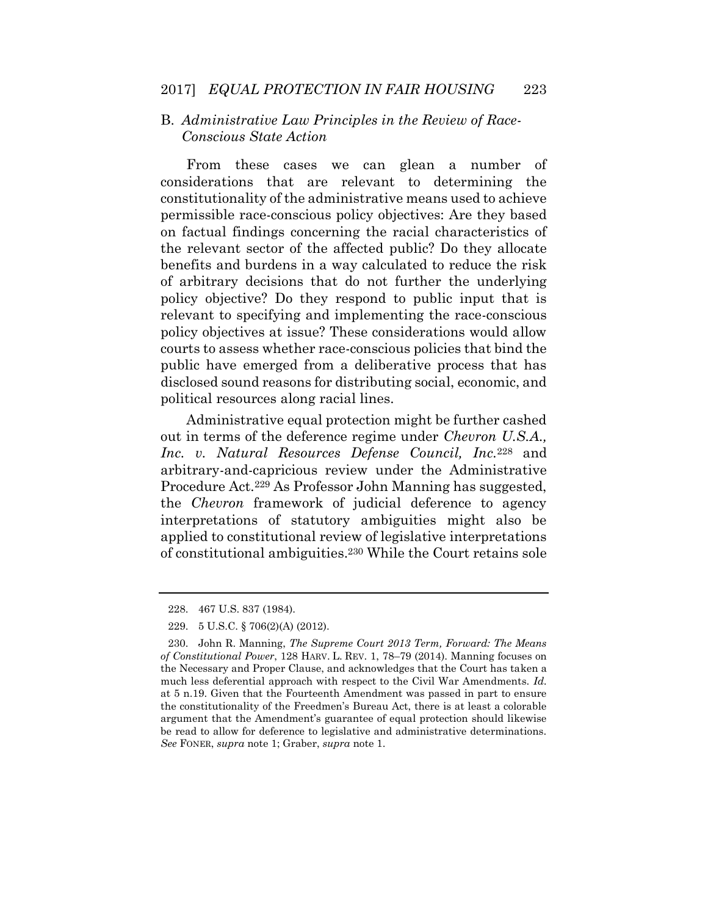### B. *Administrative Law Principles in the Review of Race-Conscious State Action*

From these cases we can glean a number of considerations that are relevant to determining the constitutionality of the administrative means used to achieve permissible race-conscious policy objectives: Are they based on factual findings concerning the racial characteristics of the relevant sector of the affected public? Do they allocate benefits and burdens in a way calculated to reduce the risk of arbitrary decisions that do not further the underlying policy objective? Do they respond to public input that is relevant to specifying and implementing the race-conscious policy objectives at issue? These considerations would allow courts to assess whether race-conscious policies that bind the public have emerged from a deliberative process that has disclosed sound reasons for distributing social, economic, and political resources along racial lines.

Administrative equal protection might be further cashed out in terms of the deference regime under *Chevron U.S.A., Inc. v. Natural Resources Defense Council, Inc.*[228] and arbitrary-and-capricious review under the Administrative Procedure Act.[229] As Professor John Manning has suggested, the *Chevron* framework of judicial deference to agency interpretations of statutory ambiguities might also be applied to constitutional review of legislative interpretations of constitutional ambiguities.[230] While the Court retains sole

---

228. 467 U.S. 837 (1984).

229. 5 U.S.C. § 706(2)(A) (2012).

230. John R. Manning, *The Supreme Court 2013 Term, Forward: The Means of Constitutional Power*, 128 HARV. L. REV. 1, 78–79 (2014). Manning focuses on the Necessary and Proper Clause, and acknowledges that the Court has taken a much less deferential approach with respect to the Civil War Amendments. *Id.* at 5 n.19. Given that the Fourteenth Amendment was passed in part to ensure the constitutionality of the Freedmen's Bureau Act, there is at least a colorable argument that the Amendment's guarantee of equal protection should likewise be read to allow for deference to legislative and administrative determinations. *See* FONER, *supra* note 1; Graber, *supra* note 1.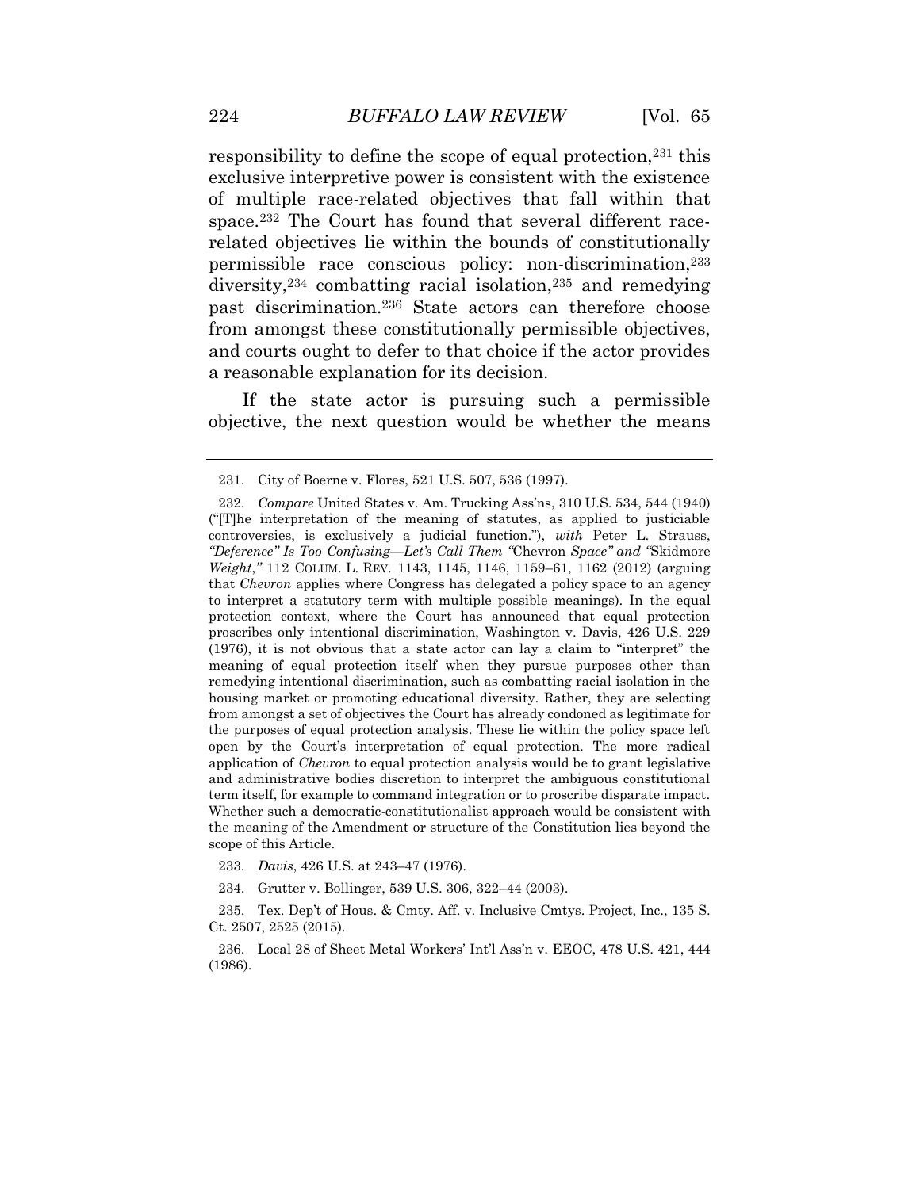responsibility to define the scope of equal protection,[231] this exclusive interpretive power is consistent with the existence of multiple race-related objectives that fall within that space.[232] The Court has found that several different race-related objectives lie within the bounds of constitutionally permissible race conscious policy: non-discrimination,[233] diversity,[234] combatting racial isolation,[235] and remedying past discrimination.[236] State actors can therefore choose from amongst these constitutionally permissible objectives, and courts ought to defer to that choice if the actor provides a reasonable explanation for its decision.

If the state actor is pursuing such a permissible objective, the next question would be whether the means

---

231. City of Boerne v. Flores, 521 U.S. 507, 536 (1997).

232. *Compare* United States v. Am. Trucking Ass'ns, 310 U.S. 534, 544 (1940) ("[T]he interpretation of the meaning of statutes, as applied to justiciable controversies, is exclusively a judicial function."), *with* Peter L. Strauss, *"Deference" Is Too Confusing—Let's Call Them "*Chevron *Space" and "*Skidmore *Weight*,*"* 112 COLUM. L. REV. 1143, 1145, 1146, 1159–61, 1162 (2012) (arguing that *Chevron* applies where Congress has delegated a policy space to an agency to interpret a statutory term with multiple possible meanings). In the equal protection context, where the Court has announced that equal protection proscribes only intentional discrimination, Washington v. Davis, 426 U.S. 229 (1976), it is not obvious that a state actor can lay a claim to "interpret" the meaning of equal protection itself when they pursue purposes other than remedying intentional discrimination, such as combatting racial isolation in the housing market or promoting educational diversity. Rather, they are selecting from amongst a set of objectives the Court has already condoned as legitimate for the purposes of equal protection analysis. These lie within the policy space left open by the Court's interpretation of equal protection. The more radical application of *Chevron* to equal protection analysis would be to grant legislative and administrative bodies discretion to interpret the ambiguous constitutional term itself, for example to command integration or to proscribe disparate impact. Whether such a democratic-constitutionalist approach would be consistent with the meaning of the Amendment or structure of the Constitution lies beyond the scope of this Article.

233. *Davis*, 426 U.S. at 243–47 (1976).

234. Grutter v. Bollinger, 539 U.S. 306, 322–44 (2003).

235. Tex. Dep't of Hous. & Cmty. Aff. v. Inclusive Cmtys. Project, Inc., 135 S. Ct. 2507, 2525 (2015).

236. Local 28 of Sheet Metal Workers' Int'l Ass'n v. EEOC, 478 U.S. 421, 444 (1986).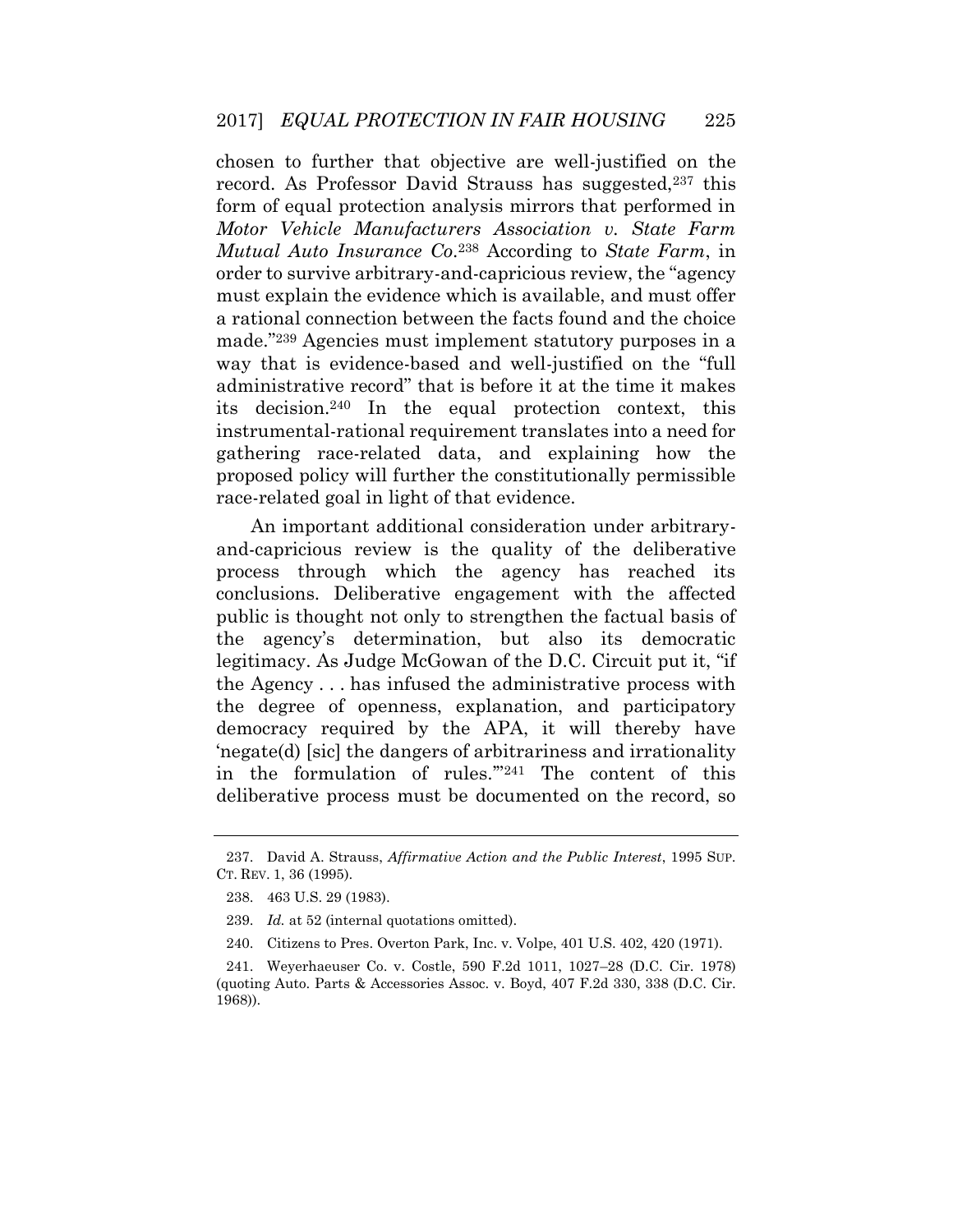chosen to further that objective are well-justified on the record. As Professor David Strauss has suggested,[237] this form of equal protection analysis mirrors that performed in *Motor Vehicle Manufacturers Association v. State Farm Mutual Auto Insurance Co.*[238] According to *State Farm*, in order to survive arbitrary-and-capricious review, the "agency must explain the evidence which is available, and must offer a rational connection between the facts found and the choice made."[239] Agencies must implement statutory purposes in a way that is evidence-based and well-justified on the "full administrative record" that is before it at the time it makes its decision.[240] In the equal protection context, this instrumental-rational requirement translates into a need for gathering race-related data, and explaining how the proposed policy will further the constitutionally permissible race-related goal in light of that evidence.

An important additional consideration under arbitrary-and-capricious review is the quality of the deliberative process through which the agency has reached its conclusions. Deliberative engagement with the affected public is thought not only to strengthen the factual basis of the agency's determination, but also its democratic legitimacy. As Judge McGowan of the D.C. Circuit put it, "if the Agency . . . has infused the administrative process with the degree of openness, explanation, and participatory democracy required by the APA, it will thereby have 'negate(d) [sic] the dangers of arbitrariness and irrationality in the formulation of rules.'"[241] The content of this deliberative process must be documented on the record, so

---

237. David A. Strauss, *Affirmative Action and the Public Interest*, 1995 SUP. CT. REV. 1, 36 (1995).

238. 463 U.S. 29 (1983).

239. *Id.* at 52 (internal quotations omitted).

240. Citizens to Pres. Overton Park, Inc. v. Volpe, 401 U.S. 402, 420 (1971).

241. Weyerhaeuser Co. v. Costle, 590 F.2d 1011, 1027–28 (D.C. Cir. 1978) (quoting Auto. Parts & Accessories Assoc. v. Boyd, 407 F.2d 330, 338 (D.C. Cir. 1968)).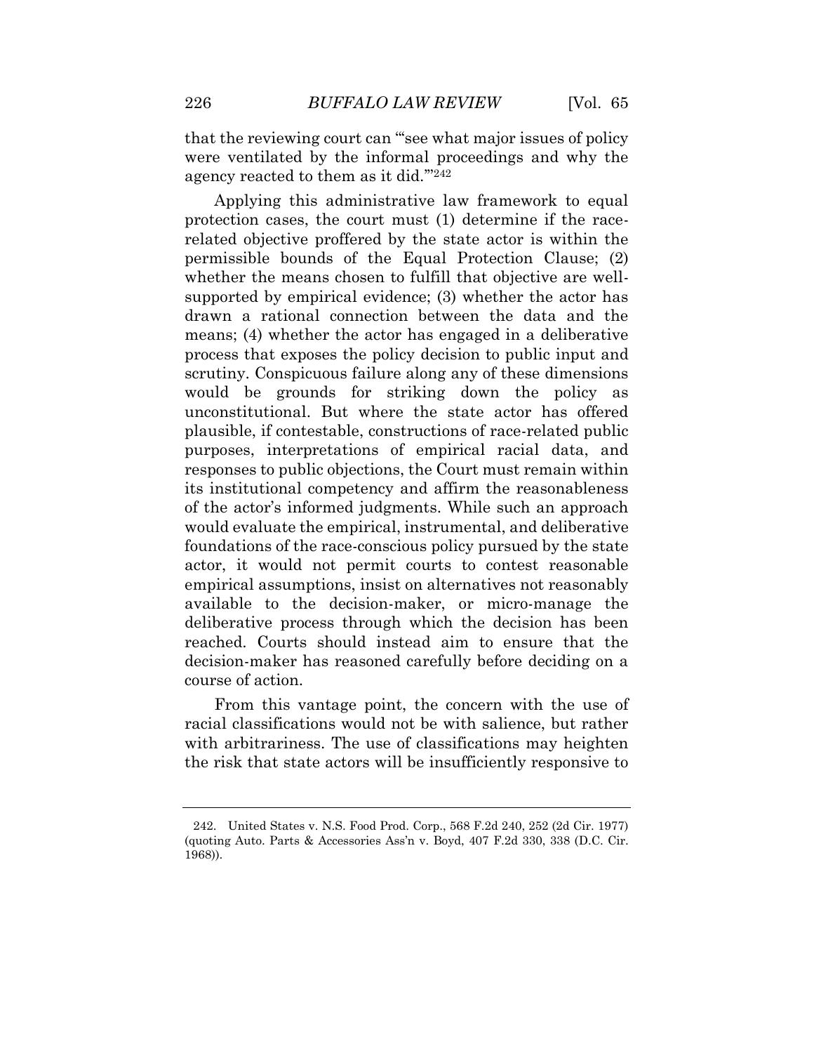that the reviewing court can "'see what major issues of policy were ventilated by the informal proceedings and why the agency reacted to them as it did.'"[242]

Applying this administrative law framework to equal protection cases, the court must (1) determine if the race-related objective proffered by the state actor is within the permissible bounds of the Equal Protection Clause; (2) whether the means chosen to fulfill that objective are well-supported by empirical evidence; (3) whether the actor has drawn a rational connection between the data and the means; (4) whether the actor has engaged in a deliberative process that exposes the policy decision to public input and scrutiny. Conspicuous failure along any of these dimensions would be grounds for striking down the policy as unconstitutional. But where the state actor has offered plausible, if contestable, constructions of race-related public purposes, interpretations of empirical racial data, and responses to public objections, the Court must remain within its institutional competency and affirm the reasonableness of the actor's informed judgments. While such an approach would evaluate the empirical, instrumental, and deliberative foundations of the race-conscious policy pursued by the state actor, it would not permit courts to contest reasonable empirical assumptions, insist on alternatives not reasonably available to the decision-maker, or micro-manage the deliberative process through which the decision has been reached. Courts should instead aim to ensure that the decision-maker has reasoned carefully before deciding on a course of action.

From this vantage point, the concern with the use of racial classifications would not be with salience, but rather with arbitrariness. The use of classifications may heighten the risk that state actors will be insufficiently responsive to

---

242. United States v. N.S. Food Prod. Corp., 568 F.2d 240, 252 (2d Cir. 1977) (quoting Auto. Parts & Accessories Ass'n v. Boyd, 407 F.2d 330, 338 (D.C. Cir. 1968)).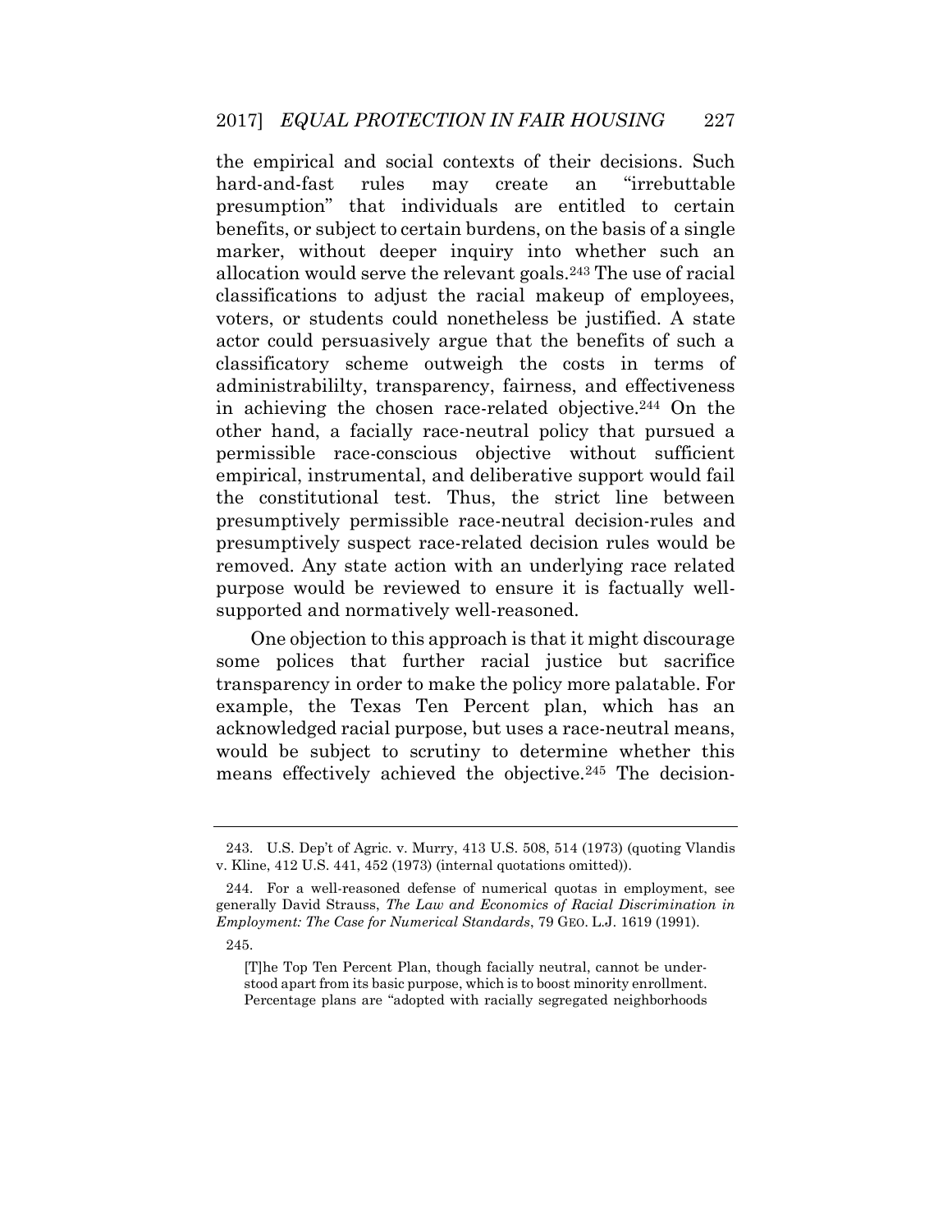the empirical and social contexts of their decisions. Such hard-and-fast rules may create an "irrebuttable presumption" that individuals are entitled to certain benefits, or subject to certain burdens, on the basis of a single marker, without deeper inquiry into whether such an allocation would serve the relevant goals.[243] The use of racial classifications to adjust the racial makeup of employees, voters, or students could nonetheless be justified. A state actor could persuasively argue that the benefits of such a classificatory scheme outweigh the costs in terms of administrabililty, transparency, fairness, and effectiveness in achieving the chosen race-related objective.[244] On the other hand, a facially race-neutral policy that pursued a permissible race-conscious objective without sufficient empirical, instrumental, and deliberative support would fail the constitutional test. Thus, the strict line between presumptively permissible race-neutral decision-rules and presumptively suspect race-related decision rules would be removed. Any state action with an underlying race related purpose would be reviewed to ensure it is factually well-supported and normatively well-reasoned.

One objection to this approach is that it might discourage some polices that further racial justice but sacrifice transparency in order to make the policy more palatable. For example, the Texas Ten Percent plan, which has an acknowledged racial purpose, but uses a race-neutral means, would be subject to scrutiny to determine whether this means effectively achieved the objective.[245] The decision-

---

243. U.S. Dep't of Agric. v. Murry, 413 U.S. 508, 514 (1973) (quoting Vlandis v. Kline, 412 U.S. 441, 452 (1973) (internal quotations omitted)).

244. For a well-reasoned defense of numerical quotas in employment, see generally David Strauss, *The Law and Economics of Racial Discrimination in Employment: The Case for Numerical Standards*, 79 GEO. L.J. 1619 (1991).

245.

> [T]he Top Ten Percent Plan, though facially neutral, cannot be understood apart from its basic purpose, which is to boost minority enrollment. Percentage plans are "adopted with racially segregated neighborhoods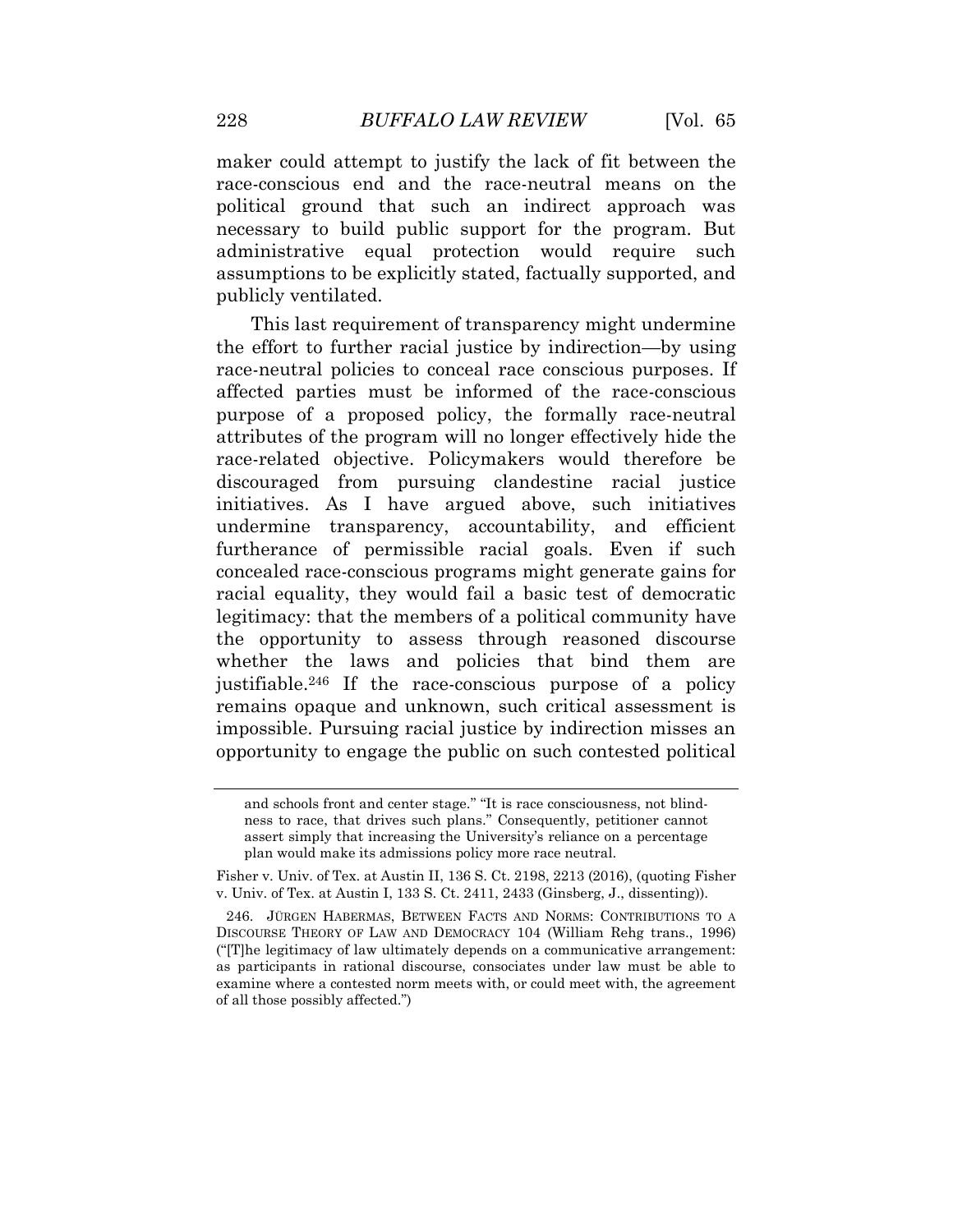maker could attempt to justify the lack of fit between the race-conscious end and the race-neutral means on the political ground that such an indirect approach was necessary to build public support for the program. But administrative equal protection would require such assumptions to be explicitly stated, factually supported, and publicly ventilated.

This last requirement of transparency might undermine the effort to further racial justice by indirection—by using race-neutral policies to conceal race conscious purposes. If affected parties must be informed of the race-conscious purpose of a proposed policy, the formally race-neutral attributes of the program will no longer effectively hide the race-related objective. Policymakers would therefore be discouraged from pursuing clandestine racial justice initiatives. As I have argued above, such initiatives undermine transparency, accountability, and efficient furtherance of permissible racial goals. Even if such concealed race-conscious programs might generate gains for racial equality, they would fail a basic test of democratic legitimacy: that the members of a political community have the opportunity to assess through reasoned discourse whether the laws and policies that bind them are justifiable.[246] If the race-conscious purpose of a policy remains opaque and unknown, such critical assessment is impossible. Pursuing racial justice by indirection misses an opportunity to engage the public on such contested political

---

and schools front and center stage." "It is race consciousness, not blindness to race, that drives such plans." Consequently, petitioner cannot assert simply that increasing the University's reliance on a percentage plan would make its admissions policy more race neutral.

Fisher v. Univ. of Tex. at Austin II, 136 S. Ct. 2198, 2213 (2016), (quoting Fisher v. Univ. of Tex. at Austin I, 133 S. Ct. 2411, 2433 (Ginsberg, J., dissenting)).

246. JÜRGEN HABERMAS, BETWEEN FACTS AND NORMS: CONTRIBUTIONS TO A DISCOURSE THEORY OF LAW AND DEMOCRACY 104 (William Rehg trans., 1996) ("[T]he legitimacy of law ultimately depends on a communicative arrangement: as participants in rational discourse, consociates under law must be able to examine where a contested norm meets with, or could meet with, the agreement of all those possibly affected.")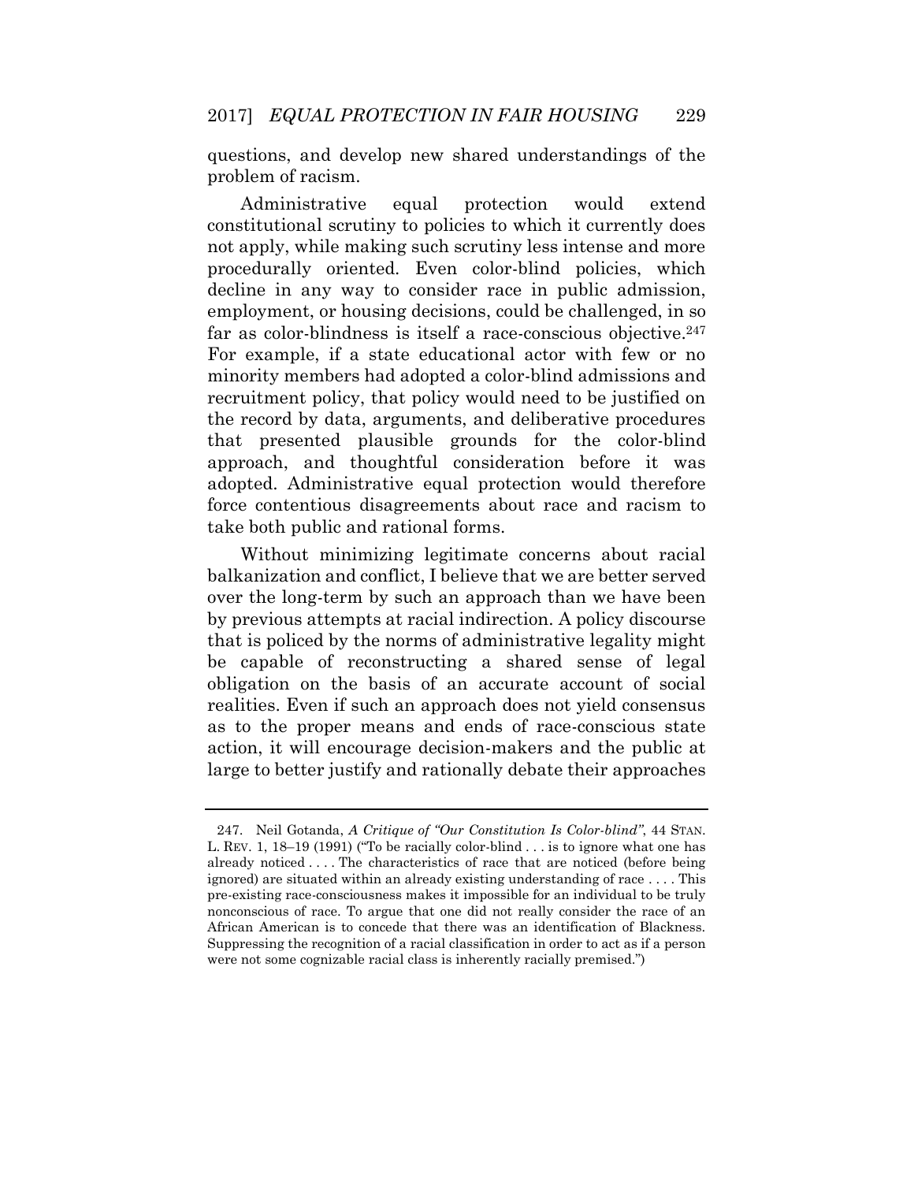questions, and develop new shared understandings of the problem of racism.

Administrative equal protection would extend constitutional scrutiny to policies to which it currently does not apply, while making such scrutiny less intense and more procedurally oriented. Even color-blind policies, which decline in any way to consider race in public admission, employment, or housing decisions, could be challenged, in so far as color-blindness is itself a race-conscious objective.[247] For example, if a state educational actor with few or no minority members had adopted a color-blind admissions and recruitment policy, that policy would need to be justified on the record by data, arguments, and deliberative procedures that presented plausible grounds for the color-blind approach, and thoughtful consideration before it was adopted. Administrative equal protection would therefore force contentious disagreements about race and racism to take both public and rational forms.

Without minimizing legitimate concerns about racial balkanization and conflict, I believe that we are better served over the long-term by such an approach than we have been by previous attempts at racial indirection. A policy discourse that is policed by the norms of administrative legality might be capable of reconstructing a shared sense of legal obligation on the basis of an accurate account of social realities. Even if such an approach does not yield consensus as to the proper means and ends of race-conscious state action, it will encourage decision-makers and the public at large to better justify and rationally debate their approaches

---

247. Neil Gotanda, *A Critique of "Our Constitution Is Color-blind"*, 44 STAN. L. REV. 1, 18–19 (1991) ("To be racially color-blind . . . is to ignore what one has already noticed . . . . The characteristics of race that are noticed (before being ignored) are situated within an already existing understanding of race . . . . This pre-existing race-consciousness makes it impossible for an individual to be truly nonconscious of race. To argue that one did not really consider the race of an African American is to concede that there was an identification of Blackness. Suppressing the recognition of a racial classification in order to act as if a person were not some cognizable racial class is inherently racially premised.")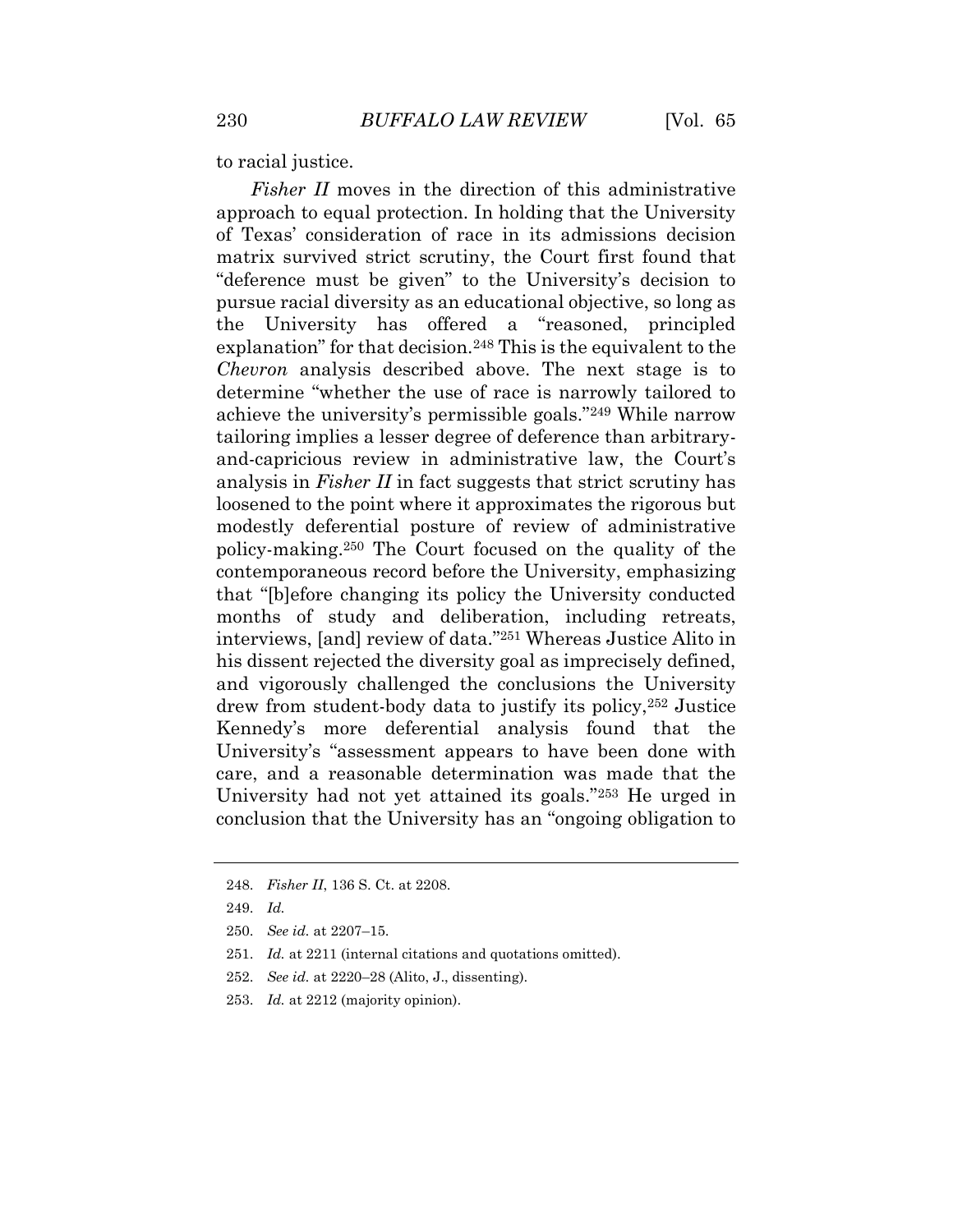to racial justice.

*Fisher II* moves in the direction of this administrative approach to equal protection. In holding that the University of Texas' consideration of race in its admissions decision matrix survived strict scrutiny, the Court first found that "deference must be given" to the University's decision to pursue racial diversity as an educational objective, so long as the University has offered a "reasoned, principled explanation" for that decision.[248] This is the equivalent to the *Chevron* analysis described above. The next stage is to determine "whether the use of race is narrowly tailored to achieve the university's permissible goals."[249] While narrow tailoring implies a lesser degree of deference than arbitrary-and-capricious review in administrative law, the Court's analysis in *Fisher II* in fact suggests that strict scrutiny has loosened to the point where it approximates the rigorous but modestly deferential posture of review of administrative policy-making.[250] The Court focused on the quality of the contemporaneous record before the University, emphasizing that "[b]efore changing its policy the University conducted months of study and deliberation, including retreats, interviews, [and] review of data."[251] Whereas Justice Alito in his dissent rejected the diversity goal as imprecisely defined, and vigorously challenged the conclusions the University drew from student-body data to justify its policy,[252] Justice Kennedy's more deferential analysis found that the University's "assessment appears to have been done with care, and a reasonable determination was made that the University had not yet attained its goals."[253] He urged in conclusion that the University has an "ongoing obligation to

---

248. *Fisher II*, 136 S. Ct. at 2208.

249. *Id.*

250. *See id.* at 2207–15.

251. *Id.* at 2211 (internal citations and quotations omitted).

252. *See id.* at 2220–28 (Alito, J., dissenting).

253. *Id.* at 2212 (majority opinion).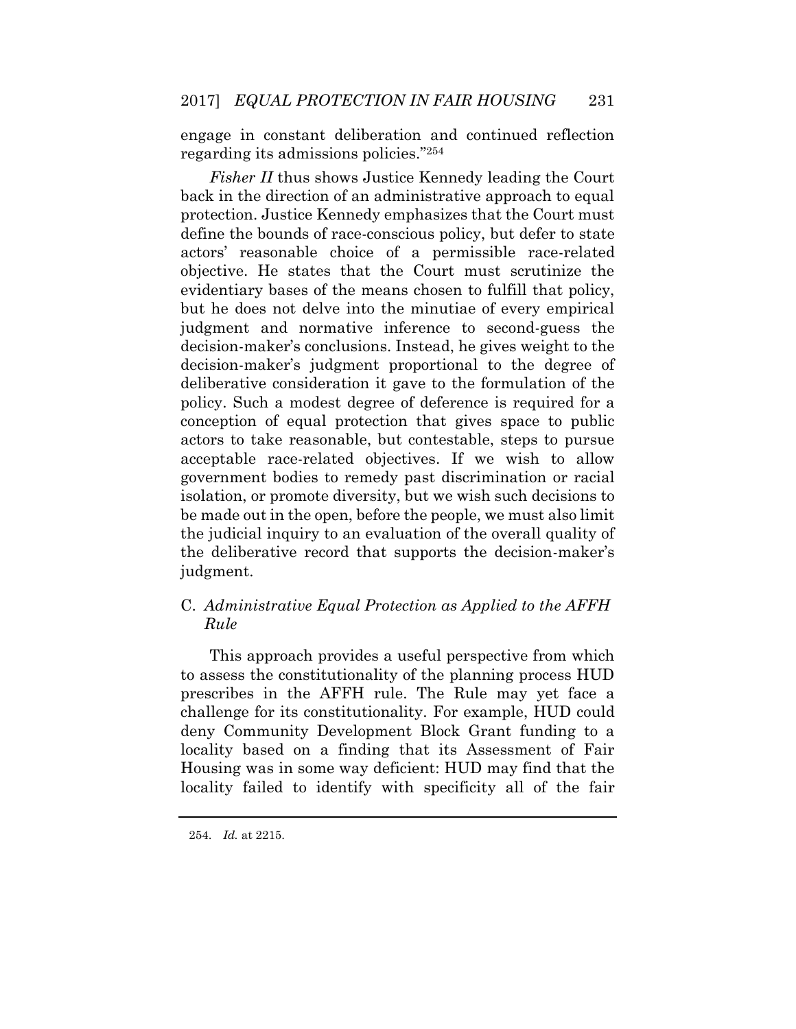engage in constant deliberation and continued reflection regarding its admissions policies."[254]

*Fisher II* thus shows Justice Kennedy leading the Court back in the direction of an administrative approach to equal protection. Justice Kennedy emphasizes that the Court must define the bounds of race-conscious policy, but defer to state actors' reasonable choice of a permissible race-related objective. He states that the Court must scrutinize the evidentiary bases of the means chosen to fulfill that policy, but he does not delve into the minutiae of every empirical judgment and normative inference to second-guess the decision-maker's conclusions. Instead, he gives weight to the decision-maker's judgment proportional to the degree of deliberative consideration it gave to the formulation of the policy. Such a modest degree of deference is required for a conception of equal protection that gives space to public actors to take reasonable, but contestable, steps to pursue acceptable race-related objectives. If we wish to allow government bodies to remedy past discrimination or racial isolation, or promote diversity, but we wish such decisions to be made out in the open, before the people, we must also limit the judicial inquiry to an evaluation of the overall quality of the deliberative record that supports the decision-maker's judgment.

### C. *Administrative Equal Protection as Applied to the AFFH Rule*

This approach provides a useful perspective from which to assess the constitutionality of the planning process HUD prescribes in the AFFH rule. The Rule may yet face a challenge for its constitutionality. For example, HUD could deny Community Development Block Grant funding to a locality based on a finding that its Assessment of Fair Housing was in some way deficient: HUD may find that the locality failed to identify with specificity all of the fair

254. *Id.* at 2215.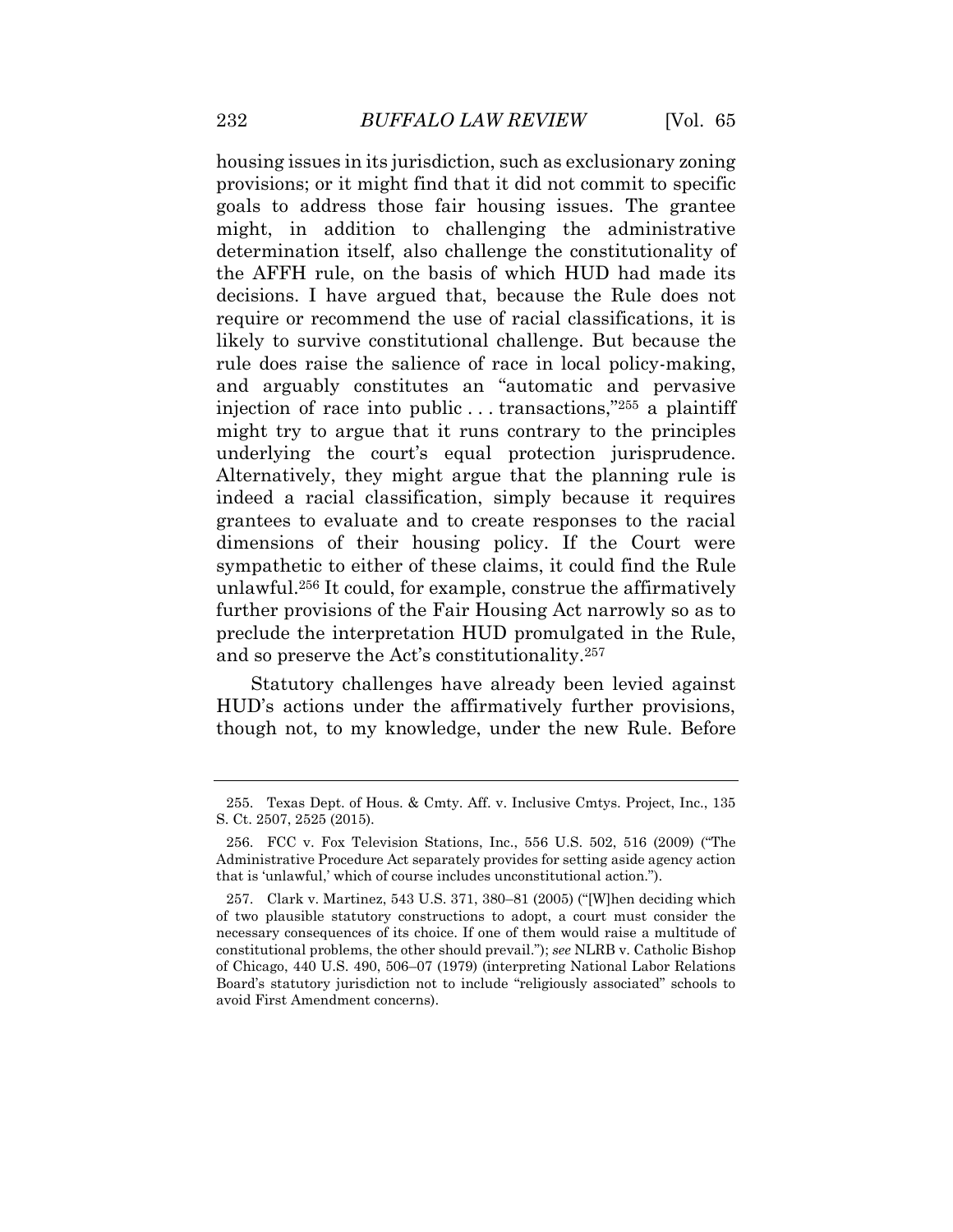housing issues in its jurisdiction, such as exclusionary zoning provisions; or it might find that it did not commit to specific goals to address those fair housing issues. The grantee might, in addition to challenging the administrative determination itself, also challenge the constitutionality of the AFFH rule, on the basis of which HUD had made its decisions. I have argued that, because the Rule does not require or recommend the use of racial classifications, it is likely to survive constitutional challenge. But because the rule does raise the salience of race in local policy-making, and arguably constitutes an "automatic and pervasive injection of race into public . . . transactions,"[255] a plaintiff might try to argue that it runs contrary to the principles underlying the court's equal protection jurisprudence. Alternatively, they might argue that the planning rule is indeed a racial classification, simply because it requires grantees to evaluate and to create responses to the racial dimensions of their housing policy. If the Court were sympathetic to either of these claims, it could find the Rule unlawful.[256] It could, for example, construe the affirmatively further provisions of the Fair Housing Act narrowly so as to preclude the interpretation HUD promulgated in the Rule, and so preserve the Act's constitutionality.[257]

Statutory challenges have already been levied against HUD's actions under the affirmatively further provisions, though not, to my knowledge, under the new Rule. Before

---

255. Texas Dept. of Hous. & Cmty. Aff. v. Inclusive Cmtys. Project, Inc., 135 S. Ct. 2507, 2525 (2015).

256. FCC v. Fox Television Stations, Inc., 556 U.S. 502, 516 (2009) ("The Administrative Procedure Act separately provides for setting aside agency action that is 'unlawful,' which of course includes unconstitutional action.").

257. Clark v. Martinez, 543 U.S. 371, 380–81 (2005) ("[W]hen deciding which of two plausible statutory constructions to adopt, a court must consider the necessary consequences of its choice. If one of them would raise a multitude of constitutional problems, the other should prevail."); *see* NLRB v. Catholic Bishop of Chicago, 440 U.S. 490, 506–07 (1979) (interpreting National Labor Relations Board's statutory jurisdiction not to include "religiously associated" schools to avoid First Amendment concerns).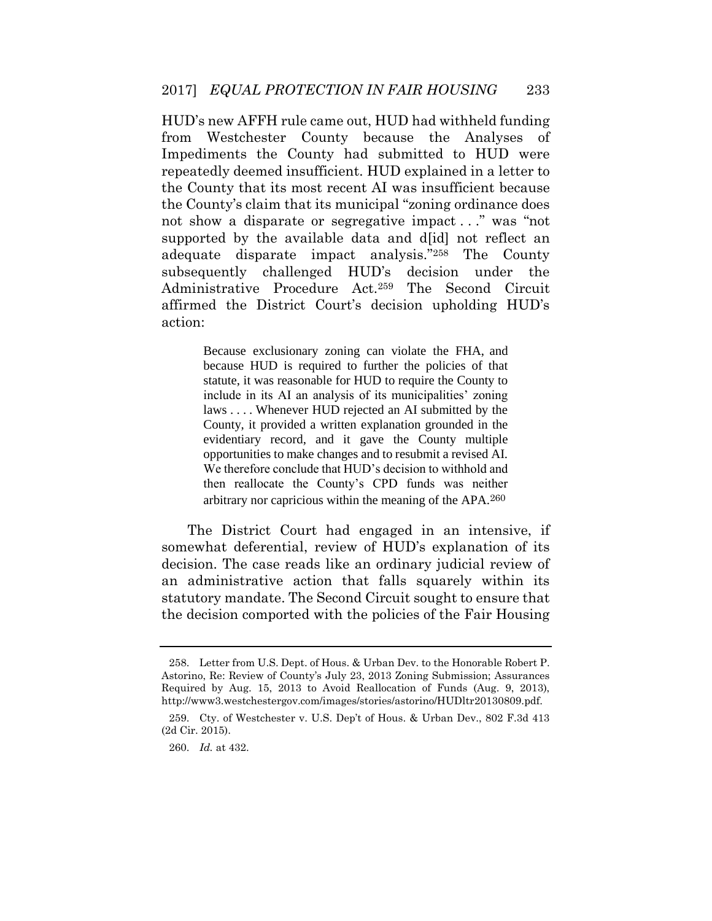HUD's new AFFH rule came out, HUD had withheld funding from Westchester County because the Analyses of Impediments the County had submitted to HUD were repeatedly deemed insufficient. HUD explained in a letter to the County that its most recent AI was insufficient because the County's claim that its municipal "zoning ordinance does not show a disparate or segregative impact . . ." was "not supported by the available data and d[id] not reflect an adequate disparate impact analysis."[258] The County subsequently challenged HUD's decision under the Administrative Procedure Act.[259] The Second Circuit affirmed the District Court's decision upholding HUD's action:

> Because exclusionary zoning can violate the FHA, and because HUD is required to further the policies of that statute, it was reasonable for HUD to require the County to include in its AI an analysis of its municipalities' zoning laws . . . . Whenever HUD rejected an AI submitted by the County, it provided a written explanation grounded in the evidentiary record, and it gave the County multiple opportunities to make changes and to resubmit a revised AI. We therefore conclude that HUD's decision to withhold and then reallocate the County's CPD funds was neither arbitrary nor capricious within the meaning of the APA.[260]

The District Court had engaged in an intensive, if somewhat deferential, review of HUD's explanation of its decision. The case reads like an ordinary judicial review of an administrative action that falls squarely within its statutory mandate. The Second Circuit sought to ensure that the decision comported with the policies of the Fair Housing

---

258. Letter from U.S. Dept. of Hous. & Urban Dev. to the Honorable Robert P. Astorino, Re: Review of County's July 23, 2013 Zoning Submission; Assurances Required by Aug. 15, 2013 to Avoid Reallocation of Funds (Aug. 9, 2013), http://www3.westchestergov.com/images/stories/astorino/HUDltr20130809.pdf.

259. Cty. of Westchester v. U.S. Dep't of Hous. & Urban Dev., 802 F.3d 413 (2d Cir. 2015).

260. *Id.* at 432.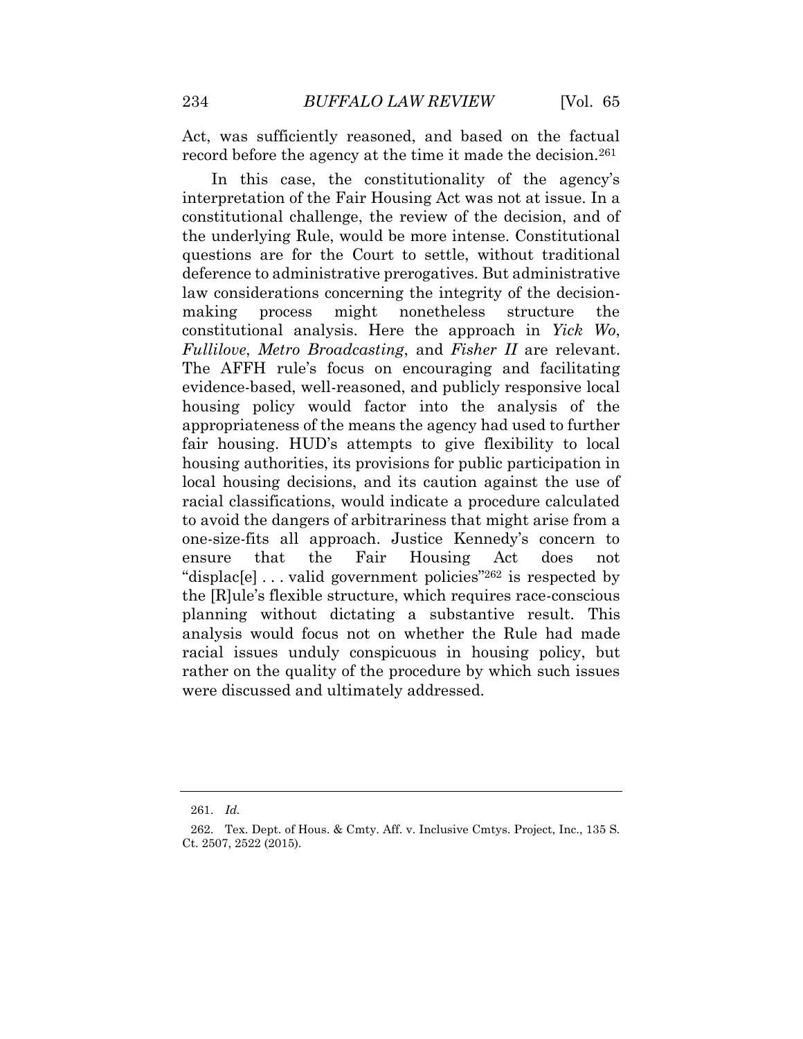Act, was sufficiently reasoned, and based on the factual record before the agency at the time it made the decision.[261]

In this case, the constitutionality of the agency's interpretation of the Fair Housing Act was not at issue. In a constitutional challenge, the review of the decision, and of the underlying Rule, would be more intense. Constitutional questions are for the Court to settle, without traditional deference to administrative prerogatives. But administrative law considerations concerning the integrity of the decision-making process might nonetheless structure the constitutional analysis. Here the approach in *Yick Wo*, *Fullilove*, *Metro Broadcasting*, and *Fisher II* are relevant. The AFFH rule's focus on encouraging and facilitating evidence-based, well-reasoned, and publicly responsive local housing policy would factor into the analysis of the appropriateness of the means the agency had used to further fair housing. HUD's attempts to give flexibility to local housing authorities, its provisions for public participation in local housing decisions, and its caution against the use of racial classifications, would indicate a procedure calculated to avoid the dangers of arbitrariness that might arise from a one-size-fits all approach. Justice Kennedy's concern to ensure that the Fair Housing Act does not "displac[e] . . . valid government policies"[262] is respected by the [R]ule's flexible structure, which requires race-conscious planning without dictating a substantive result. This analysis would focus not on whether the Rule had made racial issues unduly conspicuous in housing policy, but rather on the quality of the procedure by which such issues were discussed and ultimately addressed.

---

261. *Id.*

262. Tex. Dept. of Hous. & Cmty. Aff. v. Inclusive Cmtys. Project, Inc., 135 S. Ct. 2507, 2522 (2015).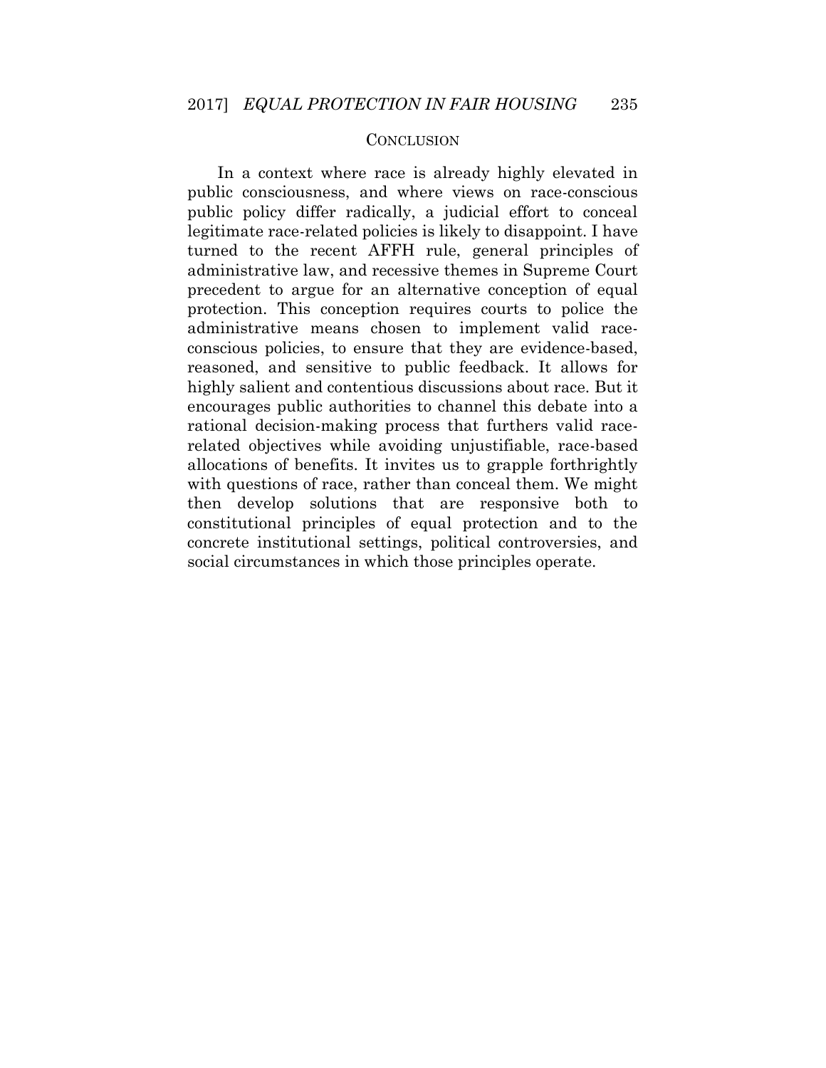## CONCLUSION

In a context where race is already highly elevated in public consciousness, and where views on race-conscious public policy differ radically, a judicial effort to conceal legitimate race-related policies is likely to disappoint. I have turned to the recent AFFH rule, general principles of administrative law, and recessive themes in Supreme Court precedent to argue for an alternative conception of equal protection. This conception requires courts to police the administrative means chosen to implement valid race-conscious policies, to ensure that they are evidence-based, reasoned, and sensitive to public feedback. It allows for highly salient and contentious discussions about race. But it encourages public authorities to channel this debate into a rational decision-making process that furthers valid race-related objectives while avoiding unjustifiable, race-based allocations of benefits. It invites us to grapple forthrightly with questions of race, rather than conceal them. We might then develop solutions that are responsive both to constitutional principles of equal protection and to the concrete institutional settings, political controversies, and social circumstances in which those principles operate.